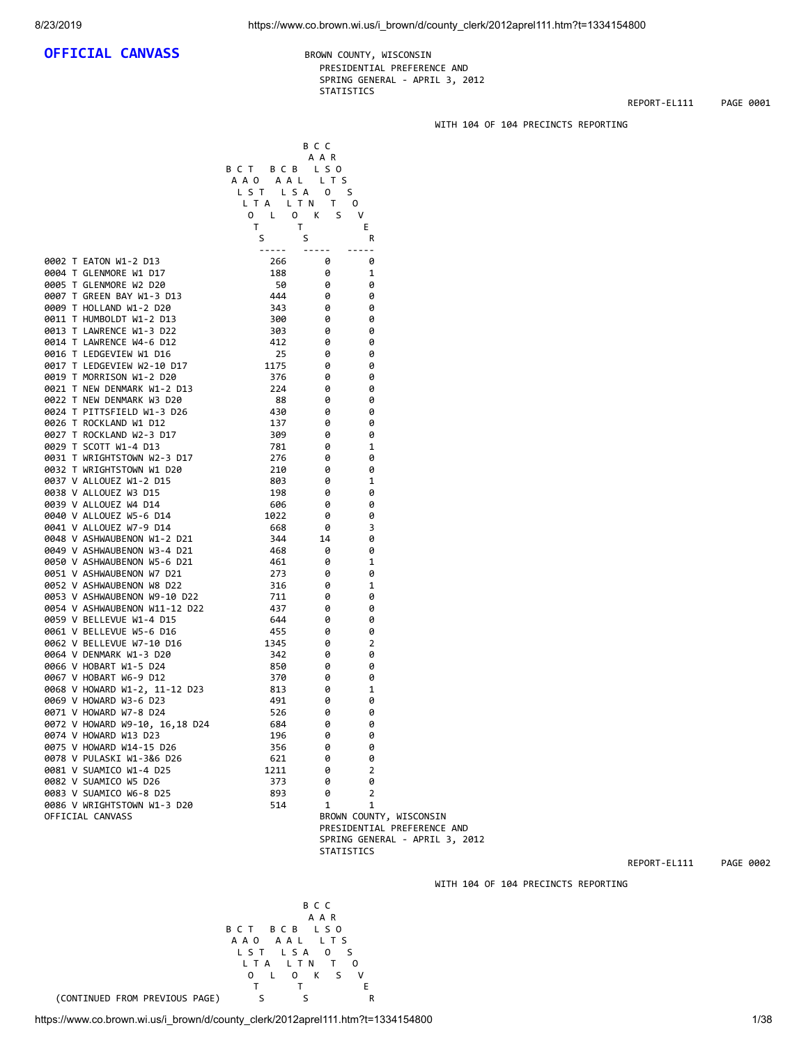# OFFICIAL CANVASS

BROWN COUNTY, WISCONSIN
PRESIDENTIAL PREFERENCE AND
SPRING GENERAL - APRIL 3, 2012
STATISTICS

REPORT-EL111 PAGE 0001

WITH 104 OF 104 PRECINCTS REPORTING

| Precinct | BALLOTS CAST TOTAL | BALLOTS CAST BLANK | BALLOTS CAST OVER VOTES |
|---|---|---|---|
| 0002 T EATON W1-2 D13 | 266 | 0 | 0 |
| 0004 T GLENMORE W1 D17 | 188 | 0 | 1 |
| 0005 T GLENMORE W2 D20 | 50 | 0 | 0 |
| 0007 T GREEN BAY W1-3 D13 | 444 | 0 | 0 |
| 0009 T HOLLAND W1-2 D20 | 343 | 0 | 0 |
| 0011 T HUMBOLDT W1-2 D13 | 300 | 0 | 0 |
| 0013 T LAWRENCE W1-3 D22 | 303 | 0 | 0 |
| 0014 T LAWRENCE W4-6 D12 | 412 | 0 | 0 |
| 0016 T LEDGEVIEW W1 D16 | 25 | 0 | 0 |
| 0017 T LEDGEVIEW W2-10 D17 | 1175 | 0 | 0 |
| 0019 T MORRISON W1-2 D20 | 376 | 0 | 0 |
| 0021 T NEW DENMARK W1-2 D13 | 224 | 0 | 0 |
| 0022 T NEW DENMARK W3 D20 | 88 | 0 | 0 |
| 0024 T PITTSFIELD W1-3 D26 | 430 | 0 | 0 |
| 0026 T ROCKLAND W1 D12 | 137 | 0 | 0 |
| 0027 T ROCKLAND W2-3 D17 | 309 | 0 | 0 |
| 0029 T SCOTT W1-4 D13 | 781 | 0 | 1 |
| 0031 T WRIGHTSTOWN W2-3 D17 | 276 | 0 | 0 |
| 0032 T WRIGHTSTOWN W1 D20 | 210 | 0 | 0 |
| 0037 V ALLOUEZ W1-2 D15 | 803 | 0 | 1 |
| 0038 V ALLOUEZ W3 D15 | 198 | 0 | 0 |
| 0039 V ALLOUEZ W4 D14 | 606 | 0 | 0 |
| 0040 V ALLOUEZ W5-6 D14 | 1022 | 0 | 0 |
| 0041 V ALLOUEZ W7-9 D14 | 668 | 0 | 3 |
| 0048 V ASHWAUBENON W1-2 D21 | 344 | 14 | 0 |
| 0049 V ASHWAUBENON W3-4 D21 | 468 | 0 | 0 |
| 0050 V ASHWAUBENON W5-6 D21 | 461 | 0 | 1 |
| 0051 V ASHWAUBENON W7 D21 | 273 | 0 | 0 |
| 0052 V ASHWAUBENON W8 D22 | 316 | 0 | 1 |
| 0053 V ASHWAUBENON W9-10 D22 | 711 | 0 | 0 |
| 0054 V ASHWAUBENON W11-12 D22 | 437 | 0 | 0 |
| 0059 V BELLEVUE W1-4 D15 | 644 | 0 | 0 |
| 0061 V BELLEVUE W5-6 D16 | 455 | 0 | 0 |
| 0062 V BELLEVUE W7-10 D16 | 1345 | 0 | 2 |
| 0064 V DENMARK W1-3 D20 | 342 | 0 | 0 |
| 0066 V HOBART W1-5 D24 | 850 | 0 | 0 |
| 0067 V HOBART W6-9 D12 | 370 | 0 | 0 |
| 0068 V HOWARD W1-2, 11-12 D23 | 813 | 0 | 1 |
| 0069 V HOWARD W3-6 D23 | 491 | 0 | 0 |
| 0071 V HOWARD W7-8 D24 | 526 | 0 | 0 |
| 0072 V HOWARD W9-10, 16,18 D24 | 684 | 0 | 0 |
| 0074 V HOWARD W13 D23 | 196 | 0 | 0 |
| 0075 V HOWARD W14-15 D26 | 356 | 0 | 0 |
| 0078 V PULASKI W1-3&6 D26 | 621 | 0 | 0 |
| 0081 V SUAMICO W1-4 D25 | 1211 | 0 | 2 |
| 0082 V SUAMICO W5 D26 | 373 | 0 | 0 |
| 0083 V SUAMICO W6-8 D25 | 893 | 0 | 2 |
| 0086 V WRIGHTSTOWN W1-3 D20 | 514 | 1 | 1 |

OFFICIAL CANVASS

BROWN COUNTY, WISCONSIN
PRESIDENTIAL PREFERENCE AND
SPRING GENERAL - APRIL 3, 2012
STATISTICS

REPORT-EL111 PAGE 0002

WITH 104 OF 104 PRECINCTS REPORTING

| (CONTINUED FROM PREVIOUS PAGE) | BALLOTS CAST TOTAL | BALLOTS CAST BLANK | BALLOTS CAST OVER VOTES |
|---|---|---|---|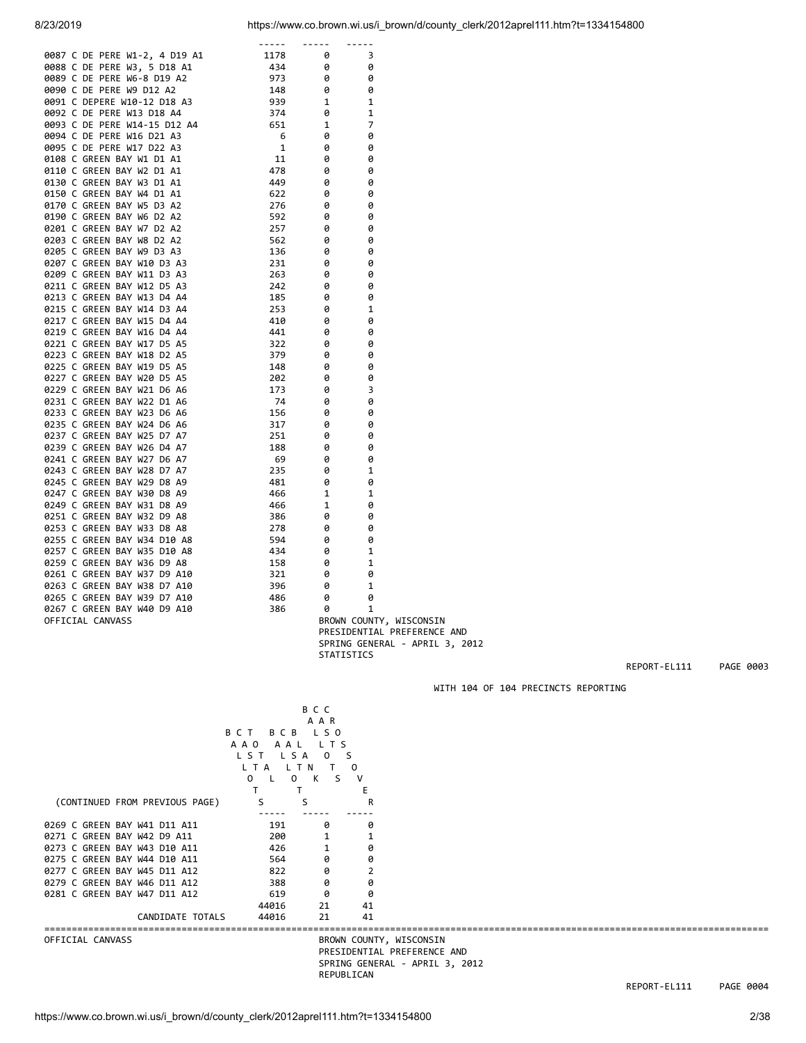| Precinct | | | |
|---|---|---|---|
| 0087 C DE PERE W1-2, 4 D19 A1 | 1178 | 0 | 3 |
| 0088 C DE PERE W3, 5 D18 A1 | 434 | 0 | 0 |
| 0089 C DE PERE W6-8 D19 A2 | 973 | 0 | 0 |
| 0090 C DE PERE W9 D12 A2 | 148 | 0 | 0 |
| 0091 C DEPERE W10-12 D18 A3 | 939 | 1 | 1 |
| 0092 C DE PERE W13 D18 A4 | 374 | 0 | 1 |
| 0093 C DE PERE W14-15 D12 A4 | 651 | 1 | 7 |
| 0094 C DE PERE W16 D21 A3 | 6 | 0 | 0 |
| 0095 C DE PERE W17 D22 A3 | 1 | 0 | 0 |
| 0108 C GREEN BAY W1 D1 A1 | 11 | 0 | 0 |
| 0110 C GREEN BAY W2 D1 A1 | 478 | 0 | 0 |
| 0130 C GREEN BAY W3 D1 A1 | 449 | 0 | 0 |
| 0150 C GREEN BAY W4 D1 A1 | 622 | 0 | 0 |
| 0170 C GREEN BAY W5 D3 A2 | 276 | 0 | 0 |
| 0190 C GREEN BAY W6 D2 A2 | 592 | 0 | 0 |
| 0201 C GREEN BAY W7 D2 A2 | 257 | 0 | 0 |
| 0203 C GREEN BAY W8 D2 A2 | 562 | 0 | 0 |
| 0205 C GREEN BAY W9 D3 A3 | 136 | 0 | 0 |
| 0207 C GREEN BAY W10 D3 A3 | 231 | 0 | 0 |
| 0209 C GREEN BAY W11 D3 A3 | 263 | 0 | 0 |
| 0211 C GREEN BAY W12 D5 A3 | 242 | 0 | 0 |
| 0213 C GREEN BAY W13 D4 A4 | 185 | 0 | 0 |
| 0215 C GREEN BAY W14 D3 A4 | 253 | 0 | 1 |
| 0217 C GREEN BAY W15 D4 A4 | 410 | 0 | 0 |
| 0219 C GREEN BAY W16 D4 A4 | 441 | 0 | 0 |
| 0221 C GREEN BAY W17 D5 A5 | 322 | 0 | 0 |
| 0223 C GREEN BAY W18 D2 A5 | 379 | 0 | 0 |
| 0225 C GREEN BAY W19 D5 A5 | 148 | 0 | 0 |
| 0227 C GREEN BAY W20 D5 A5 | 202 | 0 | 0 |
| 0229 C GREEN BAY W21 D6 A6 | 173 | 0 | 3 |
| 0231 C GREEN BAY W22 D1 A6 | 74 | 0 | 0 |
| 0233 C GREEN BAY W23 D6 A6 | 156 | 0 | 0 |
| 0235 C GREEN BAY W24 D6 A6 | 317 | 0 | 0 |
| 0237 C GREEN BAY W25 D7 A7 | 251 | 0 | 0 |
| 0239 C GREEN BAY W26 D4 A7 | 188 | 0 | 0 |
| 0241 C GREEN BAY W27 D6 A7 | 69 | 0 | 0 |
| 0243 C GREEN BAY W28 D7 A7 | 235 | 0 | 1 |
| 0245 C GREEN BAY W29 D8 A9 | 481 | 0 | 0 |
| 0247 C GREEN BAY W30 D8 A9 | 466 | 1 | 1 |
| 0249 C GREEN BAY W31 D8 A9 | 466 | 1 | 0 |
| 0251 C GREEN BAY W32 D9 A8 | 386 | 0 | 0 |
| 0253 C GREEN BAY W33 D8 A8 | 278 | 0 | 0 |
| 0255 C GREEN BAY W34 D10 A8 | 594 | 0 | 0 |
| 0257 C GREEN BAY W35 D10 A8 | 434 | 0 | 1 |
| 0259 C GREEN BAY W36 D9 A8 | 158 | 0 | 1 |
| 0261 C GREEN BAY W37 D9 A10 | 321 | 0 | 0 |
| 0263 C GREEN BAY W38 D7 A10 | 396 | 0 | 1 |
| 0265 C GREEN BAY W39 D7 A10 | 486 | 0 | 0 |
| 0267 C GREEN BAY W40 D9 A10 | 386 | 0 | 1 |

OFFICIAL CANVASS

BROWN COUNTY, WISCONSIN
PRESIDENTIAL PREFERENCE AND
SPRING GENERAL - APRIL 3, 2012
STATISTICS

REPORT-EL111 PAGE 0003

WITH 104 OF 104 PRECINCTS REPORTING

| (CONTINUED FROM PREVIOUS PAGE) | BALLOTS CAST | BALLOTS CAST BLANK | CAST BALLOTS ON VOTER |
|---|---|---|---|
| 0269 C GREEN BAY W41 D11 A11 | 191 | 0 | 0 |
| 0271 C GREEN BAY W42 D9 A11 | 200 | 1 | 1 |
| 0273 C GREEN BAY W43 D10 A11 | 426 | 1 | 0 |
| 0275 C GREEN BAY W44 D10 A11 | 564 | 0 | 0 |
| 0277 C GREEN BAY W45 D11 A12 | 822 | 0 | 2 |
| 0279 C GREEN BAY W46 D11 A12 | 388 | 0 | 0 |
| 0281 C GREEN BAY W47 D11 A12 | 619 | 0 | 0 |
| | 44016 | 21 | 41 |
| CANDIDATE TOTALS | 44016 | 21 | 41 |

OFFICIAL CANVASS

BROWN COUNTY, WISCONSIN
PRESIDENTIAL PREFERENCE AND
SPRING GENERAL - APRIL 3, 2012
REPUBLICAN

REPORT-EL111 PAGE 0004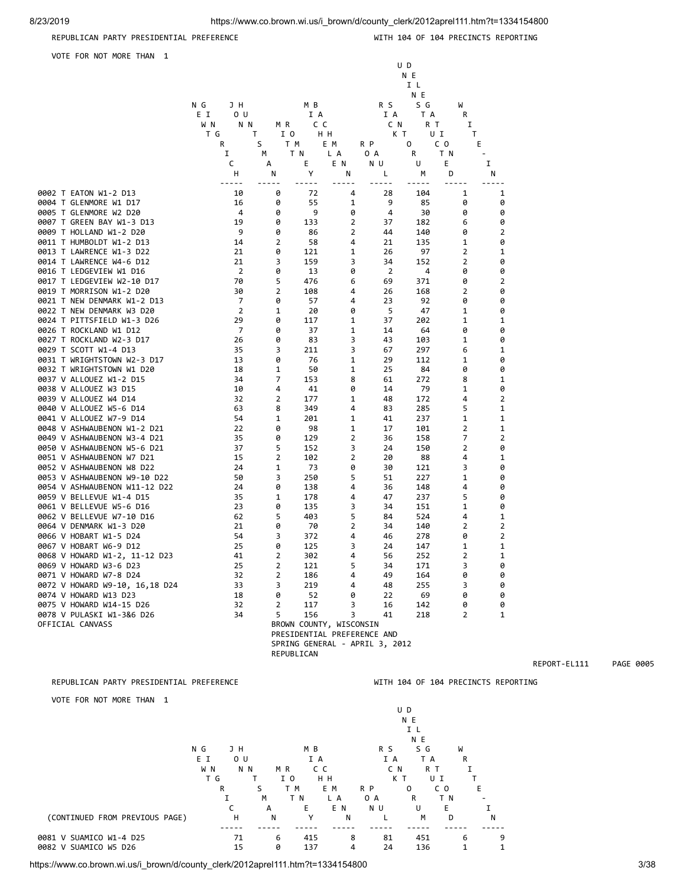REPUBLICAN PARTY PRESIDENTIAL PREFERENCE — WITH 104 OF 104 PRECINCTS REPORTING

VOTE FOR NOT MORE THAN 1

| | NEWT GINGRICH | JON HUNTSMAN | MITT ROMNEY | MICHELE BACHMANN | RON PAUL | RICK SANTORUM | UNINSTRUCTED DELEGATION | WRITE-IN |
|---|---|---|---|---|---|---|---|---|
| 0002 T EATON W1-2 D13 | 10 | 0 | 72 | 4 | 28 | 104 | 1 | 1 |
| 0004 T GLENMORE W1 D17 | 16 | 0 | 55 | 1 | 9 | 85 | 0 | 0 |
| 0005 T GLENMORE W2 D20 | 4 | 0 | 9 | 0 | 4 | 30 | 0 | 0 |
| 0007 T GREEN BAY W1-3 D13 | 19 | 0 | 133 | 2 | 37 | 182 | 6 | 0 |
| 0009 T HOLLAND W1-2 D20 | 9 | 0 | 86 | 2 | 44 | 140 | 0 | 2 |
| 0011 T HUMBOLDT W1-2 D13 | 14 | 2 | 58 | 4 | 21 | 135 | 1 | 0 |
| 0013 T LAWRENCE W1-3 D22 | 21 | 0 | 121 | 1 | 26 | 97 | 2 | 1 |
| 0014 T LAWRENCE W4-6 D12 | 21 | 3 | 159 | 3 | 34 | 152 | 2 | 0 |
| 0016 T LEDGEVIEW W1 D16 | 2 | 0 | 13 | 0 | 2 | 4 | 0 | 0 |
| 0017 T LEDGEVIEW W2-10 D17 | 70 | 5 | 476 | 6 | 69 | 371 | 0 | 2 |
| 0019 T MORRISON W1-2 D20 | 30 | 2 | 108 | 4 | 26 | 168 | 2 | 0 |
| 0021 T NEW DENMARK W1-2 D13 | 7 | 0 | 57 | 4 | 23 | 92 | 0 | 0 |
| 0022 T NEW DENMARK W3 D20 | 2 | 1 | 20 | 0 | 5 | 47 | 1 | 0 |
| 0024 T PITTSFIELD W1-3 D26 | 29 | 0 | 117 | 1 | 37 | 202 | 1 | 1 |
| 0026 T ROCKLAND W1 D12 | 7 | 0 | 37 | 1 | 14 | 64 | 0 | 0 |
| 0027 T ROCKLAND W2-3 D17 | 26 | 0 | 83 | 3 | 43 | 103 | 1 | 0 |
| 0029 T SCOTT W1-4 D13 | 35 | 3 | 211 | 3 | 67 | 297 | 6 | 1 |
| 0031 T WRIGHTSTOWN W2-3 D17 | 13 | 0 | 76 | 1 | 29 | 112 | 1 | 0 |
| 0032 T WRIGHTSTOWN W1 D20 | 18 | 1 | 50 | 1 | 25 | 84 | 0 | 0 |
| 0037 V ALLOUEZ W1-2 D15 | 34 | 7 | 153 | 8 | 61 | 272 | 8 | 1 |
| 0038 V ALLOUEZ W3 D15 | 10 | 4 | 41 | 0 | 14 | 79 | 1 | 0 |
| 0039 V ALLOUEZ W4 D14 | 32 | 2 | 177 | 1 | 48 | 172 | 4 | 2 |
| 0040 V ALLOUEZ W5-6 D14 | 63 | 8 | 349 | 4 | 83 | 285 | 5 | 1 |
| 0041 V ALLOUEZ W7-9 D14 | 54 | 1 | 201 | 1 | 41 | 237 | 1 | 1 |
| 0048 V ASHWAUBENON W1-2 D21 | 22 | 0 | 98 | 1 | 17 | 101 | 2 | 1 |
| 0049 V ASHWAUBENON W3-4 D21 | 35 | 0 | 129 | 2 | 36 | 158 | 7 | 2 |
| 0050 V ASHWAUBENON W5-6 D21 | 37 | 5 | 152 | 3 | 24 | 150 | 2 | 0 |
| 0051 V ASHWAUBENON W7 D21 | 15 | 2 | 102 | 2 | 20 | 88 | 4 | 1 |
| 0052 V ASHWAUBENON W8 D22 | 24 | 1 | 73 | 0 | 30 | 121 | 3 | 0 |
| 0053 V ASHWAUBENON W9-10 D22 | 50 | 3 | 250 | 5 | 51 | 227 | 1 | 0 |
| 0054 V ASHWAUBENON W11-12 D22 | 24 | 0 | 138 | 4 | 36 | 148 | 4 | 0 |
| 0059 V BELLEVUE W1-4 D15 | 35 | 1 | 178 | 4 | 47 | 237 | 5 | 0 |
| 0061 V BELLEVUE W5-6 D16 | 23 | 0 | 135 | 3 | 34 | 151 | 1 | 0 |
| 0062 V BELLEVUE W7-10 D16 | 62 | 5 | 403 | 5 | 84 | 524 | 4 | 1 |
| 0064 V DENMARK W1-3 D20 | 21 | 0 | 70 | 2 | 34 | 140 | 2 | 2 |
| 0066 V HOBART W1-5 D24 | 54 | 3 | 372 | 4 | 46 | 278 | 0 | 2 |
| 0067 V HOBART W6-9 D12 | 25 | 0 | 125 | 3 | 24 | 147 | 1 | 1 |
| 0068 V HOWARD W1-2, 11-12 D23 | 41 | 2 | 302 | 4 | 56 | 252 | 2 | 1 |
| 0069 V HOWARD W3-6 D23 | 25 | 2 | 121 | 5 | 34 | 171 | 3 | 0 |
| 0071 V HOWARD W7-8 D24 | 32 | 2 | 186 | 4 | 49 | 164 | 0 | 0 |
| 0072 V HOWARD W9-10, 16,18 D24 | 33 | 3 | 219 | 4 | 48 | 255 | 3 | 0 |
| 0074 V HOWARD W13 D23 | 18 | 0 | 52 | 0 | 22 | 69 | 0 | 0 |
| 0075 V HOWARD W14-15 D26 | 32 | 2 | 117 | 3 | 16 | 142 | 0 | 0 |
| 0078 V PULASKI W1-3&6 D26 | 34 | 5 | 156 | 3 | 41 | 218 | 2 | 1 |

OFFICIAL CANVASS

BROWN COUNTY, WISCONSIN
PRESIDENTIAL PREFERENCE AND
SPRING GENERAL - APRIL 3, 2012
REPUBLICAN

REPUBLICAN PARTY PRESIDENTIAL PREFERENCE — WITH 104 OF 104 PRECINCTS REPORTING

VOTE FOR NOT MORE THAN 1

| (CONTINUED FROM PREVIOUS PAGE) | NEWT GINGRICH | JON HUNTSMAN | MITT ROMNEY | MICHELE BACHMANN | RON PAUL | RICK SANTORUM | UNINSTRUCTED DELEGATION | WRITE-IN |
|---|---|---|---|---|---|---|---|---|
| 0081 V SUAMICO W1-4 D25 | 71 | 6 | 415 | 8 | 81 | 451 | 6 | 9 |
| 0082 V SUAMICO W5 D26 | 15 | 0 | 137 | 4 | 24 | 136 | 1 | 1 |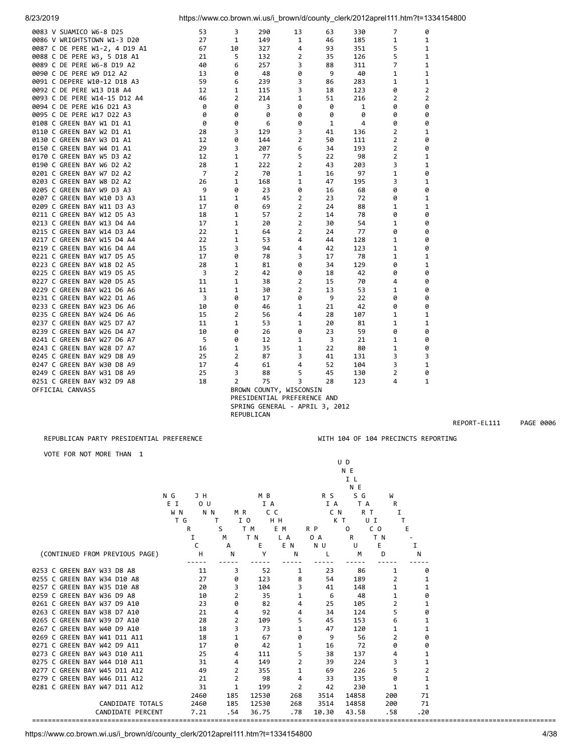| | | | | | | | | |
|---|---|---|---|---|---|---|---|---|
| 0083 V SUAMICO W6-8 D25 | 53 | 3 | 290 | 13 | 63 | 330 | 7 | 0 |
| 0086 V WRIGHTSTOWN W1-3 D20 | 27 | 1 | 149 | 1 | 46 | 185 | 1 | 1 |
| 0087 C DE PERE W1-2, 4 D19 A1 | 67 | 10 | 327 | 4 | 93 | 351 | 5 | 1 |
| 0088 C DE PERE W3, 5 D18 A1 | 21 | 5 | 132 | 2 | 35 | 126 | 5 | 1 |
| 0089 C DE PERE W6-8 D19 A2 | 40 | 6 | 257 | 3 | 88 | 311 | 7 | 1 |
| 0090 C DE PERE W9 D12 A2 | 13 | 0 | 48 | 0 | 9 | 40 | 1 | 1 |
| 0091 C DEPERE W10-12 D18 A3 | 59 | 6 | 239 | 3 | 86 | 283 | 1 | 1 |
| 0092 C DE PERE W13 D18 A4 | 12 | 1 | 115 | 3 | 18 | 123 | 0 | 2 |
| 0093 C DE PERE W14-15 D12 A4 | 46 | 2 | 214 | 1 | 51 | 216 | 2 | 2 |
| 0094 C DE PERE W16 D21 A3 | 0 | 0 | 3 | 0 | 0 | 1 | 0 | 0 |
| 0095 C DE PERE W17 D22 A3 | 0 | 0 | 0 | 0 | 0 | 0 | 0 | 0 |
| 0108 C GREEN BAY W1 D1 A1 | 0 | 0 | 6 | 0 | 1 | 4 | 0 | 0 |
| 0110 C GREEN BAY W2 D1 A1 | 28 | 3 | 129 | 3 | 41 | 136 | 2 | 1 |
| 0130 C GREEN BAY W3 D1 A1 | 12 | 0 | 144 | 2 | 50 | 111 | 2 | 0 |
| 0150 C GREEN BAY W4 D1 A1 | 29 | 3 | 207 | 6 | 34 | 193 | 2 | 0 |
| 0170 C GREEN BAY W5 D3 A2 | 12 | 1 | 77 | 5 | 22 | 98 | 2 | 1 |
| 0190 C GREEN BAY W6 D2 A2 | 28 | 1 | 222 | 2 | 43 | 203 | 3 | 1 |
| 0201 C GREEN BAY W7 D2 A2 | 7 | 2 | 70 | 1 | 16 | 97 | 1 | 0 |
| 0203 C GREEN BAY W8 D2 A2 | 26 | 1 | 168 | 1 | 47 | 195 | 3 | 1 |
| 0205 C GREEN BAY W9 D3 A3 | 9 | 0 | 23 | 0 | 16 | 68 | 0 | 0 |
| 0207 C GREEN BAY W10 D3 A3 | 11 | 1 | 45 | 2 | 23 | 72 | 0 | 1 |
| 0209 C GREEN BAY W11 D3 A3 | 17 | 0 | 69 | 2 | 24 | 88 | 1 | 1 |
| 0211 C GREEN BAY W12 D5 A3 | 18 | 1 | 57 | 2 | 14 | 78 | 0 | 0 |
| 0213 C GREEN BAY W13 D4 A4 | 17 | 1 | 20 | 2 | 30 | 54 | 1 | 0 |
| 0215 C GREEN BAY W14 D3 A4 | 22 | 1 | 64 | 2 | 24 | 77 | 0 | 0 |
| 0217 C GREEN BAY W15 D4 A4 | 22 | 1 | 53 | 4 | 44 | 128 | 1 | 0 |
| 0219 C GREEN BAY W16 D4 A4 | 15 | 3 | 94 | 4 | 42 | 123 | 1 | 0 |
| 0221 C GREEN BAY W17 D5 A5 | 17 | 0 | 78 | 3 | 17 | 78 | 1 | 1 |
| 0223 C GREEN BAY W18 D2 A5 | 28 | 1 | 81 | 0 | 34 | 129 | 0 | 1 |
| 0225 C GREEN BAY W19 D5 A5 | 3 | 2 | 42 | 0 | 18 | 42 | 0 | 0 |
| 0227 C GREEN BAY W20 D5 A5 | 11 | 1 | 38 | 2 | 15 | 70 | 4 | 0 |
| 0229 C GREEN BAY W21 D6 A6 | 11 | 1 | 30 | 2 | 13 | 53 | 1 | 0 |
| 0231 C GREEN BAY W22 D1 A6 | 3 | 0 | 17 | 0 | 9 | 22 | 0 | 0 |
| 0233 C GREEN BAY W23 D6 A6 | 10 | 0 | 46 | 1 | 21 | 42 | 0 | 0 |
| 0235 C GREEN BAY W24 D6 A6 | 15 | 2 | 56 | 4 | 28 | 107 | 1 | 1 |
| 0237 C GREEN BAY W25 D7 A7 | 11 | 1 | 53 | 1 | 20 | 81 | 1 | 1 |
| 0239 C GREEN BAY W26 D4 A7 | 10 | 0 | 26 | 0 | 23 | 59 | 0 | 0 |
| 0241 C GREEN BAY W27 D6 A7 | 5 | 0 | 12 | 1 | 3 | 21 | 1 | 0 |
| 0243 C GREEN BAY W28 D7 A7 | 16 | 1 | 35 | 1 | 22 | 80 | 1 | 0 |
| 0245 C GREEN BAY W29 D8 A9 | 25 | 2 | 87 | 3 | 41 | 131 | 3 | 3 |
| 0247 C GREEN BAY W30 D8 A9 | 17 | 4 | 61 | 4 | 52 | 104 | 3 | 1 |
| 0249 C GREEN BAY W31 D8 A9 | 25 | 3 | 88 | 5 | 45 | 130 | 2 | 0 |
| 0251 C GREEN BAY W32 D9 A8 | 18 | 2 | 75 | 3 | 28 | 123 | 4 | 1 |

OFFICIAL CANVASS

BROWN COUNTY, WISCONSIN
PRESIDENTIAL PREFERENCE AND
SPRING GENERAL - APRIL 3, 2012
REPUBLICAN

REPORT-EL111 PAGE 0006

REPUBLICAN PARTY PRESIDENTIAL PREFERENCE — WITH 104 OF 104 PRECINCTS REPORTING

VOTE FOR NOT MORE THAN 1

| (CONTINUED FROM PREVIOUS PAGE) | NEWT GINGRICH | JON HUNTSMAN | MITT ROMNEY | MICHELE BACHMANN | RICK PERRY | RICK SANTORUM | UNINSTRUCTED DELEGATES | WRITE-IN |
|---|---|---|---|---|---|---|---|---|
| 0253 C GREEN BAY W33 D8 A8 | 11 | 3 | 52 | 1 | 23 | 86 | 1 | 0 |
| 0255 C GREEN BAY W34 D10 A8 | 27 | 0 | 123 | 8 | 54 | 189 | 2 | 1 |
| 0257 C GREEN BAY W35 D10 A8 | 20 | 3 | 104 | 3 | 41 | 148 | 1 | 1 |
| 0259 C GREEN BAY W36 D9 A8 | 10 | 2 | 35 | 1 | 6 | 48 | 1 | 0 |
| 0261 C GREEN BAY W37 D9 A10 | 23 | 0 | 82 | 4 | 25 | 105 | 2 | 1 |
| 0263 C GREEN BAY W38 D7 A10 | 21 | 4 | 92 | 4 | 34 | 124 | 5 | 0 |
| 0265 C GREEN BAY W39 D7 A10 | 28 | 2 | 109 | 5 | 45 | 153 | 6 | 1 |
| 0267 C GREEN BAY W40 D9 A10 | 18 | 3 | 73 | 1 | 47 | 120 | 1 | 1 |
| 0269 C GREEN BAY W41 D11 A11 | 18 | 1 | 67 | 0 | 9 | 56 | 2 | 0 |
| 0271 C GREEN BAY W42 D9 A11 | 17 | 0 | 42 | 1 | 16 | 72 | 0 | 0 |
| 0273 C GREEN BAY W43 D10 A11 | 25 | 4 | 111 | 5 | 38 | 137 | 4 | 1 |
| 0275 C GREEN BAY W44 D10 A11 | 31 | 4 | 149 | 2 | 39 | 224 | 3 | 1 |
| 0277 C GREEN BAY W45 D11 A12 | 49 | 2 | 355 | 1 | 69 | 226 | 5 | 2 |
| 0279 C GREEN BAY W46 D11 A12 | 21 | 2 | 98 | 4 | 33 | 135 | 0 | 1 |
| 0281 C GREEN BAY W47 D11 A12 | 31 | 1 | 199 | 2 | 42 | 230 | 1 | 1 |
| | 2460 | 185 | 12530 | 268 | 3514 | 14858 | 200 | 71 |
| CANDIDATE TOTALS | 2460 | 185 | 12530 | 268 | 3514 | 14858 | 200 | 71 |
| CANDIDATE PERCENT | 7.21 | .54 | 36.75 | .78 | 10.30 | 43.58 | .58 | .20 |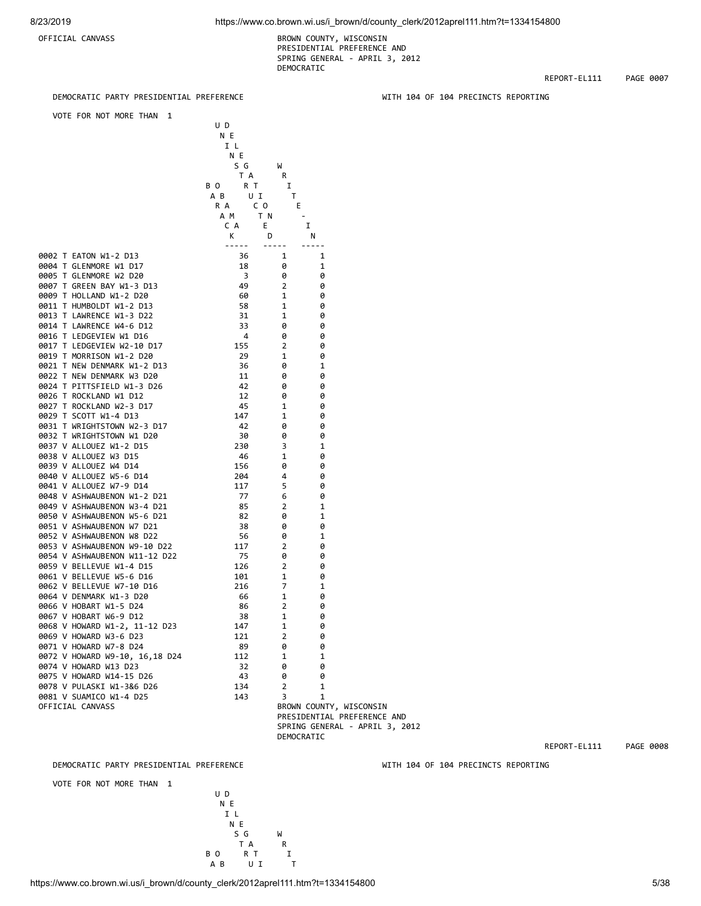OFFICIAL CANVASS

BROWN COUNTY, WISCONSIN
PRESIDENTIAL PREFERENCE AND
SPRING GENERAL - APRIL 3, 2012
DEMOCRATIC

REPORT-EL111 PAGE 0007

DEMOCRATIC PARTY PRESIDENTIAL PREFERENCE WITH 104 OF 104 PRECINCTS REPORTING

VOTE FOR NOT MORE THAN 1

| | BARACK OBAMA | UNINSTRUCTED DELEGATION | WRITE-IN |
|---|---|---|---|
| 0002 T EATON W1-2 D13 | 36 | 1 | 1 |
| 0004 T GLENMORE W1 D17 | 18 | 0 | 1 |
| 0005 T GLENMORE W2 D20 | 3 | 0 | 0 |
| 0007 T GREEN BAY W1-3 D13 | 49 | 2 | 0 |
| 0009 T HOLLAND W1-2 D20 | 60 | 1 | 0 |
| 0011 T HUMBOLDT W1-2 D13 | 58 | 1 | 0 |
| 0013 T LAWRENCE W1-3 D22 | 31 | 1 | 0 |
| 0014 T LAWRENCE W4-6 D12 | 33 | 0 | 0 |
| 0016 T LEDGEVIEW W1 D16 | 4 | 0 | 0 |
| 0017 T LEDGEVIEW W2-10 D17 | 155 | 2 | 0 |
| 0019 T MORRISON W1-2 D20 | 29 | 1 | 0 |
| 0021 T NEW DENMARK W1-2 D13 | 36 | 0 | 1 |
| 0022 T NEW DENMARK W3 D20 | 11 | 0 | 0 |
| 0024 T PITTSFIELD W1-3 D26 | 42 | 0 | 0 |
| 0026 T ROCKLAND W1 D12 | 12 | 0 | 0 |
| 0027 T ROCKLAND W2-3 D17 | 45 | 1 | 0 |
| 0029 T SCOTT W1-4 D13 | 147 | 1 | 0 |
| 0031 T WRIGHTSTOWN W2-3 D17 | 42 | 0 | 0 |
| 0032 T WRIGHTSTOWN W1 D20 | 30 | 0 | 0 |
| 0037 V ALLOUEZ W1-2 D15 | 230 | 3 | 1 |
| 0038 V ALLOUEZ W3 D15 | 46 | 1 | 0 |
| 0039 V ALLOUEZ W4 D14 | 156 | 0 | 0 |
| 0040 V ALLOUEZ W5-6 D14 | 204 | 4 | 0 |
| 0041 V ALLOUEZ W7-9 D14 | 117 | 5 | 0 |
| 0048 V ASHWAUBENON W1-2 D21 | 77 | 6 | 0 |
| 0049 V ASHWAUBENON W3-4 D21 | 85 | 2 | 1 |
| 0050 V ASHWAUBENON W5-6 D21 | 82 | 0 | 1 |
| 0051 V ASHWAUBENON W7 D21 | 38 | 0 | 0 |
| 0052 V ASHWAUBENON W8 D22 | 56 | 0 | 1 |
| 0053 V ASHWAUBENON W9-10 D22 | 117 | 2 | 0 |
| 0054 V ASHWAUBENON W11-12 D22 | 75 | 0 | 0 |
| 0059 V BELLEVUE W1-4 D15 | 126 | 2 | 0 |
| 0061 V BELLEVUE W5-6 D16 | 101 | 1 | 0 |
| 0062 V BELLEVUE W7-10 D16 | 216 | 7 | 1 |
| 0064 V DENMARK W1-3 D20 | 66 | 1 | 0 |
| 0066 V HOBART W1-5 D24 | 86 | 2 | 0 |
| 0067 V HOBART W6-9 D12 | 38 | 1 | 0 |
| 0068 V HOWARD W1-2, 11-12 D23 | 147 | 1 | 0 |
| 0069 V HOWARD W3-6 D23 | 121 | 2 | 0 |
| 0071 V HOWARD W7-8 D24 | 89 | 0 | 0 |
| 0072 V HOWARD W9-10, 16,18 D24 | 112 | 1 | 1 |
| 0074 V HOWARD W13 D23 | 32 | 0 | 0 |
| 0075 V HOWARD W14-15 D26 | 43 | 0 | 0 |
| 0078 V PULASKI W1-3&6 D26 | 134 | 2 | 1 |
| 0081 V SUAMICO W1-4 D25 | 143 | 3 | 1 |

OFFICIAL CANVASS

BROWN COUNTY, WISCONSIN
PRESIDENTIAL PREFERENCE AND
SPRING GENERAL - APRIL 3, 2012
DEMOCRATIC

REPORT-EL111 PAGE 0008

DEMOCRATIC PARTY PRESIDENTIAL PREFERENCE WITH 104 OF 104 PRECINCTS REPORTING

VOTE FOR NOT MORE THAN 1

| | BARACK OBAMA | UNINSTRUCTED DELEGATION | WRITE-IN |
|---|---|---|---|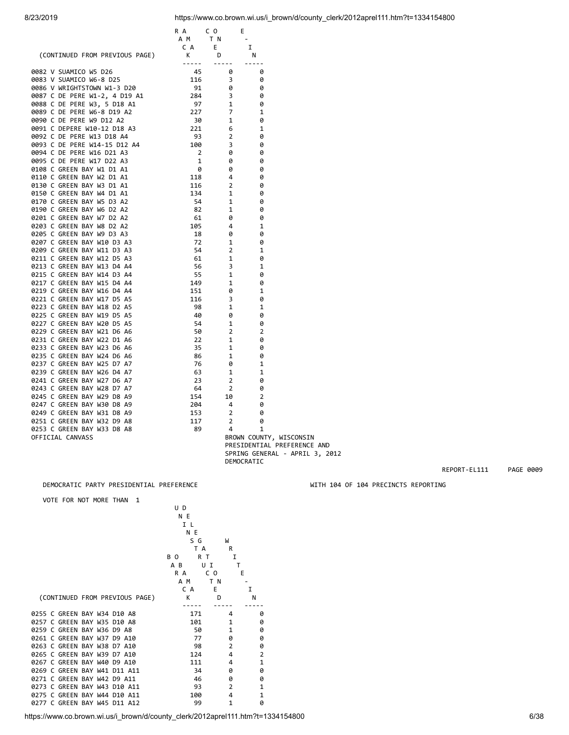| (CONTINUED FROM PREVIOUS PAGE) | BARACK OBAMA | UNINSTRUCTED DELEGATE | WRITE-IN |
|---|---|---|---|
| 0082 V SUAMICO W5 D26 | 45 | 0 | 0 |
| 0083 V SUAMICO W6-8 D25 | 116 | 3 | 0 |
| 0086 V WRIGHTSTOWN W1-3 D20 | 91 | 0 | 0 |
| 0087 C DE PERE W1-2, 4 D19 A1 | 284 | 3 | 0 |
| 0088 C DE PERE W3, 5 D18 A1 | 97 | 1 | 0 |
| 0089 C DE PERE W6-8 D19 A2 | 227 | 7 | 1 |
| 0090 C DE PERE W9 D12 A2 | 30 | 1 | 0 |
| 0091 C DEPERE W10-12 D18 A3 | 221 | 6 | 1 |
| 0092 C DE PERE W13 D18 A4 | 93 | 2 | 0 |
| 0093 C DE PERE W14-15 D12 A4 | 100 | 3 | 0 |
| 0094 C DE PERE W16 D21 A3 | 2 | 0 | 0 |
| 0095 C DE PERE W17 D22 A3 | 1 | 0 | 0 |
| 0108 C GREEN BAY W1 D1 A1 | 0 | 0 | 0 |
| 0110 C GREEN BAY W2 D1 A1 | 118 | 4 | 0 |
| 0130 C GREEN BAY W3 D1 A1 | 116 | 2 | 0 |
| 0150 C GREEN BAY W4 D1 A1 | 134 | 1 | 0 |
| 0170 C GREEN BAY W5 D3 A2 | 54 | 1 | 0 |
| 0190 C GREEN BAY W6 D2 A2 | 82 | 1 | 0 |
| 0201 C GREEN BAY W7 D2 A2 | 61 | 0 | 0 |
| 0203 C GREEN BAY W8 D2 A2 | 105 | 4 | 1 |
| 0205 C GREEN BAY W9 D3 A3 | 18 | 0 | 0 |
| 0207 C GREEN BAY W10 D3 A3 | 72 | 1 | 0 |
| 0209 C GREEN BAY W11 D3 A3 | 54 | 2 | 1 |
| 0211 C GREEN BAY W12 D5 A3 | 61 | 1 | 0 |
| 0213 C GREEN BAY W13 D4 A4 | 56 | 3 | 1 |
| 0215 C GREEN BAY W14 D3 A4 | 55 | 1 | 0 |
| 0217 C GREEN BAY W15 D4 A4 | 149 | 1 | 0 |
| 0219 C GREEN BAY W16 D4 A4 | 151 | 0 | 1 |
| 0221 C GREEN BAY W17 D5 A5 | 116 | 3 | 0 |
| 0223 C GREEN BAY W18 D2 A5 | 98 | 1 | 1 |
| 0225 C GREEN BAY W19 D5 A5 | 40 | 0 | 0 |
| 0227 C GREEN BAY W20 D5 A5 | 54 | 1 | 0 |
| 0229 C GREEN BAY W21 D6 A6 | 50 | 2 | 2 |
| 0231 C GREEN BAY W22 D1 A6 | 22 | 1 | 0 |
| 0233 C GREEN BAY W23 D6 A6 | 35 | 1 | 0 |
| 0235 C GREEN BAY W24 D6 A6 | 86 | 1 | 0 |
| 0237 C GREEN BAY W25 D7 A7 | 76 | 0 | 1 |
| 0239 C GREEN BAY W26 D4 A7 | 63 | 1 | 1 |
| 0241 C GREEN BAY W27 D6 A7 | 23 | 2 | 0 |
| 0243 C GREEN BAY W28 D7 A7 | 64 | 2 | 0 |
| 0245 C GREEN BAY W29 D8 A9 | 154 | 10 | 2 |
| 0247 C GREEN BAY W30 D8 A9 | 204 | 4 | 0 |
| 0249 C GREEN BAY W31 D8 A9 | 153 | 2 | 0 |
| 0251 C GREEN BAY W32 D9 A8 | 117 | 2 | 0 |
| 0253 C GREEN BAY W33 D8 A8 | 89 | 4 | 1 |

OFFICIAL CANVASS

BROWN COUNTY, WISCONSIN
PRESIDENTIAL PREFERENCE AND
SPRING GENERAL - APRIL 3, 2012
DEMOCRATIC

REPORT-EL111 PAGE 0009

DEMOCRATIC PARTY PRESIDENTIAL PREFERENCE

WITH 104 OF 104 PRECINCTS REPORTING

VOTE FOR NOT MORE THAN 1

| (CONTINUED FROM PREVIOUS PAGE) | BARACK OBAMA | UNINSTRUCTED DELEGATE | WRITE-IN |
|---|---|---|---|
| 0255 C GREEN BAY W34 D10 A8 | 171 | 4 | 0 |
| 0257 C GREEN BAY W35 D10 A8 | 101 | 1 | 0 |
| 0259 C GREEN BAY W36 D9 A8 | 50 | 1 | 0 |
| 0261 C GREEN BAY W37 D9 A10 | 77 | 0 | 0 |
| 0263 C GREEN BAY W38 D7 A10 | 98 | 2 | 0 |
| 0265 C GREEN BAY W39 D7 A10 | 124 | 4 | 2 |
| 0267 C GREEN BAY W40 D9 A10 | 111 | 4 | 1 |
| 0269 C GREEN BAY W41 D11 A11 | 34 | 0 | 0 |
| 0271 C GREEN BAY W42 D9 A11 | 46 | 0 | 0 |
| 0273 C GREEN BAY W43 D10 A11 | 93 | 2 | 1 |
| 0275 C GREEN BAY W44 D10 A11 | 100 | 4 | 1 |
| 0277 C GREEN BAY W45 D11 A12 | 99 | 1 | 0 |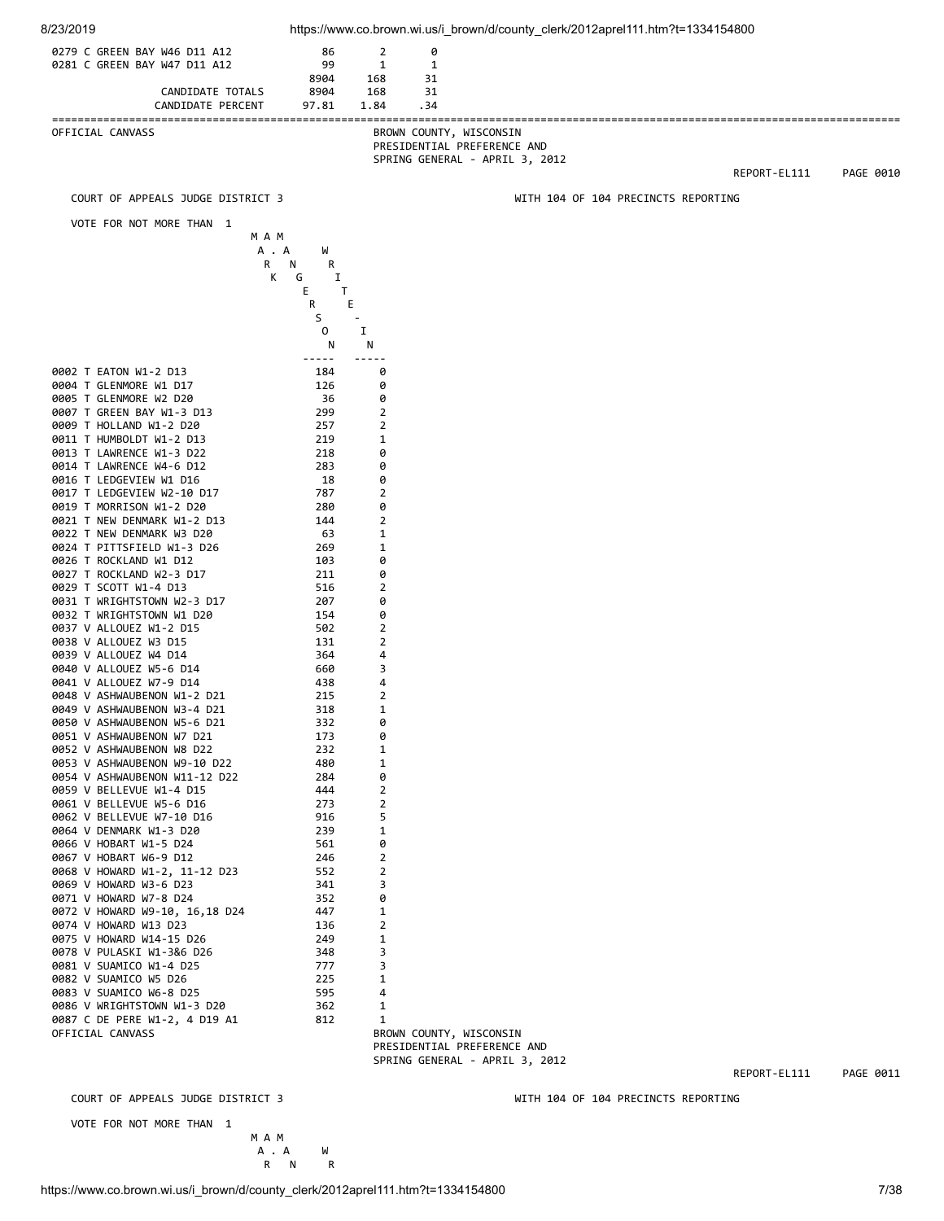| | | | |
|---|---|---|---|
| 0279 C GREEN BAY W46 D11 A12 | 86 | 2 | 0 |
| 0281 C GREEN BAY W47 D11 A12 | 99 | 1 | 1 |
| | 8904 | 168 | 31 |
| CANDIDATE TOTALS | 8904 | 168 | 31 |
| CANDIDATE PERCENT | 97.81 | 1.84 | .34 |

OFFICIAL CANVASS

BROWN COUNTY, WISCONSIN
PRESIDENTIAL PREFERENCE AND
SPRING GENERAL - APRIL 3, 2012

REPORT-EL111 PAGE 0010

COURT OF APPEALS JUDGE DISTRICT 3 — WITH 104 OF 104 PRECINCTS REPORTING

VOTE FOR NOT MORE THAN 1

| | MARK MASON | MARK GERSON |
|---|---|---|
| | A. NATE | W R I T E - I N |

Note: column headers are printed vertically as "MARK A. MASON" (actually reading "M A M / A . A / R N / K G / E / R / S / O / N") and "WRITE-IN".

| Precinct | MARK A. MASON | WRITE-IN |
|---|---|---|
| 0002 T EATON W1-2 D13 | 184 | 0 |
| 0004 T GLENMORE W1 D17 | 126 | 0 |
| 0005 T GLENMORE W2 D20 | 36 | 0 |
| 0007 T GREEN BAY W1-3 D13 | 299 | 2 |
| 0009 T HOLLAND W1-2 D20 | 257 | 2 |
| 0011 T HUMBOLDT W1-2 D13 | 219 | 1 |
| 0013 T LAWRENCE W1-3 D22 | 218 | 0 |
| 0014 T LAWRENCE W4-6 D12 | 283 | 0 |
| 0016 T LEDGEVIEW W1 D16 | 18 | 0 |
| 0017 T LEDGEVIEW W2-10 D17 | 787 | 2 |
| 0019 T MORRISON W1-2 D20 | 280 | 0 |
| 0021 T NEW DENMARK W1-2 D13 | 144 | 2 |
| 0022 T NEW DENMARK W3 D20 | 63 | 1 |
| 0024 T PITTSFIELD W1-3 D26 | 269 | 1 |
| 0026 T ROCKLAND W1 D12 | 103 | 0 |
| 0027 T ROCKLAND W2-3 D17 | 211 | 0 |
| 0029 T SCOTT W1-4 D13 | 516 | 2 |
| 0031 T WRIGHTSTOWN W2-3 D17 | 207 | 0 |
| 0032 T WRIGHTSTOWN W1 D20 | 154 | 0 |
| 0037 V ALLOUEZ W1-2 D15 | 502 | 2 |
| 0038 V ALLOUEZ W3 D15 | 131 | 2 |
| 0039 V ALLOUEZ W4 D14 | 364 | 4 |
| 0040 V ALLOUEZ W5-6 D14 | 660 | 3 |
| 0041 V ALLOUEZ W7-9 D14 | 438 | 4 |
| 0048 V ASHWAUBENON W1-2 D21 | 215 | 2 |
| 0049 V ASHWAUBENON W3-4 D21 | 318 | 1 |
| 0050 V ASHWAUBENON W5-6 D21 | 332 | 0 |
| 0051 V ASHWAUBENON W7 D21 | 173 | 0 |
| 0052 V ASHWAUBENON W8 D22 | 232 | 1 |
| 0053 V ASHWAUBENON W9-10 D22 | 480 | 1 |
| 0054 V ASHWAUBENON W11-12 D22 | 284 | 0 |
| 0059 V BELLEVUE W1-4 D15 | 444 | 2 |
| 0061 V BELLEVUE W5-6 D16 | 273 | 2 |
| 0062 V BELLEVUE W7-10 D16 | 916 | 5 |
| 0064 V DENMARK W1-3 D20 | 239 | 1 |
| 0066 V HOBART W1-5 D24 | 561 | 0 |
| 0067 V HOBART W6-9 D12 | 246 | 2 |
| 0068 V HOWARD W1-2, 11-12 D23 | 552 | 2 |
| 0069 V HOWARD W3-6 D23 | 341 | 3 |
| 0071 V HOWARD W7-8 D24 | 352 | 0 |
| 0072 V HOWARD W9-10, 16,18 D24 | 447 | 1 |
| 0074 V HOWARD W13 D23 | 136 | 2 |
| 0075 V HOWARD W14-15 D26 | 249 | 1 |
| 0078 V PULASKI W1-3&6 D26 | 348 | 3 |
| 0081 V SUAMICO W1-4 D25 | 777 | 3 |
| 0082 V SUAMICO W5 D26 | 225 | 1 |
| 0083 V SUAMICO W6-8 D25 | 595 | 4 |
| 0086 V WRIGHTSTOWN W1-3 D20 | 362 | 1 |
| 0087 C DE PERE W1-2, 4 D19 A1 | 812 | 1 |

OFFICIAL CANVASS

BROWN COUNTY, WISCONSIN
PRESIDENTIAL PREFERENCE AND
SPRING GENERAL - APRIL 3, 2012

REPORT-EL111 PAGE 0011

COURT OF APPEALS JUDGE DISTRICT 3 — WITH 104 OF 104 PRECINCTS REPORTING

VOTE FOR NOT MORE THAN 1

| MARK A. MASON | WRITE-IN |
|---|---|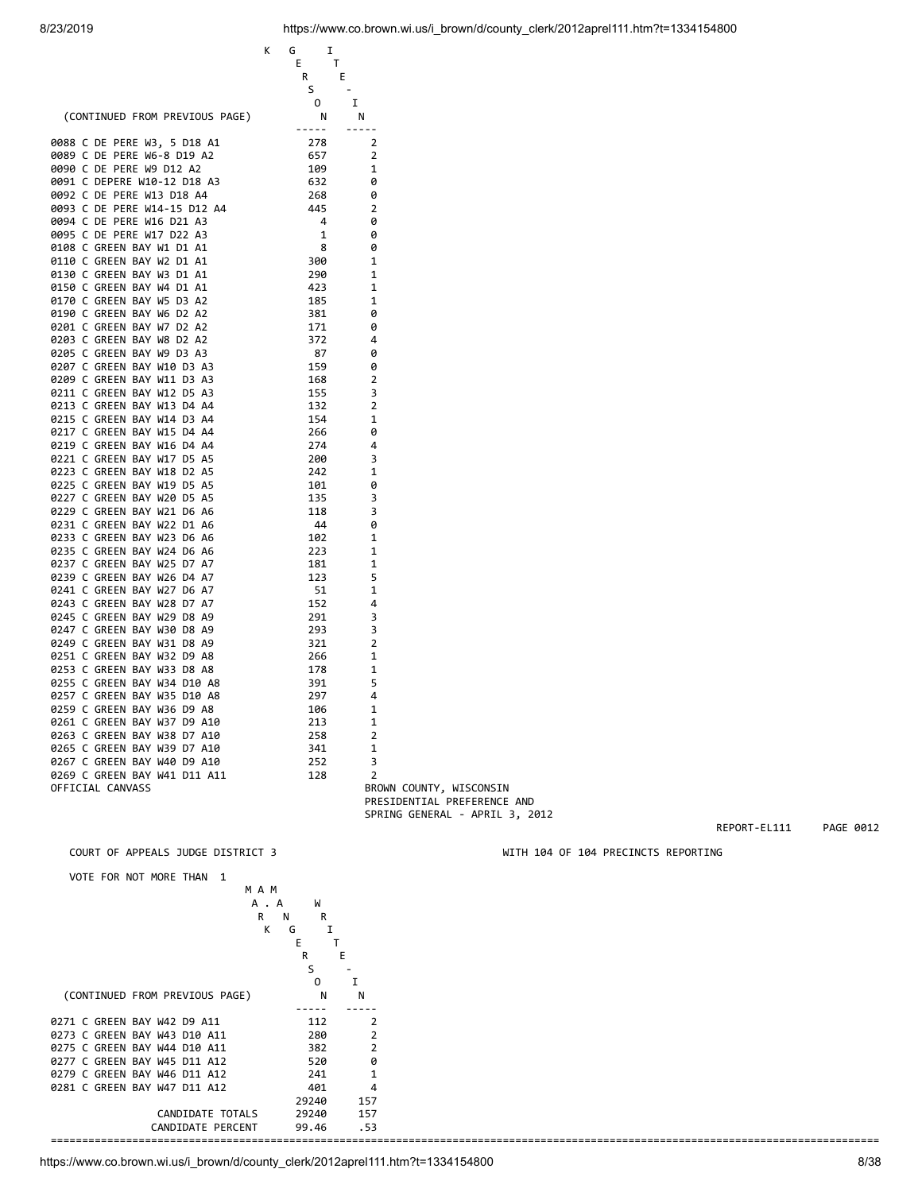| (CONTINUED FROM PREVIOUS PAGE) | KRISTEN | GREG - TIETZ (WRITE-IN) |
|---|---|---|
| 0088 C DE PERE W3, 5 D18 A1 | 278 | 2 |
| 0089 C DE PERE W6-8 D19 A2 | 657 | 2 |
| 0090 C DE PERE W9 D12 A2 | 109 | 1 |
| 0091 C DEPERE W10-12 D18 A3 | 632 | 0 |
| 0092 C DE PERE W13 D18 A4 | 268 | 0 |
| 0093 C DE PERE W14-15 D12 A4 | 445 | 2 |
| 0094 C DE PERE W16 D21 A3 | 4 | 0 |
| 0095 C DE PERE W17 D22 A3 | 1 | 0 |
| 0108 C GREEN BAY W1 D1 A1 | 8 | 0 |
| 0110 C GREEN BAY W2 D1 A1 | 300 | 1 |
| 0130 C GREEN BAY W3 D1 A1 | 290 | 1 |
| 0150 C GREEN BAY W4 D1 A1 | 423 | 1 |
| 0170 C GREEN BAY W5 D3 A2 | 185 | 1 |
| 0190 C GREEN BAY W6 D2 A2 | 381 | 0 |
| 0201 C GREEN BAY W7 D2 A2 | 171 | 0 |
| 0203 C GREEN BAY W8 D2 A2 | 372 | 4 |
| 0205 C GREEN BAY W9 D3 A3 | 87 | 0 |
| 0207 C GREEN BAY W10 D3 A3 | 159 | 0 |
| 0209 C GREEN BAY W11 D3 A3 | 168 | 2 |
| 0211 C GREEN BAY W12 D5 A3 | 155 | 3 |
| 0213 C GREEN BAY W13 D4 A4 | 132 | 2 |
| 0215 C GREEN BAY W14 D3 A4 | 154 | 1 |
| 0217 C GREEN BAY W15 D4 A4 | 266 | 0 |
| 0219 C GREEN BAY W16 D4 A4 | 274 | 4 |
| 0221 C GREEN BAY W17 D5 A5 | 200 | 3 |
| 0223 C GREEN BAY W18 D2 A5 | 242 | 1 |
| 0225 C GREEN BAY W19 D5 A5 | 101 | 0 |
| 0227 C GREEN BAY W20 D5 A5 | 135 | 3 |
| 0229 C GREEN BAY W21 D6 A6 | 118 | 3 |
| 0231 C GREEN BAY W22 D1 A6 | 44 | 0 |
| 0233 C GREEN BAY W23 D6 A6 | 102 | 1 |
| 0235 C GREEN BAY W24 D6 A6 | 223 | 1 |
| 0237 C GREEN BAY W25 D7 A7 | 181 | 1 |
| 0239 C GREEN BAY W26 D4 A7 | 123 | 5 |
| 0241 C GREEN BAY W27 D6 A7 | 51 | 1 |
| 0243 C GREEN BAY W28 D7 A7 | 152 | 4 |
| 0245 C GREEN BAY W29 D8 A9 | 291 | 3 |
| 0247 C GREEN BAY W30 D8 A9 | 293 | 3 |
| 0249 C GREEN BAY W31 D8 A9 | 321 | 2 |
| 0251 C GREEN BAY W32 D9 A8 | 266 | 1 |
| 0253 C GREEN BAY W33 D8 A8 | 178 | 1 |
| 0255 C GREEN BAY W34 D10 A8 | 391 | 5 |
| 0257 C GREEN BAY W35 D10 A8 | 297 | 4 |
| 0259 C GREEN BAY W36 D9 A8 | 106 | 1 |
| 0261 C GREEN BAY W37 D9 A10 | 213 | 1 |
| 0263 C GREEN BAY W38 D7 A10 | 258 | 2 |
| 0265 C GREEN BAY W39 D7 A10 | 341 | 1 |
| 0267 C GREEN BAY W40 D9 A10 | 252 | 3 |
| 0269 C GREEN BAY W41 D11 A11 | 128 | 2 |

OFFICIAL CANVASS

BROWN COUNTY, WISCONSIN
PRESIDENTIAL PREFERENCE AND
SPRING GENERAL - APRIL 3, 2012

REPORT-EL111 PAGE 0012

COURT OF APPEALS JUDGE DISTRICT 3 — WITH 104 OF 104 PRECINCTS REPORTING

VOTE FOR NOT MORE THAN 1

| (CONTINUED FROM PREVIOUS PAGE) | MARK A. KRISTEN | MAN W GREG R - TIETZ (WRITE-IN) |
|---|---|---|
| 0271 C GREEN BAY W42 D9 A11 | 112 | 2 |
| 0273 C GREEN BAY W43 D10 A11 | 280 | 2 |
| 0275 C GREEN BAY W44 D10 A11 | 382 | 2 |
| 0277 C GREEN BAY W45 D11 A12 | 520 | 0 |
| 0279 C GREEN BAY W46 D11 A12 | 241 | 1 |
| 0281 C GREEN BAY W47 D11 A12 | 401 | 4 |
| | 29240 | 157 |
| CANDIDATE TOTALS | 29240 | 157 |
| CANDIDATE PERCENT | 99.46 | .53 |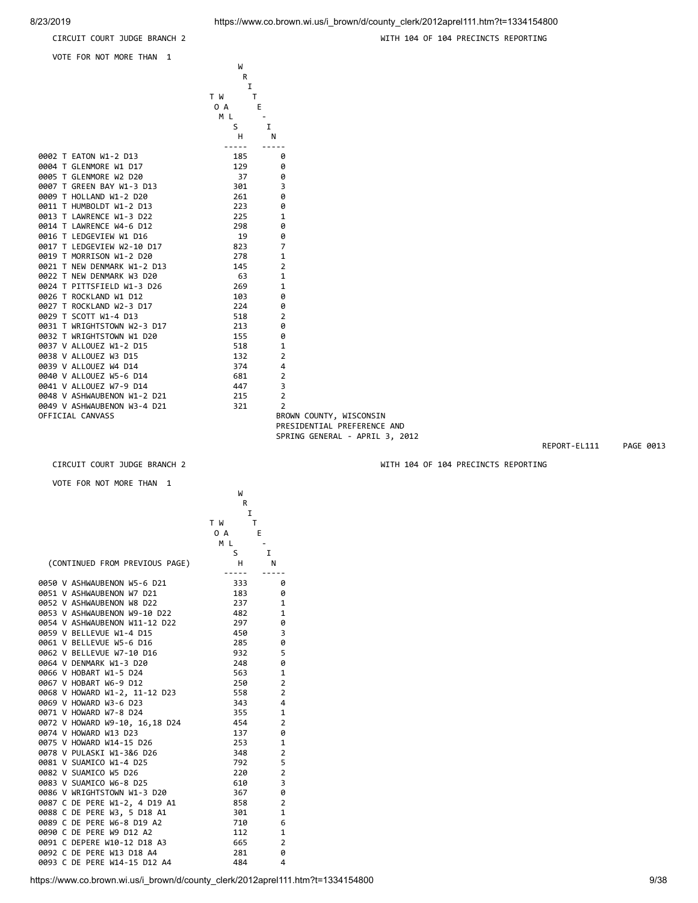CIRCUIT COURT JUDGE BRANCH 2 WITH 104 OF 104 PRECINCTS REPORTING

VOTE FOR NOT MORE THAN 1

| | TOM WALSH | WRITE-IN |
|---|---|---|
| 0002 T EATON W1-2 D13 | 185 | 0 |
| 0004 T GLENMORE W1 D17 | 129 | 0 |
| 0005 T GLENMORE W2 D20 | 37 | 0 |
| 0007 T GREEN BAY W1-3 D13 | 301 | 3 |
| 0009 T HOLLAND W1-2 D20 | 261 | 0 |
| 0011 T HUMBOLDT W1-2 D13 | 223 | 0 |
| 0013 T LAWRENCE W1-3 D22 | 225 | 1 |
| 0014 T LAWRENCE W4-6 D12 | 298 | 0 |
| 0016 T LEDGEVIEW W1 D16 | 19 | 0 |
| 0017 T LEDGEVIEW W2-10 D17 | 823 | 7 |
| 0019 T MORRISON W1-2 D20 | 278 | 1 |
| 0021 T NEW DENMARK W1-2 D13 | 145 | 2 |
| 0022 T NEW DENMARK W3 D20 | 63 | 1 |
| 0024 T PITTSFIELD W1-3 D26 | 269 | 1 |
| 0026 T ROCKLAND W1 D12 | 103 | 0 |
| 0027 T ROCKLAND W2-3 D17 | 224 | 0 |
| 0029 T SCOTT W1-4 D13 | 518 | 2 |
| 0031 T WRIGHTSTOWN W2-3 D17 | 213 | 0 |
| 0032 T WRIGHTSTOWN W1 D20 | 155 | 0 |
| 0037 V ALLOUEZ W1-2 D15 | 518 | 1 |
| 0038 V ALLOUEZ W3 D15 | 132 | 2 |
| 0039 V ALLOUEZ W4 D14 | 374 | 4 |
| 0040 V ALLOUEZ W5-6 D14 | 681 | 2 |
| 0041 V ALLOUEZ W7-9 D14 | 447 | 3 |
| 0048 V ASHWAUBENON W1-2 D21 | 215 | 2 |
| 0049 V ASHWAUBENON W3-4 D21 | 321 | 2 |

OFFICIAL CANVASS

BROWN COUNTY, WISCONSIN
PRESIDENTIAL PREFERENCE AND
SPRING GENERAL - APRIL 3, 2012

REPORT-EL111 PAGE 0013

CIRCUIT COURT JUDGE BRANCH 2 WITH 104 OF 104 PRECINCTS REPORTING

VOTE FOR NOT MORE THAN 1

| (CONTINUED FROM PREVIOUS PAGE) | TOM WALSH | WRITE-IN |
|---|---|---|
| 0050 V ASHWAUBENON W5-6 D21 | 333 | 0 |
| 0051 V ASHWAUBENON W7 D21 | 183 | 0 |
| 0052 V ASHWAUBENON W8 D22 | 237 | 1 |
| 0053 V ASHWAUBENON W9-10 D22 | 482 | 1 |
| 0054 V ASHWAUBENON W11-12 D22 | 297 | 0 |
| 0059 V BELLEVUE W1-4 D15 | 450 | 3 |
| 0061 V BELLEVUE W5-6 D16 | 285 | 0 |
| 0062 V BELLEVUE W7-10 D16 | 932 | 5 |
| 0064 V DENMARK W1-3 D20 | 248 | 0 |
| 0066 V HOBART W1-5 D24 | 563 | 1 |
| 0067 V HOBART W6-9 D12 | 250 | 2 |
| 0068 V HOWARD W1-2, 11-12 D23 | 558 | 2 |
| 0069 V HOWARD W3-6 D23 | 343 | 4 |
| 0071 V HOWARD W7-8 D24 | 355 | 1 |
| 0072 V HOWARD W9-10, 16,18 D24 | 454 | 2 |
| 0074 V HOWARD W13 D23 | 137 | 0 |
| 0075 V HOWARD W14-15 D26 | 253 | 1 |
| 0078 V PULASKI W1-3&6 D26 | 348 | 2 |
| 0081 V SUAMICO W1-4 D25 | 792 | 5 |
| 0082 V SUAMICO W5 D26 | 220 | 2 |
| 0083 V SUAMICO W6-8 D25 | 610 | 3 |
| 0086 V WRIGHTSTOWN W1-3 D20 | 367 | 0 |
| 0087 C DE PERE W1-2, 4 D19 A1 | 858 | 2 |
| 0088 C DE PERE W3, 5 D18 A1 | 301 | 1 |
| 0089 C DE PERE W6-8 D19 A2 | 710 | 6 |
| 0090 C DE PERE W9 D12 A2 | 112 | 1 |
| 0091 C DEPERE W10-12 D18 A3 | 665 | 2 |
| 0092 C DE PERE W13 D18 A4 | 281 | 0 |
| 0093 C DE PERE W14-15 D12 A4 | 484 | 4 |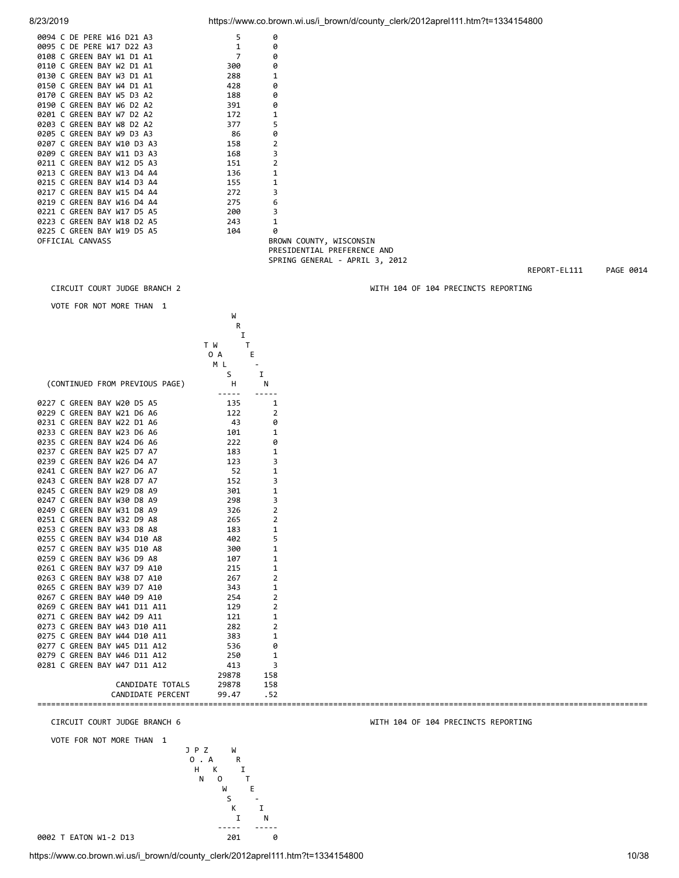| Precinct | | |
|---|---|---|
| 0094 C DE PERE W16 D21 A3 | 5 | 0 |
| 0095 C DE PERE W17 D22 A3 | 1 | 0 |
| 0108 C GREEN BAY W1 D1 A1 | 7 | 0 |
| 0110 C GREEN BAY W2 D1 A1 | 300 | 0 |
| 0130 C GREEN BAY W3 D1 A1 | 288 | 1 |
| 0150 C GREEN BAY W4 D1 A1 | 428 | 0 |
| 0170 C GREEN BAY W5 D3 A2 | 188 | 0 |
| 0190 C GREEN BAY W6 D2 A2 | 391 | 0 |
| 0201 C GREEN BAY W7 D2 A2 | 172 | 1 |
| 0203 C GREEN BAY W8 D2 A2 | 377 | 5 |
| 0205 C GREEN BAY W9 D3 A3 | 86 | 0 |
| 0207 C GREEN BAY W10 D3 A3 | 158 | 2 |
| 0209 C GREEN BAY W11 D3 A3 | 168 | 3 |
| 0211 C GREEN BAY W12 D5 A3 | 151 | 2 |
| 0213 C GREEN BAY W13 D4 A4 | 136 | 1 |
| 0215 C GREEN BAY W14 D3 A4 | 155 | 1 |
| 0217 C GREEN BAY W15 D4 A4 | 272 | 3 |
| 0219 C GREEN BAY W16 D4 A4 | 275 | 6 |
| 0221 C GREEN BAY W17 D5 A5 | 200 | 3 |
| 0223 C GREEN BAY W18 D2 A5 | 243 | 1 |
| 0225 C GREEN BAY W19 D5 A5 | 104 | 0 |

OFFICIAL CANVASS

BROWN COUNTY, WISCONSIN
PRESIDENTIAL PREFERENCE AND
SPRING GENERAL - APRIL 3, 2012

REPORT-EL111 PAGE 0014

## CIRCUIT COURT JUDGE BRANCH 2

WITH 104 OF 104 PRECINCTS REPORTING

VOTE FOR NOT MORE THAN 1

| (CONTINUED FROM PREVIOUS PAGE) | TOM WALSH | WRITE-IN |
|---|---|---|
| 0227 C GREEN BAY W20 D5 A5 | 135 | 1 |
| 0229 C GREEN BAY W21 D6 A6 | 122 | 2 |
| 0231 C GREEN BAY W22 D1 A6 | 43 | 0 |
| 0233 C GREEN BAY W23 D6 A6 | 101 | 1 |
| 0235 C GREEN BAY W24 D6 A6 | 222 | 0 |
| 0237 C GREEN BAY W25 D7 A7 | 183 | 1 |
| 0239 C GREEN BAY W26 D4 A7 | 123 | 3 |
| 0241 C GREEN BAY W27 D6 A7 | 52 | 1 |
| 0243 C GREEN BAY W28 D7 A7 | 152 | 3 |
| 0245 C GREEN BAY W29 D8 A9 | 301 | 1 |
| 0247 C GREEN BAY W30 D8 A9 | 298 | 3 |
| 0249 C GREEN BAY W31 D8 A9 | 326 | 2 |
| 0251 C GREEN BAY W32 D9 A8 | 265 | 2 |
| 0253 C GREEN BAY W33 D8 A8 | 183 | 1 |
| 0255 C GREEN BAY W34 D10 A8 | 402 | 5 |
| 0257 C GREEN BAY W35 D10 A8 | 300 | 1 |
| 0259 C GREEN BAY W36 D9 A8 | 107 | 1 |
| 0261 C GREEN BAY W37 D9 A10 | 215 | 1 |
| 0263 C GREEN BAY W38 D7 A10 | 267 | 2 |
| 0265 C GREEN BAY W39 D7 A10 | 343 | 1 |
| 0267 C GREEN BAY W40 D9 A10 | 254 | 2 |
| 0269 C GREEN BAY W41 D11 A11 | 129 | 2 |
| 0271 C GREEN BAY W42 D9 A11 | 121 | 1 |
| 0273 C GREEN BAY W43 D10 A11 | 282 | 2 |
| 0275 C GREEN BAY W44 D10 A11 | 383 | 1 |
| 0277 C GREEN BAY W45 D11 A12 | 536 | 0 |
| 0279 C GREEN BAY W46 D11 A12 | 250 | 1 |
| 0281 C GREEN BAY W47 D11 A12 | 413 | 3 |
| | 29878 | 158 |
| CANDIDATE TOTALS | 29878 | 158 |
| CANDIDATE PERCENT | 99.47 | .52 |

## CIRCUIT COURT JUDGE BRANCH 6

WITH 104 OF 104 PRECINCTS REPORTING

VOTE FOR NOT MORE THAN 1

| | JOHN P. ZAKOWSKI | WRITE-IN |
|---|---|---|
| 0002 T EATON W1-2 D13 | 201 | 0 |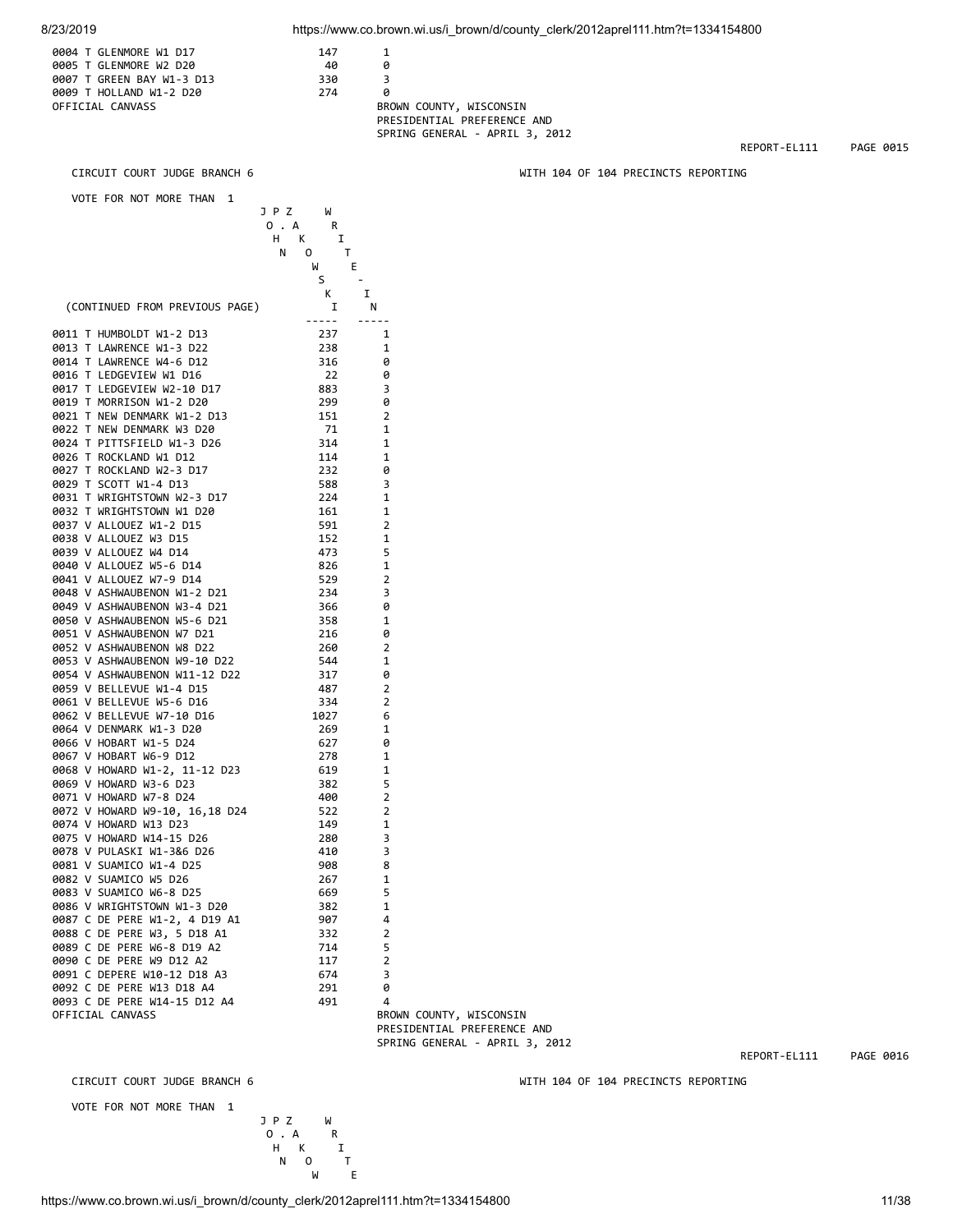| | | |
|---|---|---|
| 0004 T GLENMORE W1 D17 | 147 | 1 |
| 0005 T GLENMORE W2 D20 | 40 | 0 |
| 0007 T GREEN BAY W1-3 D13 | 330 | 3 |
| 0009 T HOLLAND W1-2 D20 | 274 | 0 |

OFFICIAL CANVASS

BROWN COUNTY, WISCONSIN
PRESIDENTIAL PREFERENCE AND
SPRING GENERAL - APRIL 3, 2012

REPORT-EL111 PAGE 0015

CIRCUIT COURT JUDGE BRANCH 6

WITH 104 OF 104 PRECINCTS REPORTING

VOTE FOR NOT MORE THAN 1

| (CONTINUED FROM PREVIOUS PAGE) | JOHN P. ZAKOWSKI | WRITE-IN |
|---|---|---|
| 0011 T HUMBOLDT W1-2 D13 | 237 | 1 |
| 0013 T LAWRENCE W1-3 D22 | 238 | 1 |
| 0014 T LAWRENCE W4-6 D12 | 316 | 0 |
| 0016 T LEDGEVIEW W1 D16 | 22 | 0 |
| 0017 T LEDGEVIEW W2-10 D17 | 883 | 3 |
| 0019 T MORRISON W1-2 D20 | 299 | 0 |
| 0021 T NEW DENMARK W1-2 D13 | 151 | 2 |
| 0022 T NEW DENMARK W3 D20 | 71 | 1 |
| 0024 T PITTSFIELD W1-3 D26 | 314 | 1 |
| 0026 T ROCKLAND W1 D12 | 114 | 1 |
| 0027 T ROCKLAND W2-3 D17 | 232 | 0 |
| 0029 T SCOTT W1-4 D13 | 588 | 3 |
| 0031 T WRIGHTSTOWN W2-3 D17 | 224 | 1 |
| 0032 T WRIGHTSTOWN W1 D20 | 161 | 1 |
| 0037 V ALLOUEZ W1-2 D15 | 591 | 2 |
| 0038 V ALLOUEZ W3 D15 | 152 | 1 |
| 0039 V ALLOUEZ W4 D14 | 473 | 5 |
| 0040 V ALLOUEZ W5-6 D14 | 826 | 1 |
| 0041 V ALLOUEZ W7-9 D14 | 529 | 2 |
| 0048 V ASHWAUBENON W1-2 D21 | 234 | 3 |
| 0049 V ASHWAUBENON W3-4 D21 | 366 | 0 |
| 0050 V ASHWAUBENON W5-6 D21 | 358 | 1 |
| 0051 V ASHWAUBENON W7 D21 | 216 | 0 |
| 0052 V ASHWAUBENON W8 D22 | 260 | 2 |
| 0053 V ASHWAUBENON W9-10 D22 | 544 | 1 |
| 0054 V ASHWAUBENON W11-12 D22 | 317 | 0 |
| 0059 V BELLEVUE W1-4 D15 | 487 | 2 |
| 0061 V BELLEVUE W5-6 D16 | 334 | 2 |
| 0062 V BELLEVUE W7-10 D16 | 1027 | 6 |
| 0064 V DENMARK W1-3 D20 | 269 | 1 |
| 0066 V HOBART W1-5 D24 | 627 | 0 |
| 0067 V HOBART W6-9 D12 | 278 | 1 |
| 0068 V HOWARD W1-2, 11-12 D23 | 619 | 1 |
| 0069 V HOWARD W3-6 D23 | 382 | 5 |
| 0071 V HOWARD W7-8 D24 | 400 | 2 |
| 0072 V HOWARD W9-10, 16,18 D24 | 522 | 2 |
| 0074 V HOWARD W13 D23 | 149 | 1 |
| 0075 V HOWARD W14-15 D26 | 280 | 3 |
| 0078 V PULASKI W1-3&6 D26 | 410 | 3 |
| 0081 V SUAMICO W1-4 D25 | 908 | 8 |
| 0082 V SUAMICO W5 D26 | 267 | 1 |
| 0083 V SUAMICO W6-8 D25 | 669 | 5 |
| 0086 V WRIGHTSTOWN W1-3 D20 | 382 | 1 |
| 0087 C DE PERE W1-2, 4 D19 A1 | 907 | 4 |
| 0088 C DE PERE W3, 5 D18 A1 | 332 | 2 |
| 0089 C DE PERE W6-8 D19 A2 | 714 | 5 |
| 0090 C DE PERE W9 D12 A2 | 117 | 2 |
| 0091 C DEPERE W10-12 D18 A3 | 674 | 3 |
| 0092 C DE PERE W13 D18 A4 | 291 | 0 |
| 0093 C DE PERE W14-15 D12 A4 | 491 | 4 |

OFFICIAL CANVASS

BROWN COUNTY, WISCONSIN
PRESIDENTIAL PREFERENCE AND
SPRING GENERAL - APRIL 3, 2012

REPORT-EL111 PAGE 0016

CIRCUIT COURT JUDGE BRANCH 6

WITH 104 OF 104 PRECINCTS REPORTING

VOTE FOR NOT MORE THAN 1

| | JOHN P. ZAKOW | WRITE |
|---|---|---|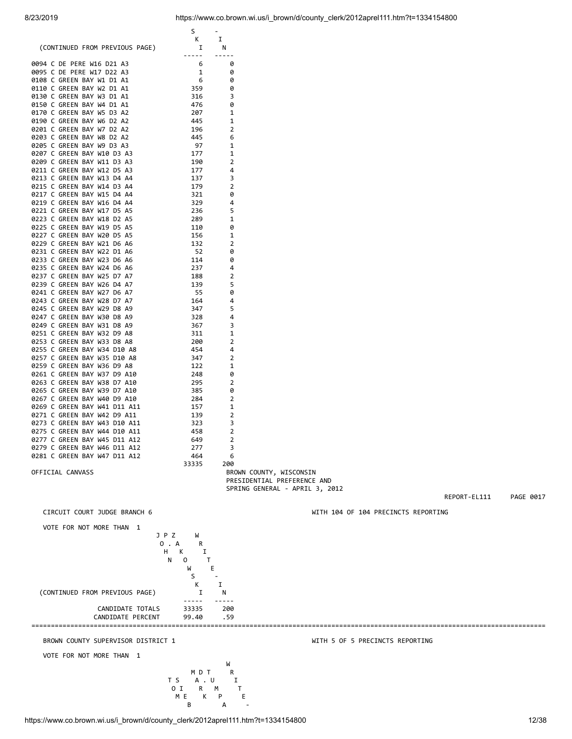(CONTINUED FROM PREVIOUS PAGE)

| Precinct | SKI | - IN |
|---|---|---|
| 0094 C DE PERE W16 D21 A3 | 6 | 0 |
| 0095 C DE PERE W17 D22 A3 | 1 | 0 |
| 0108 C GREEN BAY W1 D1 A1 | 6 | 0 |
| 0110 C GREEN BAY W2 D1 A1 | 359 | 0 |
| 0130 C GREEN BAY W3 D1 A1 | 316 | 3 |
| 0150 C GREEN BAY W4 D1 A1 | 476 | 0 |
| 0170 C GREEN BAY W5 D3 A2 | 207 | 1 |
| 0190 C GREEN BAY W6 D2 A2 | 445 | 1 |
| 0201 C GREEN BAY W7 D2 A2 | 196 | 2 |
| 0203 C GREEN BAY W8 D2 A2 | 445 | 6 |
| 0205 C GREEN BAY W9 D3 A3 | 97 | 1 |
| 0207 C GREEN BAY W10 D3 A3 | 177 | 1 |
| 0209 C GREEN BAY W11 D3 A3 | 190 | 2 |
| 0211 C GREEN BAY W12 D5 A3 | 177 | 4 |
| 0213 C GREEN BAY W13 D4 A4 | 137 | 3 |
| 0215 C GREEN BAY W14 D3 A4 | 179 | 2 |
| 0217 C GREEN BAY W15 D4 A4 | 321 | 0 |
| 0219 C GREEN BAY W16 D4 A4 | 329 | 4 |
| 0221 C GREEN BAY W17 D5 A5 | 236 | 5 |
| 0223 C GREEN BAY W18 D2 A5 | 289 | 1 |
| 0225 C GREEN BAY W19 D5 A5 | 110 | 0 |
| 0227 C GREEN BAY W20 D5 A5 | 156 | 1 |
| 0229 C GREEN BAY W21 D6 A6 | 132 | 2 |
| 0231 C GREEN BAY W22 D1 A6 | 52 | 0 |
| 0233 C GREEN BAY W23 D6 A6 | 114 | 0 |
| 0235 C GREEN BAY W24 D6 A6 | 237 | 4 |
| 0237 C GREEN BAY W25 D7 A7 | 188 | 2 |
| 0239 C GREEN BAY W26 D4 A7 | 139 | 5 |
| 0241 C GREEN BAY W27 D6 A7 | 55 | 0 |
| 0243 C GREEN BAY W28 D7 A7 | 164 | 4 |
| 0245 C GREEN BAY W29 D8 A9 | 347 | 5 |
| 0247 C GREEN BAY W30 D8 A9 | 328 | 4 |
| 0249 C GREEN BAY W31 D8 A9 | 367 | 3 |
| 0251 C GREEN BAY W32 D9 A8 | 311 | 1 |
| 0253 C GREEN BAY W33 D8 A8 | 200 | 2 |
| 0255 C GREEN BAY W34 D10 A8 | 454 | 4 |
| 0257 C GREEN BAY W35 D10 A8 | 347 | 2 |
| 0259 C GREEN BAY W36 D9 A8 | 122 | 1 |
| 0261 C GREEN BAY W37 D9 A10 | 248 | 0 |
| 0263 C GREEN BAY W38 D7 A10 | 295 | 2 |
| 0265 C GREEN BAY W39 D7 A10 | 385 | 0 |
| 0267 C GREEN BAY W40 D9 A10 | 284 | 2 |
| 0269 C GREEN BAY W41 D11 A11 | 157 | 1 |
| 0271 C GREEN BAY W42 D9 A11 | 139 | 2 |
| 0273 C GREEN BAY W43 D10 A11 | 323 | 3 |
| 0275 C GREEN BAY W44 D10 A11 | 458 | 2 |
| 0277 C GREEN BAY W45 D11 A12 | 649 | 2 |
| 0279 C GREEN BAY W46 D11 A12 | 277 | 3 |
| 0281 C GREEN BAY W47 D11 A12 | 464 | 6 |
| | 33335 | 200 |

OFFICIAL CANVASS

BROWN COUNTY, WISCONSIN
PRESIDENTIAL PREFERENCE AND
SPRING GENERAL - APRIL 3, 2012

REPORT-EL111 PAGE 0017

CIRCUIT COURT JUDGE BRANCH 6 — WITH 104 OF 104 PRECINCTS REPORTING

VOTE FOR NOT MORE THAN 1

(CONTINUED FROM PREVIOUS PAGE)

| | JOHN P. ZAKOWSKI | WRITE-IN |
|---|---|---|
| CANDIDATE TOTALS | 33335 | 200 |
| CANDIDATE PERCENT | 99.40 | .59 |

---

BROWN COUNTY SUPERVISOR DISTRICT 1 — WITH 5 OF 5 PRECINCTS REPORTING

VOTE FOR NOT MORE THAN 1

| TOM SIEBER | MARK D. TUMPA | WRITE- |
|---|---|---|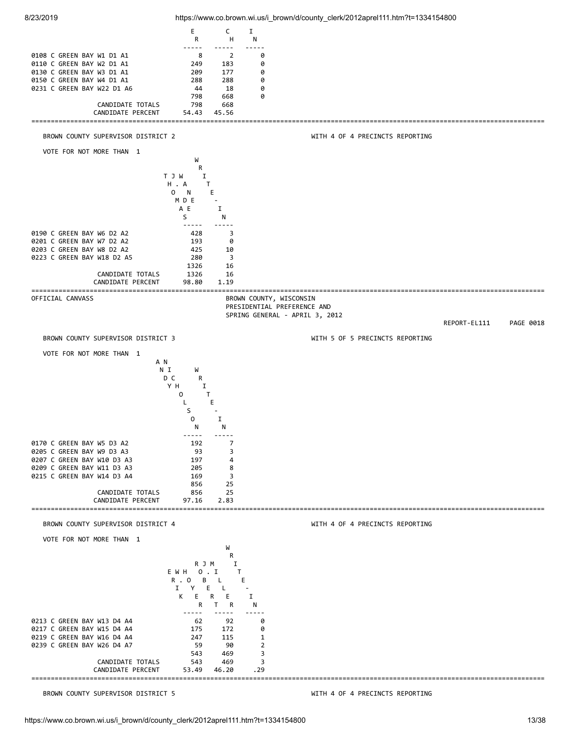| | ER | CH | IN |
|---|---|---|---|
| 0108 C GREEN BAY W1 D1 A1 | 8 | 2 | 0 |
| 0110 C GREEN BAY W2 D1 A1 | 249 | 183 | 0 |
| 0130 C GREEN BAY W3 D1 A1 | 209 | 177 | 0 |
| 0150 C GREEN BAY W4 D1 A1 | 288 | 288 | 0 |
| 0231 C GREEN BAY W22 D1 A6 | 44 | 18 | 0 |
| | 798 | 668 | 0 |
| CANDIDATE TOTALS | 798 | 668 | |
| CANDIDATE PERCENT | 54.43 | 45.56 | |

BROWN COUNTY SUPERVISOR DISTRICT 2 — WITH 4 OF 4 PRECINCTS REPORTING

VOTE FOR NOT MORE THAN 1

| | THOMAS J. WADE | WRITE-IN |
|---|---|---|
| 0190 C GREEN BAY W6 D2 A2 | 428 | 3 |
| 0201 C GREEN BAY W7 D2 A2 | 193 | 0 |
| 0203 C GREEN BAY W8 D2 A2 | 425 | 10 |
| 0223 C GREEN BAY W18 D2 A5 | 280 | 3 |
| | 1326 | 16 |
| CANDIDATE TOTALS | 1326 | 16 |
| CANDIDATE PERCENT | 98.80 | 1.19 |

OFFICIAL CANVASS

BROWN COUNTY, WISCONSIN
PRESIDENTIAL PREFERENCE AND
SPRING GENERAL - APRIL 3, 2012

REPORT-EL111 PAGE 0018

BROWN COUNTY SUPERVISOR DISTRICT 3 — WITH 5 OF 5 PRECINCTS REPORTING

VOTE FOR NOT MORE THAN 1

| | ANDY NICHOLSON | WRITE-IN |
|---|---|---|
| 0170 C GREEN BAY W5 D3 A2 | 192 | 7 |
| 0205 C GREEN BAY W9 D3 A3 | 93 | 3 |
| 0207 C GREEN BAY W10 D3 A3 | 197 | 4 |
| 0209 C GREEN BAY W11 D3 A3 | 205 | 8 |
| 0215 C GREEN BAY W14 D3 A4 | 169 | 3 |
| | 856 | 25 |
| CANDIDATE TOTALS | 856 | 25 |
| CANDIDATE PERCENT | 97.16 | 2.83 |

BROWN COUNTY SUPERVISOR DISTRICT 4 — WITH 4 OF 4 PRECINCTS REPORTING

VOTE FOR NOT MORE THAN 1

| | ERIK R. WHEYER | ROBERT J. MOELLER | WRITE-IN |
|---|---|---|---|
| 0213 C GREEN BAY W13 D4 A4 | 62 | 92 | 0 |
| 0217 C GREEN BAY W15 D4 A4 | 175 | 172 | 0 |
| 0219 C GREEN BAY W16 D4 A4 | 247 | 115 | 1 |
| 0239 C GREEN BAY W26 D4 A7 | 59 | 90 | 2 |
| | 543 | 469 | 3 |
| CANDIDATE TOTALS | 543 | 469 | 3 |
| CANDIDATE PERCENT | 53.49 | 46.20 | .29 |

BROWN COUNTY SUPERVISOR DISTRICT 5 — WITH 4 OF 4 PRECINCTS REPORTING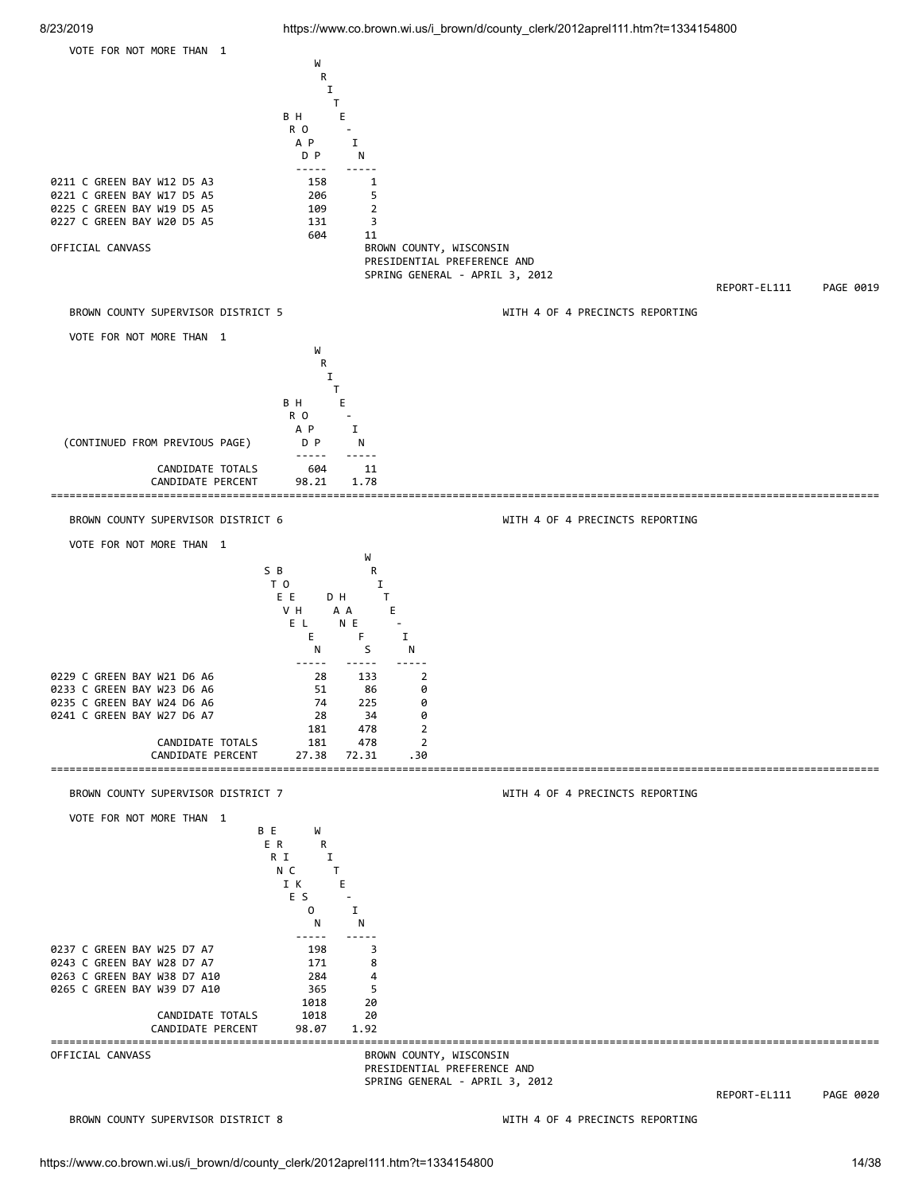VOTE FOR NOT MORE THAN 1

| | BRAD HOPP | WRITE-IN |
|---|---|---|
| 0211 C GREEN BAY W12 D5 A3 | 158 | 1 |
| 0221 C GREEN BAY W17 D5 A5 | 206 | 5 |
| 0225 C GREEN BAY W19 D5 A5 | 109 | 2 |
| 0227 C GREEN BAY W20 D5 A5 | 131 | 3 |
| | 604 | 11 |

OFFICIAL CANVASS

BROWN COUNTY, WISCONSIN
PRESIDENTIAL PREFERENCE AND
SPRING GENERAL - APRIL 3, 2012

REPORT-EL111 PAGE 0019

BROWN COUNTY SUPERVISOR DISTRICT 5 WITH 4 OF 4 PRECINCTS REPORTING

VOTE FOR NOT MORE THAN 1

| (CONTINUED FROM PREVIOUS PAGE) | BRAD HOPP | WRITE-IN |
|---|---|---|
| CANDIDATE TOTALS | 604 | 11 |
| CANDIDATE PERCENT | 98.21 | 1.78 |

BROWN COUNTY SUPERVISOR DISTRICT 6 WITH 4 OF 4 PRECINCTS REPORTING

VOTE FOR NOT MORE THAN 1

| | STEVE BOEHLEN | DAN HAEFS | WRITE-IN |
|---|---|---|---|
| 0229 C GREEN BAY W21 D6 A6 | 28 | 133 | 2 |
| 0233 C GREEN BAY W23 D6 A6 | 51 | 86 | 0 |
| 0235 C GREEN BAY W24 D6 A6 | 74 | 225 | 0 |
| 0241 C GREEN BAY W27 D6 A7 | 28 | 34 | 0 |
| | 181 | 478 | 2 |
| CANDIDATE TOTALS | 181 | 478 | 2 |
| CANDIDATE PERCENT | 27.38 | 72.31 | .30 |

BROWN COUNTY SUPERVISOR DISTRICT 7 WITH 4 OF 4 PRECINCTS REPORTING

VOTE FOR NOT MORE THAN 1

| | BERNIE ERICKSON | WRITE-IN |
|---|---|---|
| 0237 C GREEN BAY W25 D7 A7 | 198 | 3 |
| 0243 C GREEN BAY W28 D7 A7 | 171 | 8 |
| 0263 C GREEN BAY W38 D7 A10 | 284 | 4 |
| 0265 C GREEN BAY W39 D7 A10 | 365 | 5 |
| | 1018 | 20 |
| CANDIDATE TOTALS | 1018 | 20 |
| CANDIDATE PERCENT | 98.07 | 1.92 |

OFFICIAL CANVASS

BROWN COUNTY, WISCONSIN
PRESIDENTIAL PREFERENCE AND
SPRING GENERAL - APRIL 3, 2012

REPORT-EL111 PAGE 0020

BROWN COUNTY SUPERVISOR DISTRICT 8 WITH 4 OF 4 PRECINCTS REPORTING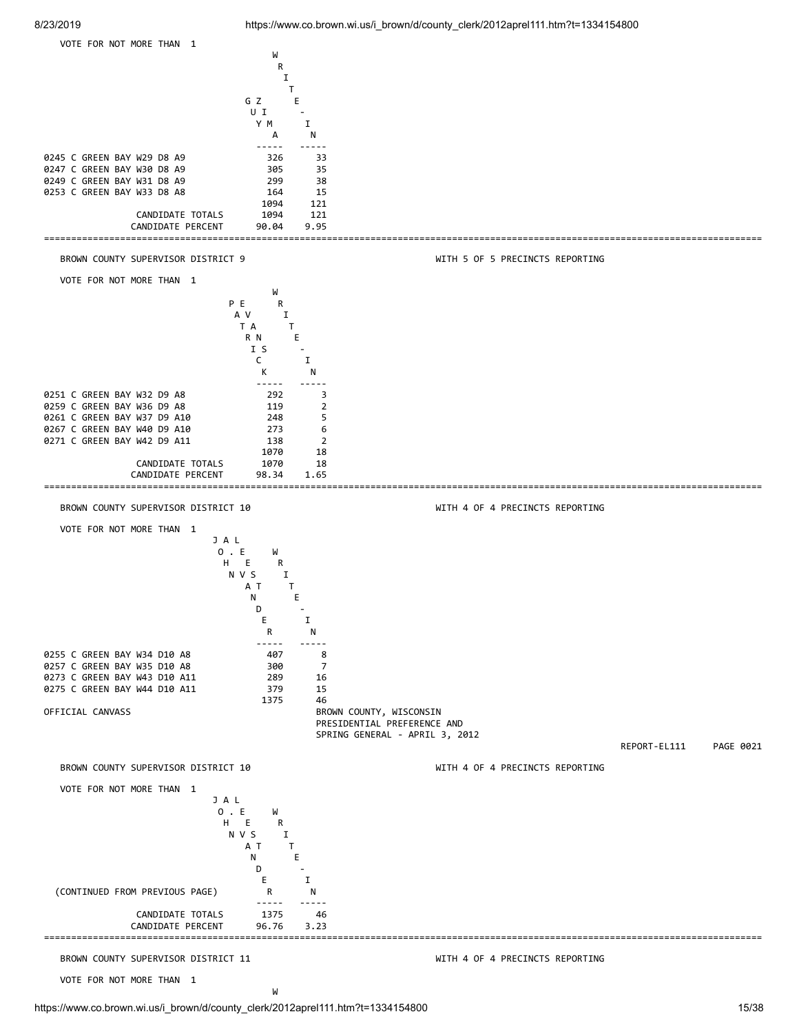VOTE FOR NOT MORE THAN 1

| | GUY ZIMA | WRITE-IN |
|---|---|---|
| 0245 C GREEN BAY W29 D8 A9 | 326 | 33 |
| 0247 C GREEN BAY W30 D8 A9 | 305 | 35 |
| 0249 C GREEN BAY W31 D8 A9 | 299 | 38 |
| 0253 C GREEN BAY W33 D8 A8 | 164 | 15 |
| | 1094 | 121 |
| CANDIDATE TOTALS | 1094 | 121 |
| CANDIDATE PERCENT | 90.04 | 9.95 |

---

BROWN COUNTY SUPERVISOR DISTRICT 9 WITH 5 OF 5 PRECINCTS REPORTING

VOTE FOR NOT MORE THAN 1

| | PAT EVANS RICK | WRITE-IN |
|---|---|---|
| 0251 C GREEN BAY W32 D9 A8 | 292 | 3 |
| 0259 C GREEN BAY W36 D9 A8 | 119 | 2 |
| 0261 C GREEN BAY W37 D9 A10 | 248 | 5 |
| 0267 C GREEN BAY W40 D9 A10 | 273 | 6 |
| 0271 C GREEN BAY W42 D9 A11 | 138 | 2 |
| | 1070 | 18 |
| CANDIDATE TOTALS | 1070 | 18 |
| CANDIDATE PERCENT | 98.34 | 1.65 |

---

BROWN COUNTY SUPERVISOR DISTRICT 10 WITH 4 OF 4 PRECINCTS REPORTING

VOTE FOR NOT MORE THAN 1

| | J A L O. E H E N V S A T N D E R | WRITE-IN |
|---|---|---|
| 0255 C GREEN BAY W34 D10 A8 | 407 | 8 |
| 0257 C GREEN BAY W35 D10 A8 | 300 | 7 |
| 0273 C GREEN BAY W43 D10 A11 | 289 | 16 |
| 0275 C GREEN BAY W44 D10 A11 | 379 | 15 |
| | 1375 | 46 |

OFFICIAL CANVASS

BROWN COUNTY, WISCONSIN
PRESIDENTIAL PREFERENCE AND
SPRING GENERAL - APRIL 3, 2012

REPORT-EL111 PAGE 0021

BROWN COUNTY SUPERVISOR DISTRICT 10 WITH 4 OF 4 PRECINCTS REPORTING

VOTE FOR NOT MORE THAN 1

| (CONTINUED FROM PREVIOUS PAGE) | J A L O. E H E N V S A T N D E R | WRITE-IN |
|---|---|---|
| CANDIDATE TOTALS | 1375 | 46 |
| CANDIDATE PERCENT | 96.76 | 3.23 |

---

BROWN COUNTY SUPERVISOR DISTRICT 11 WITH 4 OF 4 PRECINCTS REPORTING

VOTE FOR NOT MORE THAN 1

W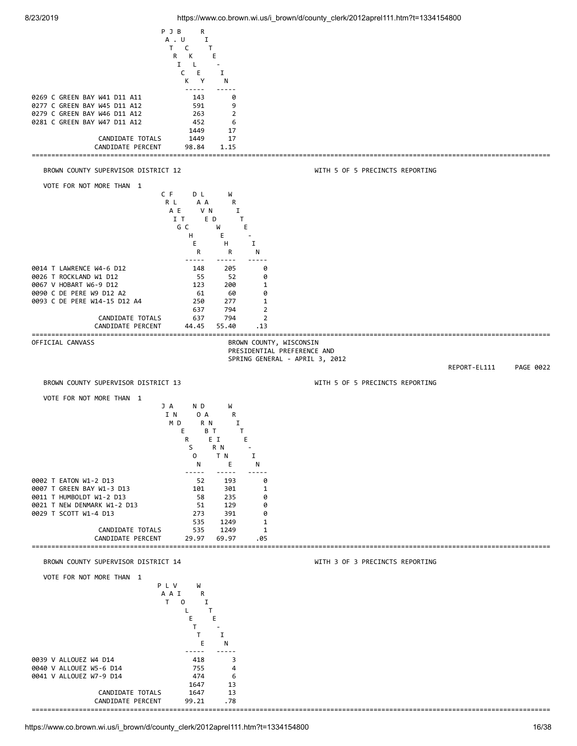| | PATRICK J. BUCKLEY | WRITE-IN |
|---|---|---|
| 0269 C GREEN BAY W41 D11 A11 | 143 | 0 |
| 0277 C GREEN BAY W45 D11 A12 | 591 | 9 |
| 0279 C GREEN BAY W46 D11 A12 | 263 | 2 |
| 0281 C GREEN BAY W47 D11 A12 | 452 | 6 |
| | 1449 | 17 |
| CANDIDATE TOTALS | 1449 | 17 |
| CANDIDATE PERCENT | 98.84 | 1.15 |

## BROWN COUNTY SUPERVISOR DISTRICT 12

WITH 5 OF 5 PRECINCTS REPORTING

VOTE FOR NOT MORE THAN 1

| | CRAIG FLETCHER | DAVE LANDWEHR | WRITE-IN |
|---|---|---|---|
| 0014 T LAWRENCE W4-6 D12 | 148 | 205 | 0 |
| 0026 T ROCKLAND W1 D12 | 55 | 52 | 0 |
| 0067 V HOBART W6-9 D12 | 123 | 200 | 1 |
| 0090 C DE PERE W9 D12 A2 | 61 | 60 | 0 |
| 0093 C DE PERE W14-15 D12 A4 | 250 | 277 | 1 |
| | 637 | 794 | 2 |
| CANDIDATE TOTALS | 637 | 794 | 2 |
| CANDIDATE PERCENT | 44.45 | 55.40 | .13 |

OFFICIAL CANVASS

BROWN COUNTY, WISCONSIN
PRESIDENTIAL PREFERENCE AND
SPRING GENERAL - APRIL 3, 2012

REPORT-EL111 PAGE 0022

## BROWN COUNTY SUPERVISOR DISTRICT 13

WITH 5 OF 5 PRECINCTS REPORTING

VOTE FOR NOT MORE THAN 1

| | JIM ANDERSON | NORB DANTINNE | WRITE-IN |
|---|---|---|---|
| 0002 T EATON W1-2 D13 | 52 | 193 | 0 |
| 0007 T GREEN BAY W1-3 D13 | 101 | 301 | 1 |
| 0011 T HUMBOLDT W1-2 D13 | 58 | 235 | 0 |
| 0021 T NEW DENMARK W1-2 D13 | 51 | 129 | 0 |
| 0029 T SCOTT W1-4 D13 | 273 | 391 | 0 |
| | 535 | 1249 | 1 |
| CANDIDATE TOTALS | 535 | 1249 | 1 |
| CANDIDATE PERCENT | 29.97 | 69.97 | .05 |

## BROWN COUNTY SUPERVISOR DISTRICT 14

WITH 3 OF 3 PRECINCTS REPORTING

VOTE FOR NOT MORE THAN 1

| | PAT LA VIOLETTE | WRITE-IN |
|---|---|---|
| 0039 V ALLOUEZ W4 D14 | 418 | 3 |
| 0040 V ALLOUEZ W5-6 D14 | 755 | 4 |
| 0041 V ALLOUEZ W7-9 D14 | 474 | 6 |
| | 1647 | 13 |
| CANDIDATE TOTALS | 1647 | 13 |
| CANDIDATE PERCENT | 99.21 | .78 |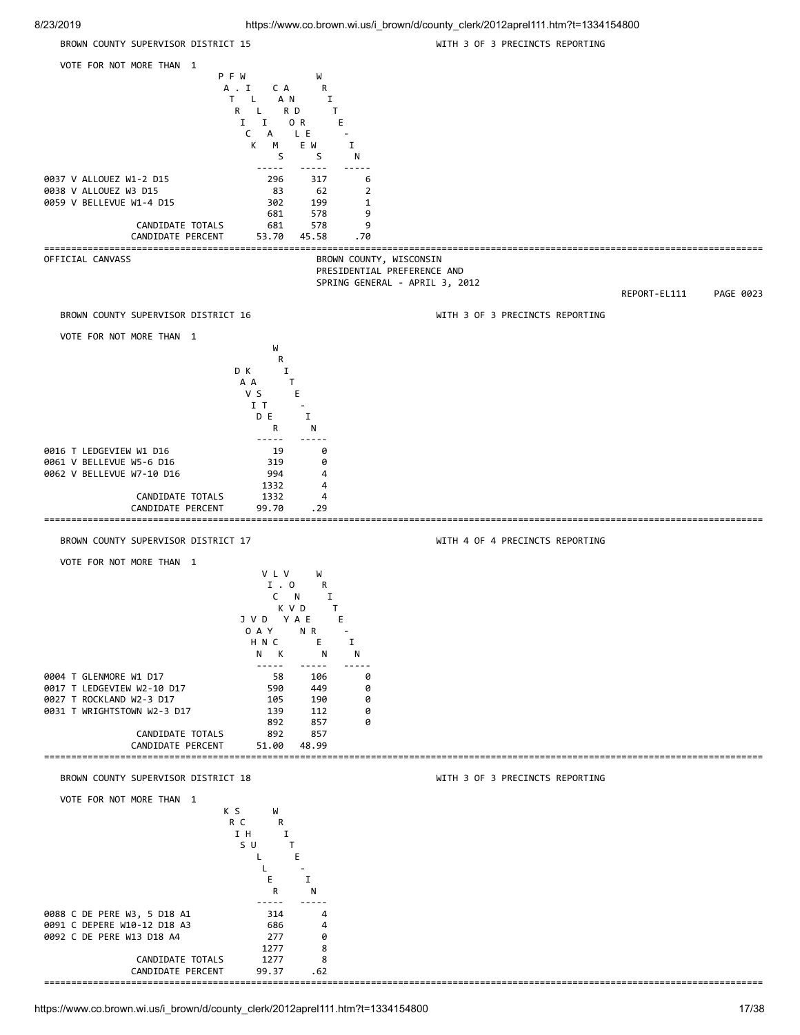## BROWN COUNTY SUPERVISOR DISTRICT 15

WITH 3 OF 3 PRECINCTS REPORTING

VOTE FOR NOT MORE THAN 1

| | PATRICK WILLIAMS | CAROL ANDREWS | WRITE-IN |
|---|---|---|---|
| 0037 V ALLOUEZ W1-2 D15 | 296 | 317 | 6 |
| 0038 V ALLOUEZ W3 D15 | 83 | 62 | 2 |
| 0059 V BELLEVUE W1-4 D15 | 302 | 199 | 1 |
| | 681 | 578 | 9 |
| CANDIDATE TOTALS | 681 | 578 | 9 |
| CANDIDATE PERCENT | 53.70 | 45.58 | .70 |

OFFICIAL CANVASS

BROWN COUNTY, WISCONSIN
PRESIDENTIAL PREFERENCE AND
SPRING GENERAL - APRIL 3, 2012

REPORT-EL111 PAGE 0023

## BROWN COUNTY SUPERVISOR DISTRICT 16

WITH 3 OF 3 PRECINCTS REPORTING

VOTE FOR NOT MORE THAN 1

| | DAVID KASTER | WRITE-IN |
|---|---|---|
| 0016 T LEDGEVIEW W1 D16 | 19 | 0 |
| 0061 V BELLEVUE W5-6 D16 | 319 | 0 |
| 0062 V BELLEVUE W7-10 D16 | 994 | 4 |
| | 1332 | 4 |
| CANDIDATE TOTALS | 1332 | 4 |
| CANDIDATE PERCENT | 99.70 | .29 |

## BROWN COUNTY SUPERVISOR DISTRICT 17

WITH 4 OF 4 PRECINCTS REPORTING

VOTE FOR NOT MORE THAN 1

| | JOHN VAN DYCK | VIC. LONKVDYAENREN | WRITE-IN |
|---|---|---|---|
| 0004 T GLENMORE W1 D17 | 58 | 106 | 0 |
| 0017 T LEDGEVIEW W2-10 D17 | 590 | 449 | 0 |
| 0027 T ROCKLAND W2-3 D17 | 105 | 190 | 0 |
| 0031 T WRIGHTSTOWN W2-3 D17 | 139 | 112 | 0 |
| | 892 | 857 | 0 |
| CANDIDATE TOTALS | 892 | 857 | |
| CANDIDATE PERCENT | 51.00 | 48.99 | |

## BROWN COUNTY SUPERVISOR DISTRICT 18

WITH 3 OF 3 PRECINCTS REPORTING

VOTE FOR NOT MORE THAN 1

| | KRIS SCHUELLER | WRITE-IN |
|---|---|---|
| 0088 C DE PERE W3, 5 D18 A1 | 314 | 4 |
| 0091 C DEPERE W10-12 D18 A3 | 686 | 4 |
| 0092 C DE PERE W13 D18 A4 | 277 | 0 |
| | 1277 | 8 |
| CANDIDATE TOTALS | 1277 | 8 |
| CANDIDATE PERCENT | 99.37 | .62 |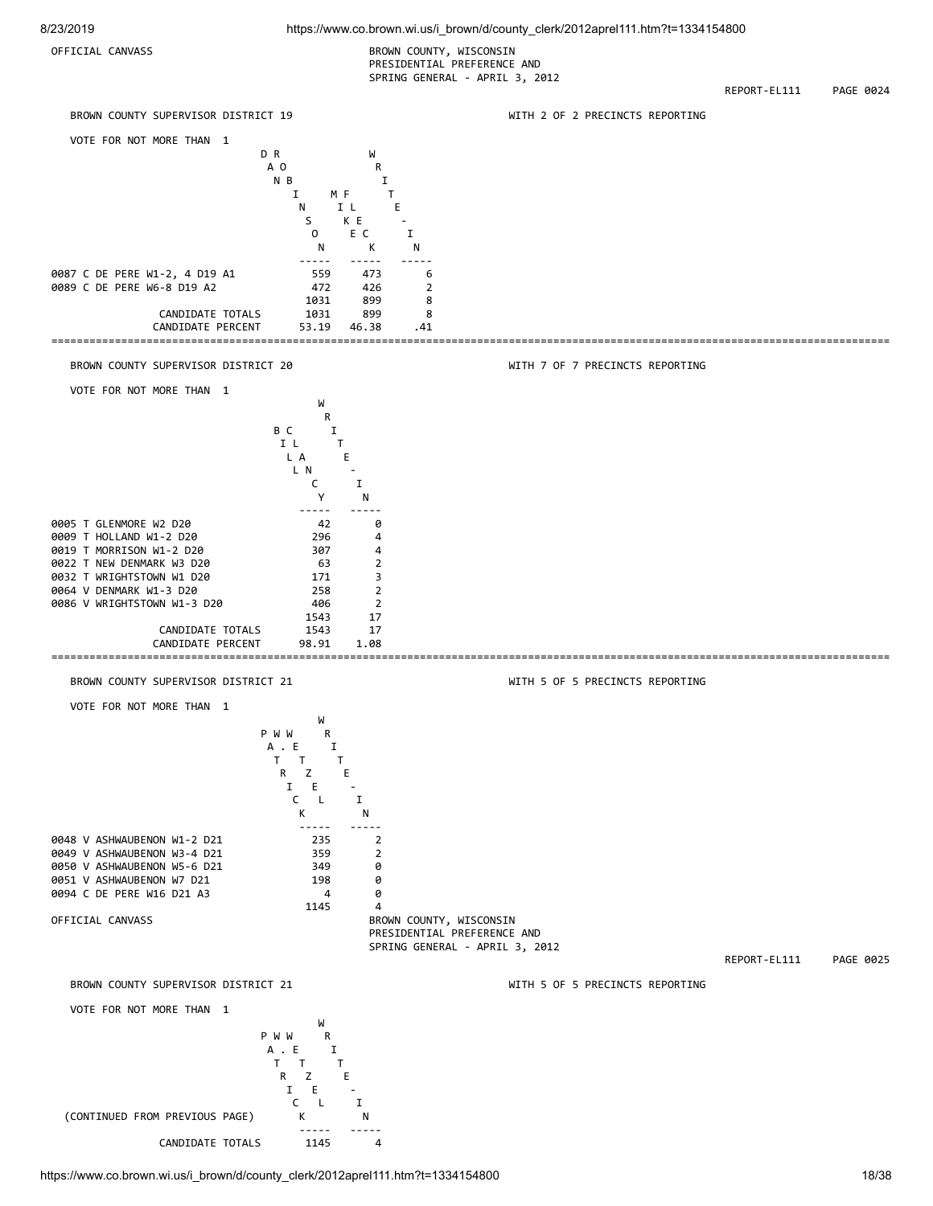OFFICIAL CANVASS

BROWN COUNTY, WISCONSIN
PRESIDENTIAL PREFERENCE AND
SPRING GENERAL - APRIL 3, 2012

REPORT-EL111 PAGE 0024

## BROWN COUNTY SUPERVISOR DISTRICT 19

WITH 2 OF 2 PRECINCTS REPORTING

VOTE FOR NOT MORE THAN 1

| | DAN ROBINSON | MIKE FLECK | WRITE-IN |
|---|---|---|---|
| 0087 C DE PERE W1-2, 4 D19 A1 | 559 | 473 | 6 |
| 0089 C DE PERE W6-8 D19 A2 | 472 | 426 | 2 |
| | 1031 | 899 | 8 |
| CANDIDATE TOTALS | 1031 | 899 | 8 |
| CANDIDATE PERCENT | 53.19 | 46.38 | .41 |

## BROWN COUNTY SUPERVISOR DISTRICT 20

WITH 7 OF 7 PRECINCTS REPORTING

VOTE FOR NOT MORE THAN 1

| | BILL CLANCY | WRITE-IN |
|---|---|---|
| 0005 T GLENMORE W2 D20 | 42 | 0 |
| 0009 T HOLLAND W1-2 D20 | 296 | 4 |
| 0019 T MORRISON W1-2 D20 | 307 | 4 |
| 0022 T NEW DENMARK W3 D20 | 63 | 2 |
| 0032 T WRIGHTSTOWN W1 D20 | 171 | 3 |
| 0064 V DENMARK W1-3 D20 | 258 | 2 |
| 0086 V WRIGHTSTOWN W1-3 D20 | 406 | 2 |
| | 1543 | 17 |
| CANDIDATE TOTALS | 1543 | 17 |
| CANDIDATE PERCENT | 98.91 | 1.08 |

## BROWN COUNTY SUPERVISOR DISTRICT 21

WITH 5 OF 5 PRECINCTS REPORTING

VOTE FOR NOT MORE THAN 1

| | PAT. WETZEL (PATRICK WETZEL) | WRITE-IN |
|---|---|---|
| 0048 V ASHWAUBENON W1-2 D21 | 235 | 2 |
| 0049 V ASHWAUBENON W3-4 D21 | 359 | 2 |
| 0050 V ASHWAUBENON W5-6 D21 | 349 | 0 |
| 0051 V ASHWAUBENON W7 D21 | 198 | 0 |
| 0094 C DE PERE W16 D21 A3 | 4 | 0 |
| | 1145 | 4 |

OFFICIAL CANVASS

BROWN COUNTY, WISCONSIN
PRESIDENTIAL PREFERENCE AND
SPRING GENERAL - APRIL 3, 2012

REPORT-EL111 PAGE 0025

## BROWN COUNTY SUPERVISOR DISTRICT 21

WITH 5 OF 5 PRECINCTS REPORTING

VOTE FOR NOT MORE THAN 1

| (CONTINUED FROM PREVIOUS PAGE) | PAT. WETZEL (PATRICK WETZEL) | WRITE-IN |
|---|---|---|
| CANDIDATE TOTALS | 1145 | 4 |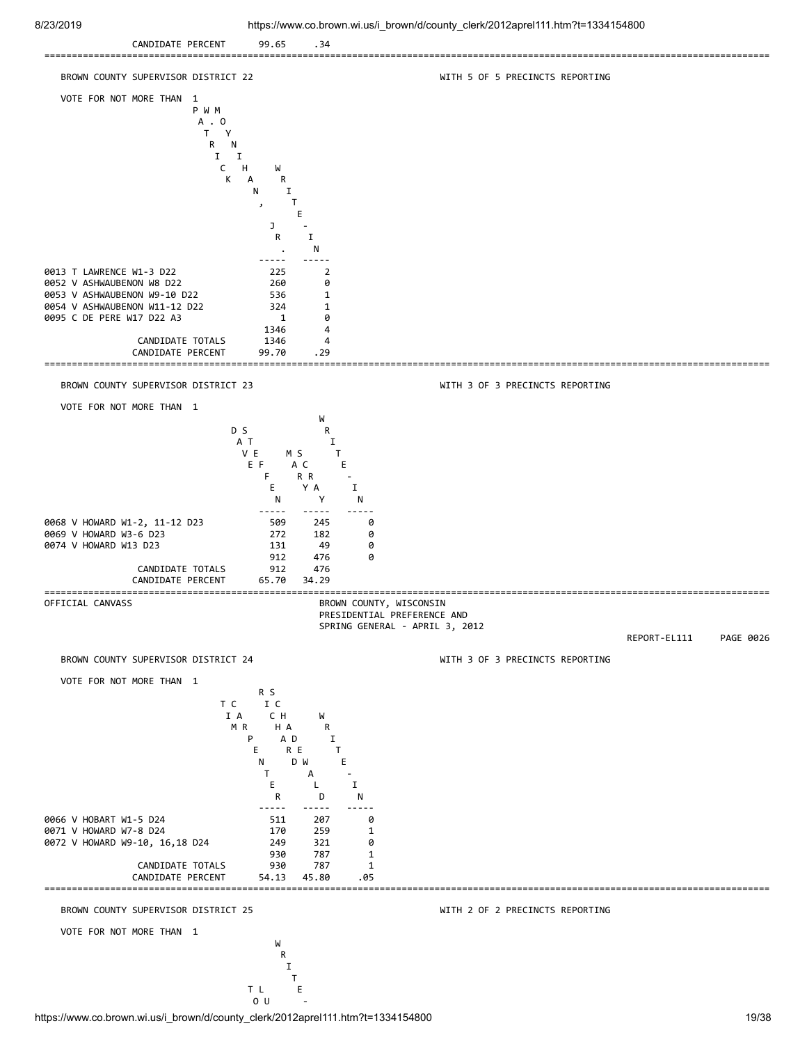| | | |
|---|---|---|
| CANDIDATE PERCENT | 99.65 | .34 |

---

BROWN COUNTY SUPERVISOR DISTRICT 22 WITH 5 OF 5 PRECINCTS REPORTING

VOTE FOR NOT MORE THAN 1

| | PATRICK WAYNE, JR. | WRITE-IN |
|---|---|---|
| 0013 T LAWRENCE W1-3 D22 | 225 | 2 |
| 0052 V ASHWAUBENON W8 D22 | 260 | 0 |
| 0053 V ASHWAUBENON W9-10 D22 | 536 | 1 |
| 0054 V ASHWAUBENON W11-12 D22 | 324 | 1 |
| 0095 C DE PERE W17 D22 A3 | 1 | 0 |
| | 1346 | 4 |
| CANDIDATE TOTALS | 1346 | 4 |
| CANDIDATE PERCENT | 99.70 | .29 |

---

BROWN COUNTY SUPERVISOR DISTRICT 23 WITH 3 OF 3 PRECINCTS REPORTING

VOTE FOR NOT MORE THAN 1

| | DAVE STEFFEN | MARY SCRAY | WRITE-IN |
|---|---|---|---|
| 0068 V HOWARD W1-2, 11-12 D23 | 509 | 245 | 0 |
| 0069 V HOWARD W3-6 D23 | 272 | 182 | 0 |
| 0074 V HOWARD W13 D23 | 131 | 49 | 0 |
| | 912 | 476 | 0 |
| CANDIDATE TOTALS | 912 | 476 | |
| CANDIDATE PERCENT | 65.70 | 34.29 | |

---

OFFICIAL CANVASS

BROWN COUNTY, WISCONSIN
PRESIDENTIAL PREFERENCE AND
SPRING GENERAL - APRIL 3, 2012

REPORT-EL111 PAGE 0026

BROWN COUNTY SUPERVISOR DISTRICT 24 WITH 3 OF 3 PRECINCTS REPORTING

VOTE FOR NOT MORE THAN 1

| | TIM CARPENTER | RICH SCHADEWALD | WRITE-IN |
|---|---|---|---|
| 0066 V HOBART W1-5 D24 | 511 | 207 | 0 |
| 0071 V HOWARD W7-8 D24 | 170 | 259 | 1 |
| 0072 V HOWARD W9-10, 16,18 D24 | 249 | 321 | 0 |
| | 930 | 787 | 1 |
| CANDIDATE TOTALS | 930 | 787 | 1 |
| CANDIDATE PERCENT | 54.13 | 45.80 | .05 |

---

BROWN COUNTY SUPERVISOR DISTRICT 25 WITH 2 OF 2 PRECINCTS REPORTING

VOTE FOR NOT MORE THAN 1

| | T O | L U | WRITE- |
|---|---|---|---|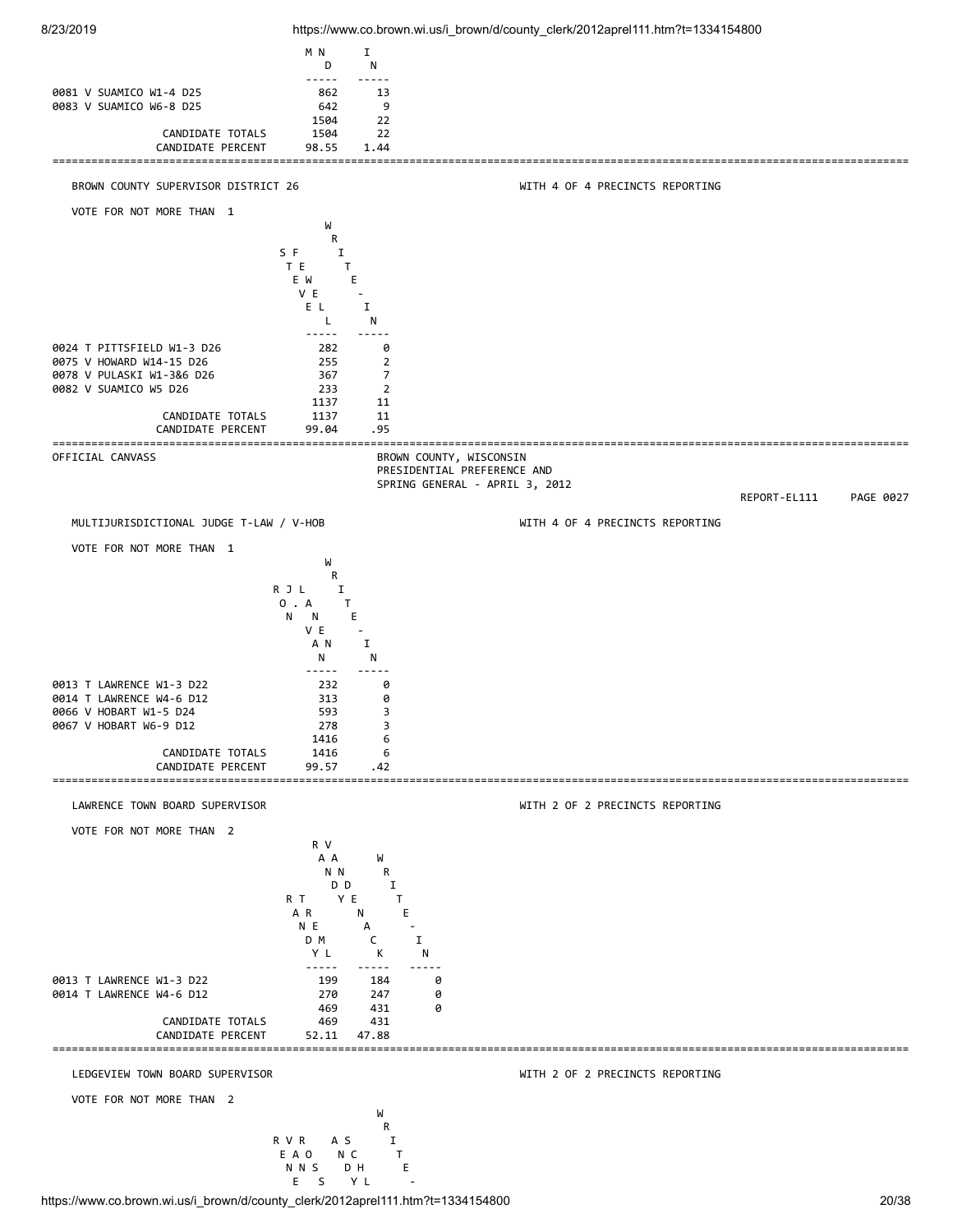| | M N D | I N |
|---|---|---|
| 0081 V SUAMICO W1-4 D25 | 862 | 13 |
| 0083 V SUAMICO W6-8 D25 | 642 | 9 |
| | 1504 | 22 |
| CANDIDATE TOTALS | 1504 | 22 |
| CANDIDATE PERCENT | 98.55 | 1.44 |

BROWN COUNTY SUPERVISOR DISTRICT 26 — WITH 4 OF 4 PRECINCTS REPORTING

VOTE FOR NOT MORE THAN 1

| | STEVE FEWELL | WRITE-IN |
|---|---|---|
| 0024 T PITTSFIELD W1-3 D26 | 282 | 0 |
| 0075 V HOWARD W14-15 D26 | 255 | 2 |
| 0078 V PULASKI W1-3&6 D26 | 367 | 7 |
| 0082 V SUAMICO W5 D26 | 233 | 2 |
| | 1137 | 11 |
| CANDIDATE TOTALS | 1137 | 11 |
| CANDIDATE PERCENT | 99.04 | .95 |

OFFICIAL CANVASS — BROWN COUNTY, WISCONSIN — PRESIDENTIAL PREFERENCE AND SPRING GENERAL - APRIL 3, 2012

REPORT-EL111 PAGE 0027

MULTIJURISDICTIONAL JUDGE T-LAW / V-HOB — WITH 4 OF 4 PRECINCTS REPORTING

VOTE FOR NOT MORE THAN 1

| | RON J. LAVEN | WRITE-IN |
|---|---|---|
| 0013 T LAWRENCE W1-3 D22 | 232 | 0 |
| 0014 T LAWRENCE W4-6 D12 | 313 | 0 |
| 0066 V HOBART W1-5 D24 | 593 | 3 |
| 0067 V HOBART W6-9 D12 | 278 | 3 |
| | 1416 | 6 |
| CANDIDATE TOTALS | 1416 | 6 |
| CANDIDATE PERCENT | 99.57 | .42 |

LAWRENCE TOWN BOARD SUPERVISOR — WITH 2 OF 2 PRECINCTS REPORTING

VOTE FOR NOT MORE THAN 2

| | RANDY TREMEL | RANDY VANDENACK | WRITE-IN |
|---|---|---|---|
| 0013 T LAWRENCE W1-3 D22 | 199 | 184 | 0 |
| 0014 T LAWRENCE W4-6 D12 | 270 | 247 | 0 |
| | 469 | 431 | 0 |
| CANDIDATE TOTALS | 469 | 431 | |
| CANDIDATE PERCENT | 52.11 | 47.88 | |

LEDGEVIEW TOWN BOARD SUPERVISOR — WITH 2 OF 2 PRECINCTS REPORTING

VOTE FOR NOT MORE THAN 2

| | RENE VAN OSS | ANDY SCHLE... | WRITE-... |
|---|---|---|---|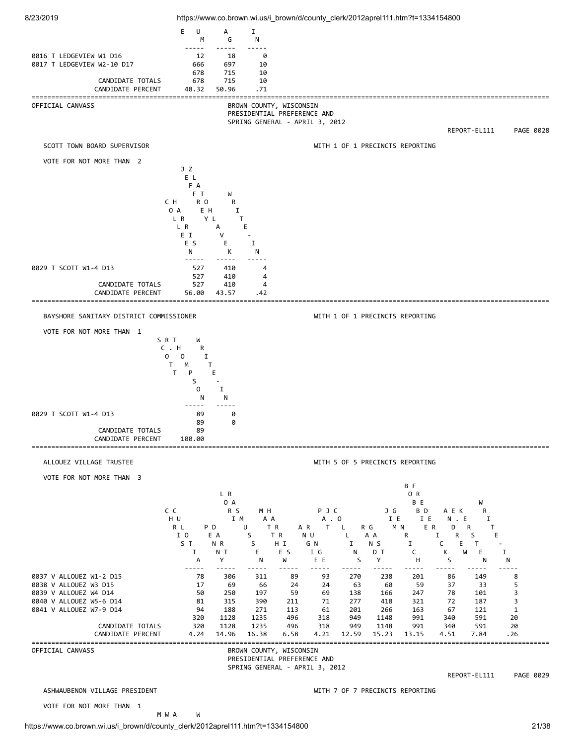| | EUM | AG | IN |
|---|---|---|---|
| 0016 T LEDGEVIEW W1 D16 | 12 | 18 | 0 |
| 0017 T LEDGEVIEW W2-10 D17 | 666 | 697 | 10 |
| | 678 | 715 | 10 |
| CANDIDATE TOTALS | 678 | 715 | 10 |
| CANDIDATE PERCENT | 48.32 | 50.96 | .71 |

OFFICIAL CANVASS

BROWN COUNTY, WISCONSIN
PRESIDENTIAL PREFERENCE AND
SPRING GENERAL - APRIL 3, 2012

REPORT-EL111 PAGE 0028

## SCOTT TOWN BOARD SUPERVISOR

WITH 1 OF 1 PRECINCTS REPORTING

VOTE FOR NOT MORE THAN 2

| | COLLEEN HARRIS | JEFFREY ZLATOHLAVEK | WRITE-IN |
|---|---|---|---|
| 0029 T SCOTT W1-4 D13 | 527 | 410 | 4 |
| | 527 | 410 | 4 |
| CANDIDATE TOTALS | 527 | 410 | 4 |
| CANDIDATE PERCENT | 56.00 | 43.57 | .42 |

## BAYSHORE SANITARY DISTRICT COMMISSIONER

WITH 1 OF 1 PRECINCTS REPORTING

VOTE FOR NOT MORE THAN 1

| | SCOTT R. THOMPSON | WRITE-IN |
|---|---|---|
| 0029 T SCOTT W1-4 D13 | 89 | 0 |
| | 89 | 0 |
| CANDIDATE TOTALS | 89 | |
| CANDIDATE PERCENT | 100.00 | |

## ALLOUEZ VILLAGE TRUSTEE

WITH 5 OF 5 PRECINCTS REPORTING

VOTE FOR NOT MORE THAN 3

| | CHRISTA CULOT | PENNY DART | LORI RASMUSEN | MATTHEW HARRIS | ANGIE RUNGE | PAT J. COLLINS | RANDY GAST | JIM GENRICH | BOB FREDERICKS | ANDREW E. KERSTEN | WRITE-IN |
|---|---|---|---|---|---|---|---|---|---|---|---|
| 0037 V ALLOUEZ W1-2 D15 | 78 | 306 | 311 | 89 | 93 | 270 | 238 | 201 | 86 | 149 | 8 |
| 0038 V ALLOUEZ W3 D15 | 17 | 69 | 66 | 24 | 24 | 63 | 60 | 59 | 37 | 33 | 5 |
| 0039 V ALLOUEZ W4 D14 | 50 | 250 | 197 | 59 | 69 | 138 | 166 | 247 | 78 | 101 | 3 |
| 0040 V ALLOUEZ W5-6 D14 | 81 | 315 | 390 | 211 | 71 | 277 | 418 | 321 | 72 | 187 | 3 |
| 0041 V ALLOUEZ W7-9 D14 | 94 | 188 | 271 | 113 | 61 | 201 | 266 | 163 | 67 | 121 | 1 |
| | 320 | 1128 | 1235 | 496 | 318 | 949 | 1148 | 991 | 340 | 591 | 20 |
| CANDIDATE TOTALS | 320 | 1128 | 1235 | 496 | 318 | 949 | 1148 | 991 | 340 | 591 | 20 |
| CANDIDATE PERCENT | 4.24 | 14.96 | 16.38 | 6.58 | 4.21 | 12.59 | 15.23 | 13.15 | 4.51 | 7.84 | .26 |

OFFICIAL CANVASS

BROWN COUNTY, WISCONSIN
PRESIDENTIAL PREFERENCE AND
SPRING GENERAL - APRIL 3, 2012

REPORT-EL111 PAGE 0029

## ASHWAUBENON VILLAGE PRESIDENT

WITH 7 OF 7 PRECINCTS REPORTING

VOTE FOR NOT MORE THAN 1

M W A W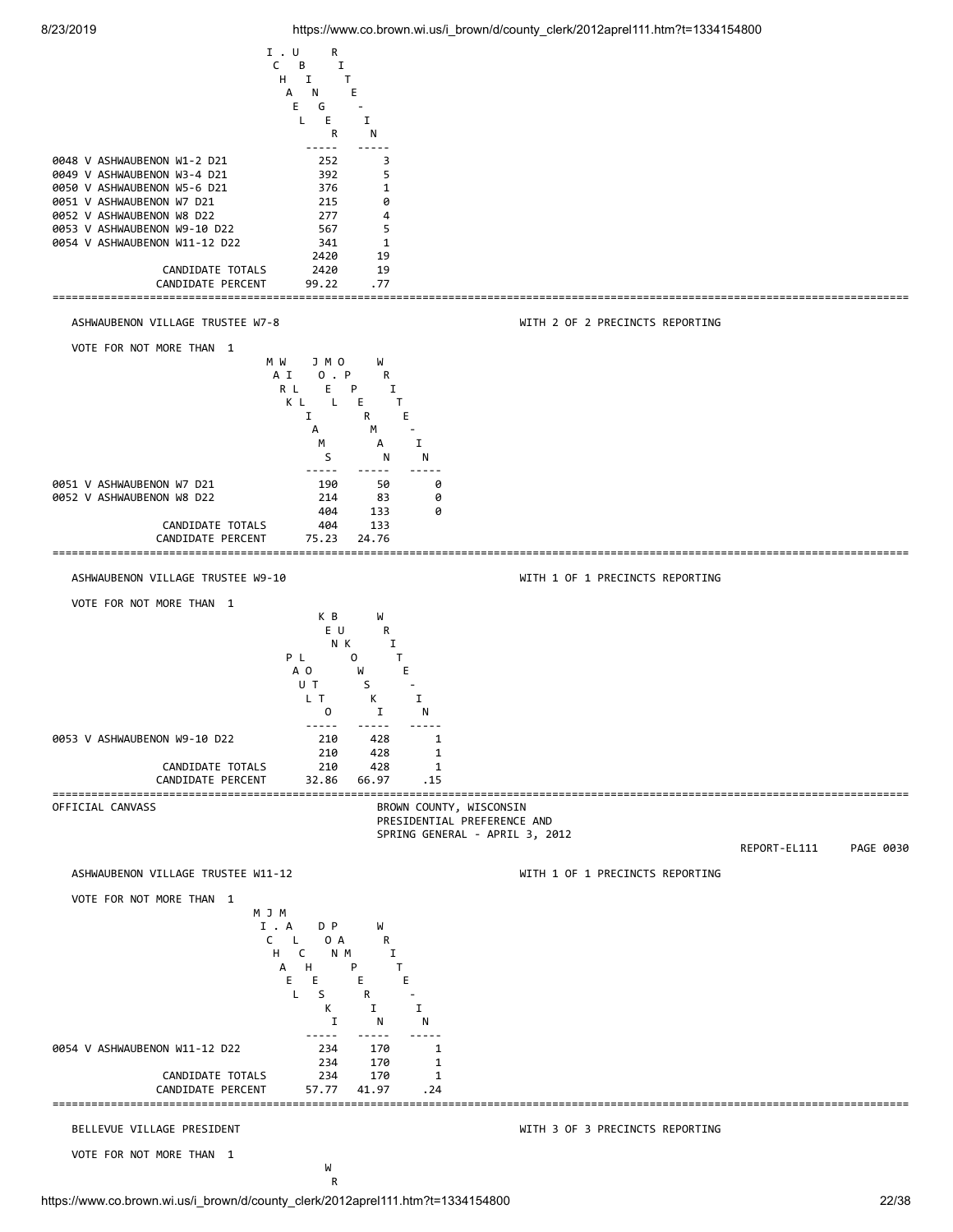| | RICHARD UNGER | WRITE-IN |
|---|---|---|
| 0048 V ASHWAUBENON W1-2 D21 | 252 | 3 |
| 0049 V ASHWAUBENON W3-4 D21 | 392 | 5 |
| 0050 V ASHWAUBENON W5-6 D21 | 376 | 1 |
| 0051 V ASHWAUBENON W7 D21 | 215 | 0 |
| 0052 V ASHWAUBENON W8 D22 | 277 | 4 |
| 0053 V ASHWAUBENON W9-10 D22 | 567 | 5 |
| 0054 V ASHWAUBENON W11-12 D22 | 341 | 1 |
| | 2420 | 19 |
| CANDIDATE TOTALS | 2420 | 19 |
| CANDIDATE PERCENT | 99.22 | .77 |

---

ASHWAUBENON VILLAGE TRUSTEE W7-8 — WITH 2 OF 2 PRECINCTS REPORTING

VOTE FOR NOT MORE THAN 1

| | MARK WILLIAMS | JOE O. PERMAN | WRITE-IN |
|---|---|---|---|
| 0051 V ASHWAUBENON W7 D21 | 190 | 50 | 0 |
| 0052 V ASHWAUBENON W8 D22 | 214 | 83 | 0 |
| | 404 | 133 | 0 |
| CANDIDATE TOTALS | 404 | 133 | |
| CANDIDATE PERCENT | 75.23 | 24.76 | |

---

ASHWAUBENON VILLAGE TRUSTEE W9-10 — WITH 1 OF 1 PRECINCTS REPORTING

VOTE FOR NOT MORE THAN 1

| | PAUL KENNETH BUKOLT | OWSKI | WRITE-IN |
|---|---|---|---|
| 0053 V ASHWAUBENON W9-10 D22 | 210 | 428 | 1 |
| | 210 | 428 | 1 |
| CANDIDATE TOTALS | 210 | 428 | 1 |
| CANDIDATE PERCENT | 32.86 | 66.97 | .15 |

---

OFFICIAL CANVASS

BROWN COUNTY, WISCONSIN
PRESIDENTIAL PREFERENCE AND
SPRING GENERAL - APRIL 3, 2012

REPORT-EL111

ASHWAUBENON VILLAGE TRUSTEE W11-12 — WITH 1 OF 1 PRECINCTS REPORTING

VOTE FOR NOT MORE THAN 1

| | MICHAEL J. MALCHESKI | DON PAMPERIN | WRITE-IN |
|---|---|---|---|
| 0054 V ASHWAUBENON W11-12 D22 | 234 | 170 | 1 |
| | 234 | 170 | 1 |
| CANDIDATE TOTALS | 234 | 170 | 1 |
| CANDIDATE PERCENT | 57.77 | 41.97 | .24 |

---

BELLEVUE VILLAGE PRESIDENT — WITH 3 OF 3 PRECINCTS REPORTING

VOTE FOR NOT MORE THAN 1

W
R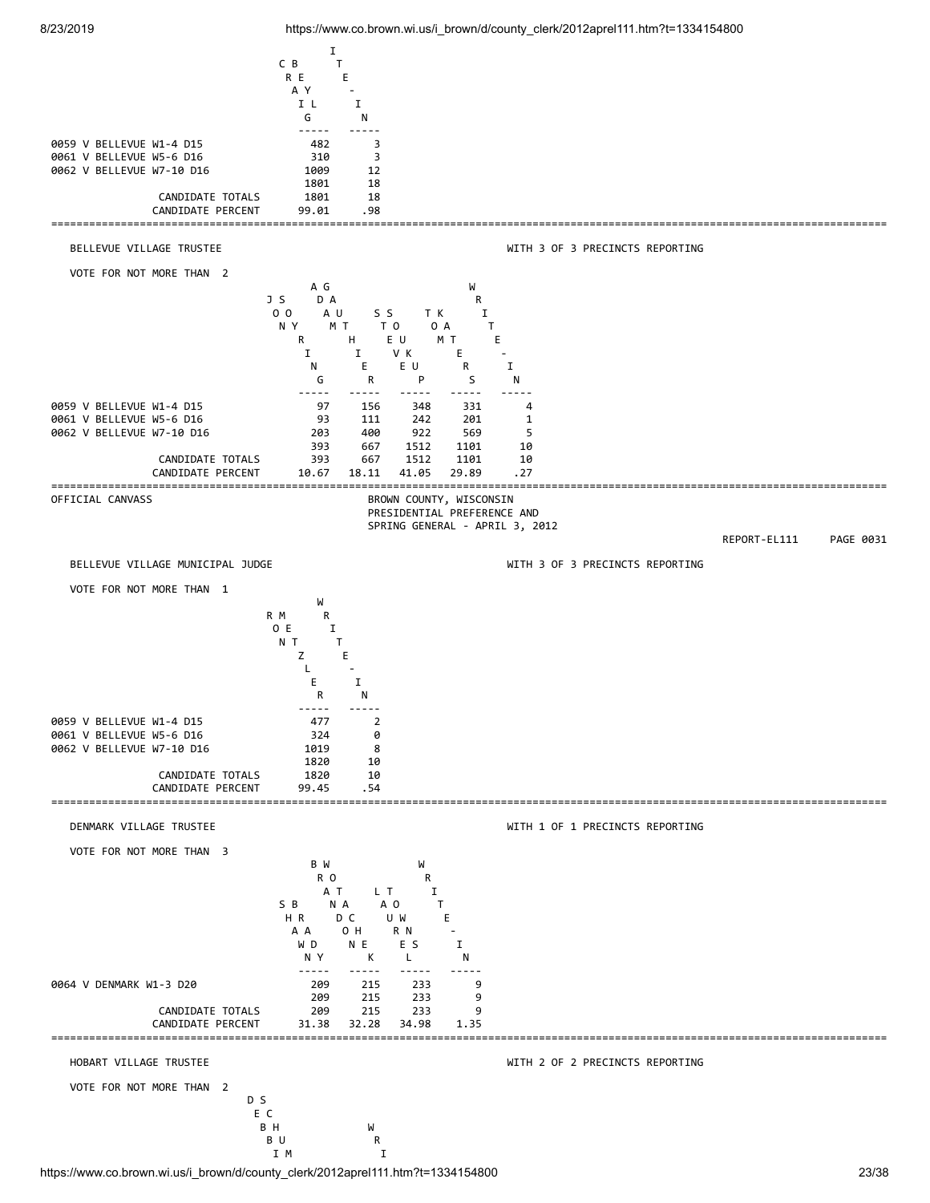| | CRAIG BEYL | WRITE-IN |
|---|---|---|
| 0059 V BELLEVUE W1-4 D15 | 482 | 3 |
| 0061 V BELLEVUE W5-6 D16 | 310 | 3 |
| 0062 V BELLEVUE W7-10 D16 | 1009 | 12 |
| | 1801 | 18 |
| CANDIDATE TOTALS | 1801 | 18 |
| CANDIDATE PERCENT | 99.01 | .98 |

## BELLEVUE VILLAGE TRUSTEE

WITH 3 OF 3 PRECINCTS REPORTING

VOTE FOR NOT MORE THAN 2

| | JON SORING | ADAM GAUTHIER | STEVE SOUKUP | TOM KATERS | WRITE-IN |
|---|---|---|---|---|---|
| 0059 V BELLEVUE W1-4 D15 | 97 | 156 | 348 | 331 | 4 |
| 0061 V BELLEVUE W5-6 D16 | 93 | 111 | 242 | 201 | 1 |
| 0062 V BELLEVUE W7-10 D16 | 203 | 400 | 922 | 569 | 5 |
| | 393 | 667 | 1512 | 1101 | 10 |
| CANDIDATE TOTALS | 393 | 667 | 1512 | 1101 | 10 |
| CANDIDATE PERCENT | 10.67 | 18.11 | 41.05 | 29.89 | .27 |

OFFICIAL CANVASS

BROWN COUNTY, WISCONSIN
PRESIDENTIAL PREFERENCE AND
SPRING GENERAL - APRIL 3, 2012

REPORT-EL111 PAGE 0031

## BELLEVUE VILLAGE MUNICIPAL JUDGE

WITH 3 OF 3 PRECINCTS REPORTING

VOTE FOR NOT MORE THAN 1

| | RON METZLER | WRITE-IN |
|---|---|---|
| 0059 V BELLEVUE W1-4 D15 | 477 | 2 |
| 0061 V BELLEVUE W5-6 D16 | 324 | 0 |
| 0062 V BELLEVUE W7-10 D16 | 1019 | 8 |
| | 1820 | 10 |
| CANDIDATE TOTALS | 1820 | 10 |
| CANDIDATE PERCENT | 99.45 | .54 |

## DENMARK VILLAGE TRUSTEE

WITH 1 OF 1 PRECINCTS REPORTING

VOTE FOR NOT MORE THAN 3

| | SHAWN BRADY | BRAD WOTACHENK | LAURA TOWNSEL | WRITE-IN |
|---|---|---|---|---|
| 0064 V DENMARK W1-3 D20 | 209 | 215 | 233 | 9 |
| | 209 | 215 | 233 | 9 |
| CANDIDATE TOTALS | 209 | 215 | 233 | 9 |
| CANDIDATE PERCENT | 31.38 | 32.28 | 34.98 | 1.35 |

## HOBART VILLAGE TRUSTEE

WITH 2 OF 2 PRECINCTS REPORTING

VOTE FOR NOT MORE THAN 2

DEBBI SCHUM... WRI...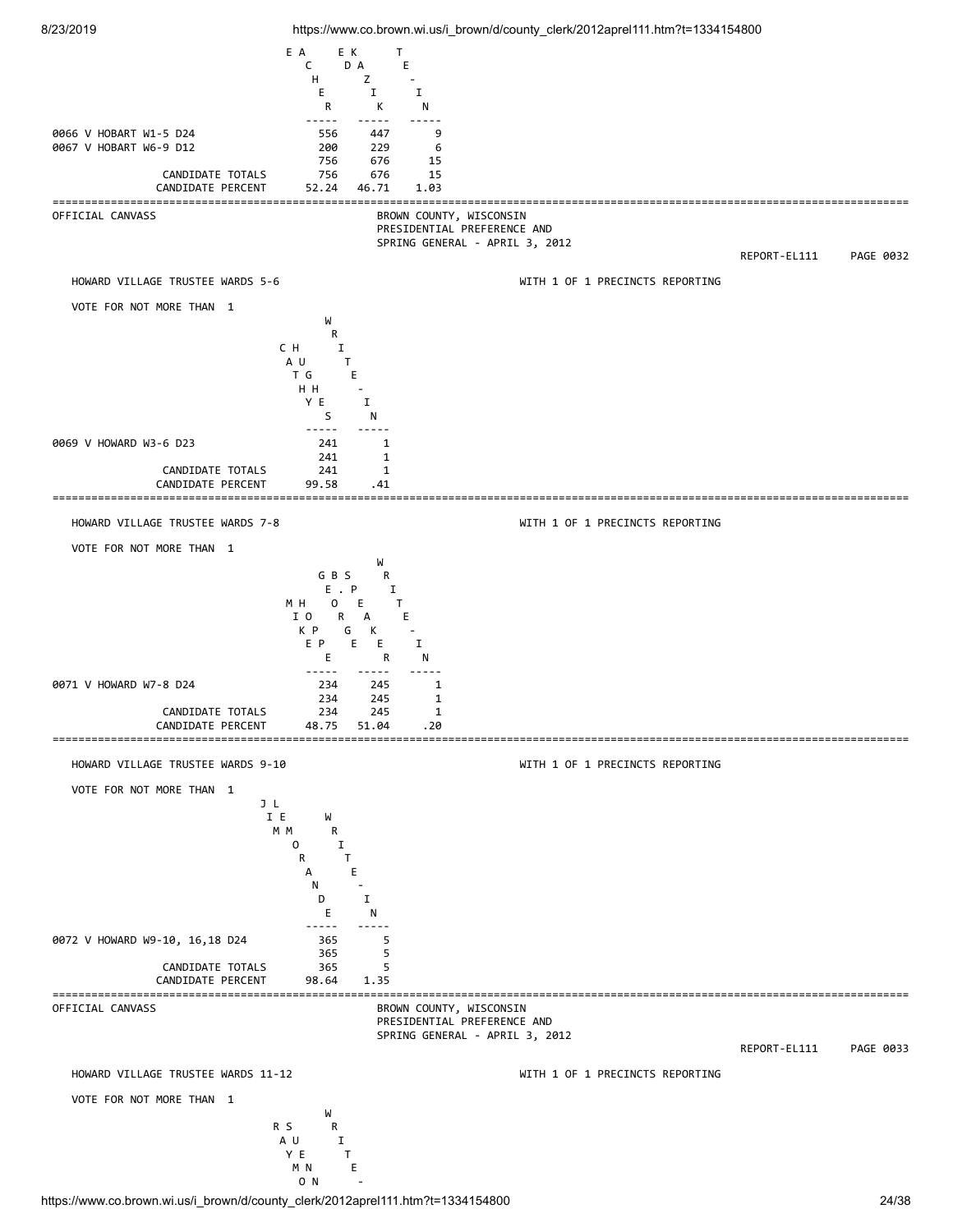| | ...E ...ACHER | ...ED ...KAZIK | WRITE-IN |
|---|---|---|---|
| 0066 V HOBART W1-5 D24 | 556 | 447 | 9 |
| 0067 V HOBART W6-9 D12 | 200 | 229 | 6 |
| | 756 | 676 | 15 |
| CANDIDATE TOTALS | 756 | 676 | 15 |
| CANDIDATE PERCENT | 52.24 | 46.71 | 1.03 |

OFFICIAL CANVASS

BROWN COUNTY, WISCONSIN
PRESIDENTIAL PREFERENCE AND
SPRING GENERAL - APRIL 3, 2012

REPORT-EL111 PAGE 0032

## HOWARD VILLAGE TRUSTEE WARDS 5-6

WITH 1 OF 1 PRECINCTS REPORTING

VOTE FOR NOT MORE THAN 1

| | CATHY HUGHES | WRITE-IN |
|---|---|---|
| 0069 V HOWARD W3-6 D23 | 241 | 1 |
| | 241 | 1 |
| CANDIDATE TOTALS | 241 | 1 |
| CANDIDATE PERCENT | 99.58 | .41 |

## HOWARD VILLAGE TRUSTEE WARDS 7-8

WITH 1 OF 1 PRECINCTS REPORTING

VOTE FOR NOT MORE THAN 1

| | MIKE HOPPE | GEORGE B. SPEAKER | WRITE-IN |
|---|---|---|---|
| 0071 V HOWARD W7-8 D24 | 234 | 245 | 1 |
| | 234 | 245 | 1 |
| CANDIDATE TOTALS | 234 | 245 | 1 |
| CANDIDATE PERCENT | 48.75 | 51.04 | .20 |

## HOWARD VILLAGE TRUSTEE WARDS 9-10

WITH 1 OF 1 PRECINCTS REPORTING

VOTE FOR NOT MORE THAN 1

| | JIM LEMORANDE | WRITE-IN |
|---|---|---|
| 0072 V HOWARD W9-10, 16,18 D24 | 365 | 5 |
| | 365 | 5 |
| CANDIDATE TOTALS | 365 | 5 |
| CANDIDATE PERCENT | 98.64 | 1.35 |

OFFICIAL CANVASS

BROWN COUNTY, WISCONSIN
PRESIDENTIAL PREFERENCE AND
SPRING GENERAL - APRIL 3, 2012

REPORT-EL111 PAGE 0033

## HOWARD VILLAGE TRUSTEE WARDS 11-12

WITH 1 OF 1 PRECINCTS REPORTING

VOTE FOR NOT MORE THAN 1

| | RAYMO... SUENN... | WRITE-... |
|---|---|---|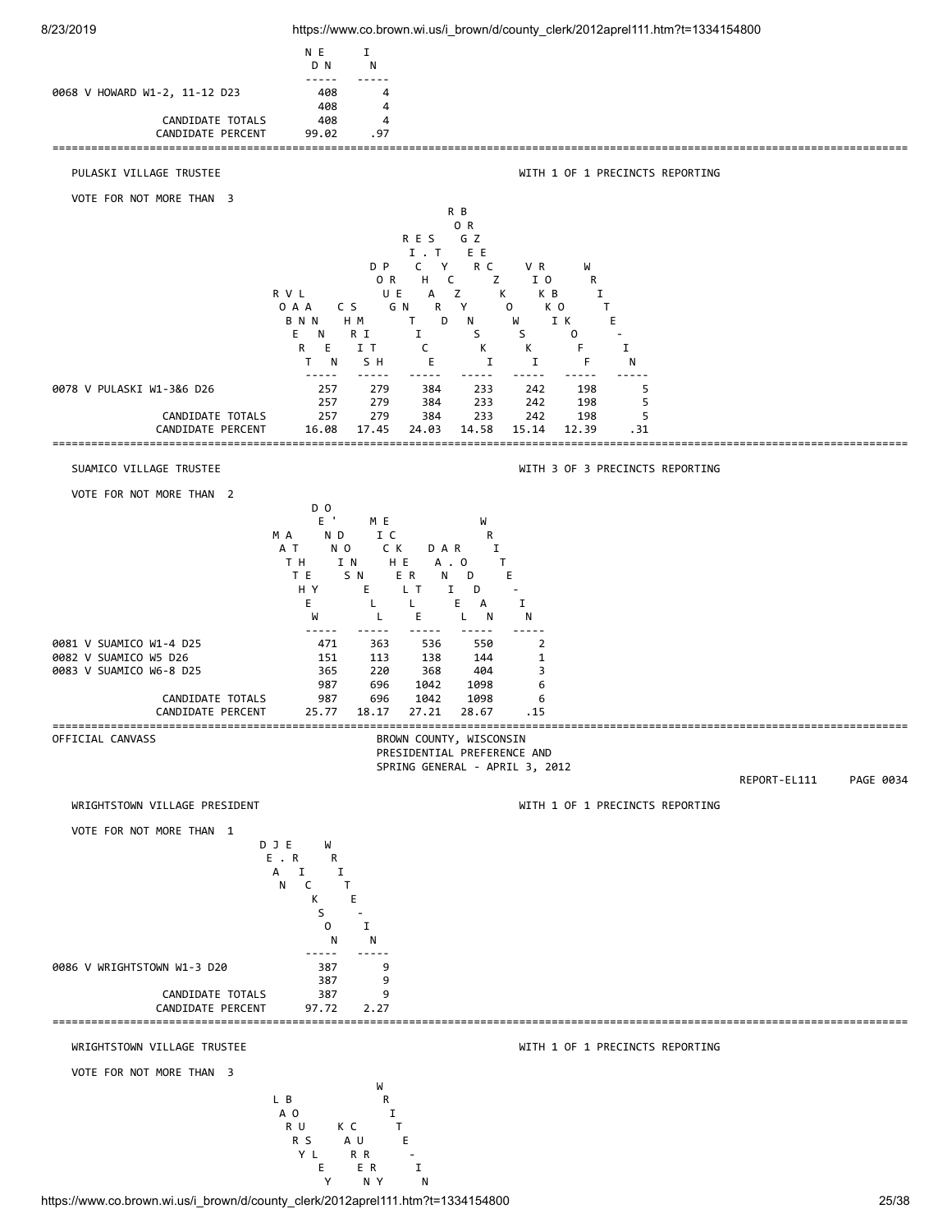| | N E D N | I N |
|---|---|---|
| 0068 V HOWARD W1-2, 11-12 D23 | 408 | 4 |
| | 408 | 4 |
| CANDIDATE TOTALS | 408 | 4 |
| CANDIDATE PERCENT | 99.02 | .97 |

## PULASKI VILLAGE TRUSTEE

WITH 1 OF 1 PRECINCTS REPORTING

VOTE FOR NOT MORE THAN 3

| | ROBERT VAN LANNEN | CHRIS SMITH | DOUG PRENTICE | RICHARD E. STYCZYNSKI | ROGER BRZECZKOWSKI | VIKKI ROBOKOFF | WRITE-IN |
|---|---|---|---|---|---|---|---|
| 0078 V PULASKI W1-3&6 D26 | 257 | 279 | 384 | 233 | 242 | 198 | 5 |
| | 257 | 279 | 384 | 233 | 242 | 198 | 5 |
| CANDIDATE TOTALS | 257 | 279 | 384 | 233 | 242 | 198 | 5 |
| CANDIDATE PERCENT | 16.08 | 17.45 | 24.03 | 14.58 | 15.14 | 12.39 | .31 |

## SUAMICO VILLAGE TRUSTEE

WITH 3 OF 3 PRECINCTS REPORTING

VOTE FOR NOT MORE THAN 2

| | MATTHEW ATHEY | DENNIS O'DONNELL | MICHELLE ECKERT | DANIEL A. RODDAN | WRITE-IN |
|---|---|---|---|---|---|
| 0081 V SUAMICO W1-4 D25 | 471 | 363 | 536 | 550 | 2 |
| 0082 V SUAMICO W5 D26 | 151 | 113 | 138 | 144 | 1 |
| 0083 V SUAMICO W6-8 D25 | 365 | 220 | 368 | 404 | 3 |
| | 987 | 696 | 1042 | 1098 | 6 |
| CANDIDATE TOTALS | 987 | 696 | 1042 | 1098 | 6 |
| CANDIDATE PERCENT | 25.77 | 18.17 | 27.21 | 28.67 | .15 |

OFFICIAL CANVASS

BROWN COUNTY, WISCONSIN
PRESIDENTIAL PREFERENCE AND
SPRING GENERAL - APRIL 3, 2012

REPORT-EL111 PAGE 0034

## WRIGHTSTOWN VILLAGE PRESIDENT

WITH 1 OF 1 PRECINCTS REPORTING

VOTE FOR NOT MORE THAN 1

| | DEAN J. ERICKSON | WRITE-IN |
|---|---|---|
| 0086 V WRIGHTSTOWN W1-3 D20 | 387 | 9 |
| | 387 | 9 |
| CANDIDATE TOTALS | 387 | 9 |
| CANDIDATE PERCENT | 97.72 | 2.27 |

## WRIGHTSTOWN VILLAGE TRUSTEE

WITH 1 OF 1 PRECINCTS REPORTING

VOTE FOR NOT MORE THAN 3

| | LARRY BOUSLEY | KAREN CURRY | WRITE-IN |
|---|---|---|---|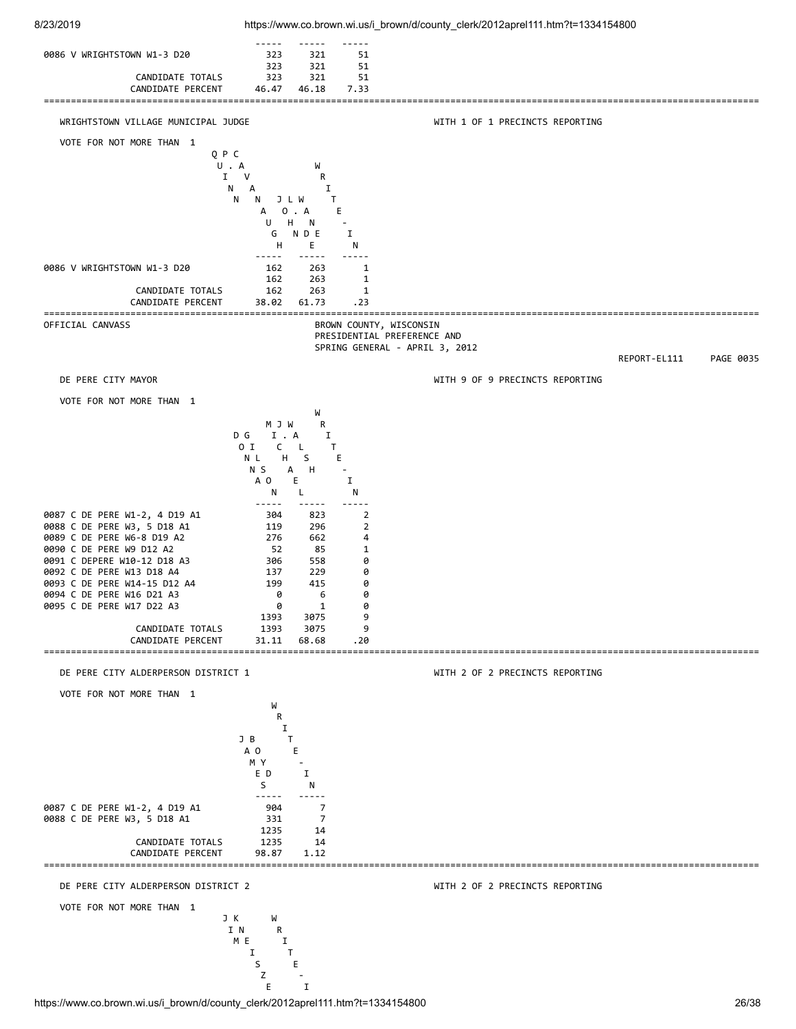| | | | |
|---|---|---|---|
| 0086 V WRIGHTSTOWN W1-3 D20 | 323 | 321 | 51 |
| | 323 | 321 | 51 |
| CANDIDATE TOTALS | 323 | 321 | 51 |
| CANDIDATE PERCENT | 46.47 | 46.18 | 7.33 |

WRIGHTSTOWN VILLAGE MUNICIPAL JUDGE — WITH 1 OF 1 PRECINCTS REPORTING

VOTE FOR NOT MORE THAN 1

| | QUINN PAUL A. VANN HANSEN | JOHN LANDWEHR | WRITE-IN |
|---|---|---|---|
| 0086 V WRIGHTSTOWN W1-3 D20 | 162 | 263 | 1 |
| | 162 | 263 | 1 |
| CANDIDATE TOTALS | 162 | 263 | 1 |
| CANDIDATE PERCENT | 38.02 | 61.73 | .23 |

OFFICIAL CANVASS

BROWN COUNTY, WISCONSIN
PRESIDENTIAL PREFERENCE AND
SPRING GENERAL - APRIL 3, 2012

REPORT-EL111 PAGE 0035

DE PERE CITY MAYOR — WITH 9 OF 9 PRECINCTS REPORTING

VOTE FOR NOT MORE THAN 1

| | DONNA GILSON | MICHAEL J. WALSH | WRITE-IN |
|---|---|---|---|
| 0087 C DE PERE W1-2, 4 D19 A1 | 304 | 823 | 2 |
| 0088 C DE PERE W3, 5 D18 A1 | 119 | 296 | 2 |
| 0089 C DE PERE W6-8 D19 A2 | 276 | 662 | 4 |
| 0090 C DE PERE W9 D12 A2 | 52 | 85 | 1 |
| 0091 C DEPERE W10-12 D18 A3 | 306 | 558 | 0 |
| 0092 C DE PERE W13 D18 A4 | 137 | 229 | 0 |
| 0093 C DE PERE W14-15 D12 A4 | 199 | 415 | 0 |
| 0094 C DE PERE W16 D21 A3 | 0 | 6 | 0 |
| 0095 C DE PERE W17 D22 A3 | 0 | 1 | 0 |
| | 1393 | 3075 | 9 |
| CANDIDATE TOTALS | 1393 | 3075 | 9 |
| CANDIDATE PERCENT | 31.11 | 68.68 | .20 |

DE PERE CITY ALDERPERSON DISTRICT 1 — WITH 2 OF 2 PRECINCTS REPORTING

VOTE FOR NOT MORE THAN 1

| | JAMES BOYD | WRITE-IN |
|---|---|---|
| 0087 C DE PERE W1-2, 4 D19 A1 | 904 | 7 |
| 0088 C DE PERE W3, 5 D18 A1 | 331 | 7 |
| | 1235 | 14 |
| CANDIDATE TOTALS | 1235 | 14 |
| CANDIDATE PERCENT | 98.87 | 1.12 |

DE PERE CITY ALDERPERSON DISTRICT 2 — WITH 2 OF 2 PRECINCTS REPORTING

VOTE FOR NOT MORE THAN 1

| | JIM KNIESZE | WRITE-I |
|---|---|---|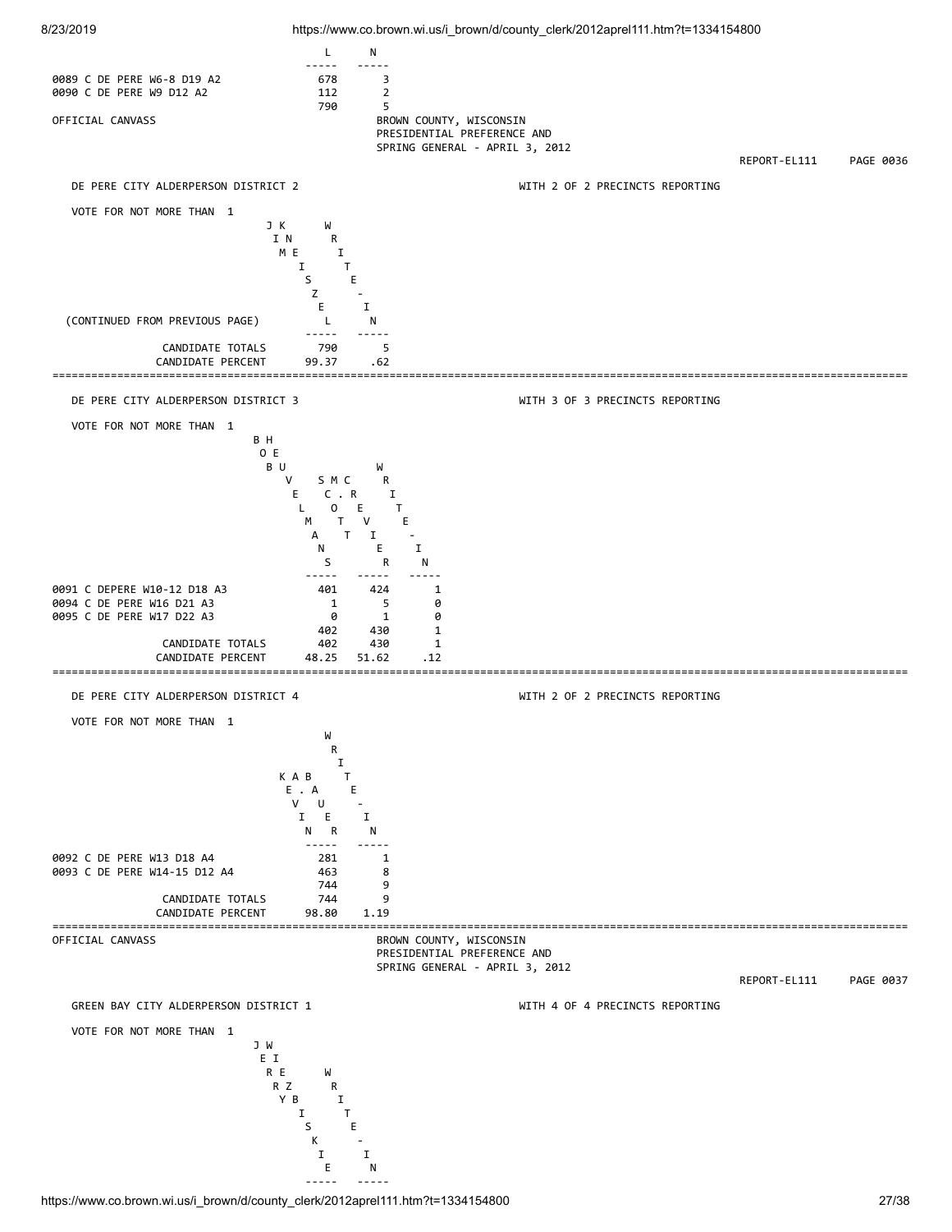| | L | N |
|---|---|---|
| 0089 C DE PERE W6-8 D19 A2 | 678 | 3 |
| 0090 C DE PERE W9 D12 A2 | 112 | 2 |
| | 790 | 5 |

OFFICIAL CANVASS

BROWN COUNTY, WISCONSIN
PRESIDENTIAL PREFERENCE AND
SPRING GENERAL - APRIL 3, 2012

REPORT-EL111 PAGE 0036

## DE PERE CITY ALDERPERSON DISTRICT 2

WITH 2 OF 2 PRECINCTS REPORTING

VOTE FOR NOT MORE THAN 1

| (CONTINUED FROM PREVIOUS PAGE) | JK MIESZEL (JIM KIESZEL) | WRITE-IN |
|---|---|---|
| CANDIDATE TOTALS | 790 | 5 |
| CANDIDATE PERCENT | 99.37 | .62 |

## DE PERE CITY ALDERPERSON DISTRICT 3

WITH 3 OF 3 PRECINCTS REPORTING

VOTE FOR NOT MORE THAN 1

| | BOB HEUVELMANS | SMC C.R OTT EVIER (SCOTT MCREVIER) | WRITE-IN |
|---|---|---|---|
| 0091 C DEPERE W10-12 D18 A3 | 401 | 424 | 1 |
| 0094 C DE PERE W16 D21 A3 | 1 | 5 | 0 |
| 0095 C DE PERE W17 D22 A3 | 0 | 1 | 0 |
| | 402 | 430 | 1 |
| CANDIDATE TOTALS | 402 | 430 | 1 |
| CANDIDATE PERCENT | 48.25 | 51.62 | .12 |

## DE PERE CITY ALDERPERSON DISTRICT 4

WITH 2 OF 2 PRECINCTS REPORTING

VOTE FOR NOT MORE THAN 1

| | K A B E . A V U I E N R (KEVIN A. BAUER) | WRITE-IN |
|---|---|---|
| 0092 C DE PERE W13 D18 A4 | 281 | 1 |
| 0093 C DE PERE W14-15 D12 A4 | 463 | 8 |
| | 744 | 9 |
| CANDIDATE TOTALS | 744 | 9 |
| CANDIDATE PERCENT | 98.80 | 1.19 |

OFFICIAL CANVASS

BROWN COUNTY, WISCONSIN
PRESIDENTIAL PREFERENCE AND
SPRING GENERAL - APRIL 3, 2012

REPORT-EL111 PAGE 0037

## GREEN BAY CITY ALDERPERSON DISTRICT 1

WITH 4 OF 4 PRECINCTS REPORTING

VOTE FOR NOT MORE THAN 1

| | JW EI RE RZ YB ISKIE (JERRY WIESKIE) | WRITE-IN |
|---|---|---|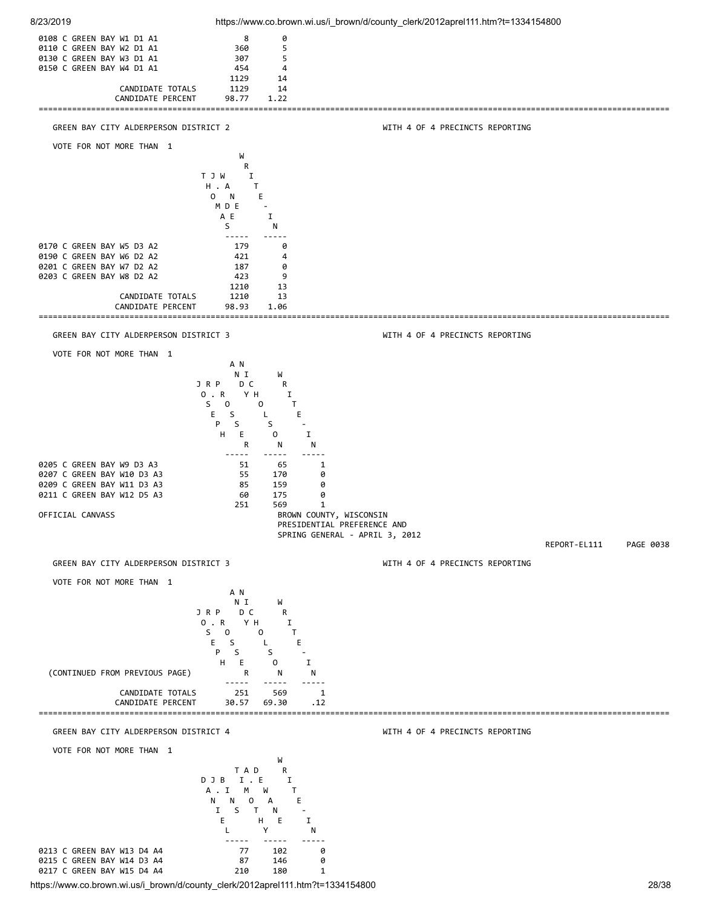| | | |
|---|---|---|
| 0108 C GREEN BAY W1 D1 A1 | 8 | 0 |
| 0110 C GREEN BAY W2 D1 A1 | 360 | 5 |
| 0130 C GREEN BAY W3 D1 A1 | 307 | 5 |
| 0150 C GREEN BAY W4 D1 A1 | 454 | 4 |
| | 1129 | 14 |
| CANDIDATE TOTALS | 1129 | 14 |
| CANDIDATE PERCENT | 98.77 | 1.22 |

---

GREEN BAY CITY ALDERPERSON DISTRICT 2 — WITH 4 OF 4 PRECINCTS REPORTING

VOTE FOR NOT MORE THAN 1

| | THOMAS J. WAMES | WRITE-IN |
|---|---|---|
| 0170 C GREEN BAY W5 D3 A2 | 179 | 0 |
| 0190 C GREEN BAY W6 D2 A2 | 421 | 4 |
| 0201 C GREEN BAY W7 D2 A2 | 187 | 0 |
| 0203 C GREEN BAY W8 D2 A2 | 423 | 9 |
| | 1210 | 13 |
| CANDIDATE TOTALS | 1210 | 13 |
| CANDIDATE PERCENT | 98.93 | 1.06 |

---

GREEN BAY CITY ALDERPERSON DISTRICT 3 — WITH 4 OF 4 PRECINCTS REPORTING

VOTE FOR NOT MORE THAN 1

| | JOSEPH R. ROSSER | ANDY NICHOLSON | WRITE-IN |
|---|---|---|---|
| 0205 C GREEN BAY W9 D3 A3 | 51 | 65 | 1 |
| 0207 C GREEN BAY W10 D3 A3 | 55 | 170 | 0 |
| 0209 C GREEN BAY W11 D3 A3 | 85 | 159 | 0 |
| 0211 C GREEN BAY W12 D5 A3 | 60 | 175 | 0 |
| | 251 | 569 | 1 |

OFFICIAL CANVASS

BROWN COUNTY, WISCONSIN
PRESIDENTIAL PREFERENCE AND
SPRING GENERAL - APRIL 3, 2012

REPORT-EL111 PAGE 0038

GREEN BAY CITY ALDERPERSON DISTRICT 3 — WITH 4 OF 4 PRECINCTS REPORTING

VOTE FOR NOT MORE THAN 1

| (CONTINUED FROM PREVIOUS PAGE) | JOSEPH R. ROSSER | ANDY NICHOLSON | WRITE-IN |
|---|---|---|---|
| CANDIDATE TOTALS | 251 | 569 | 1 |
| CANDIDATE PERCENT | 30.57 | 69.30 | .12 |

---

GREEN BAY CITY ALDERPERSON DISTRICT 4 — WITH 4 OF 4 PRECINCTS REPORTING

VOTE FOR NOT MORE THAN 1

| | DANIEL J. BINISE | TIMOTHY A. DEWANE | WRITE-IN |
|---|---|---|---|
| 0213 C GREEN BAY W13 D4 A4 | 77 | 102 | 0 |
| 0215 C GREEN BAY W14 D3 A4 | 87 | 146 | 0 |
| 0217 C GREEN BAY W15 D4 A4 | 210 | 180 | 1 |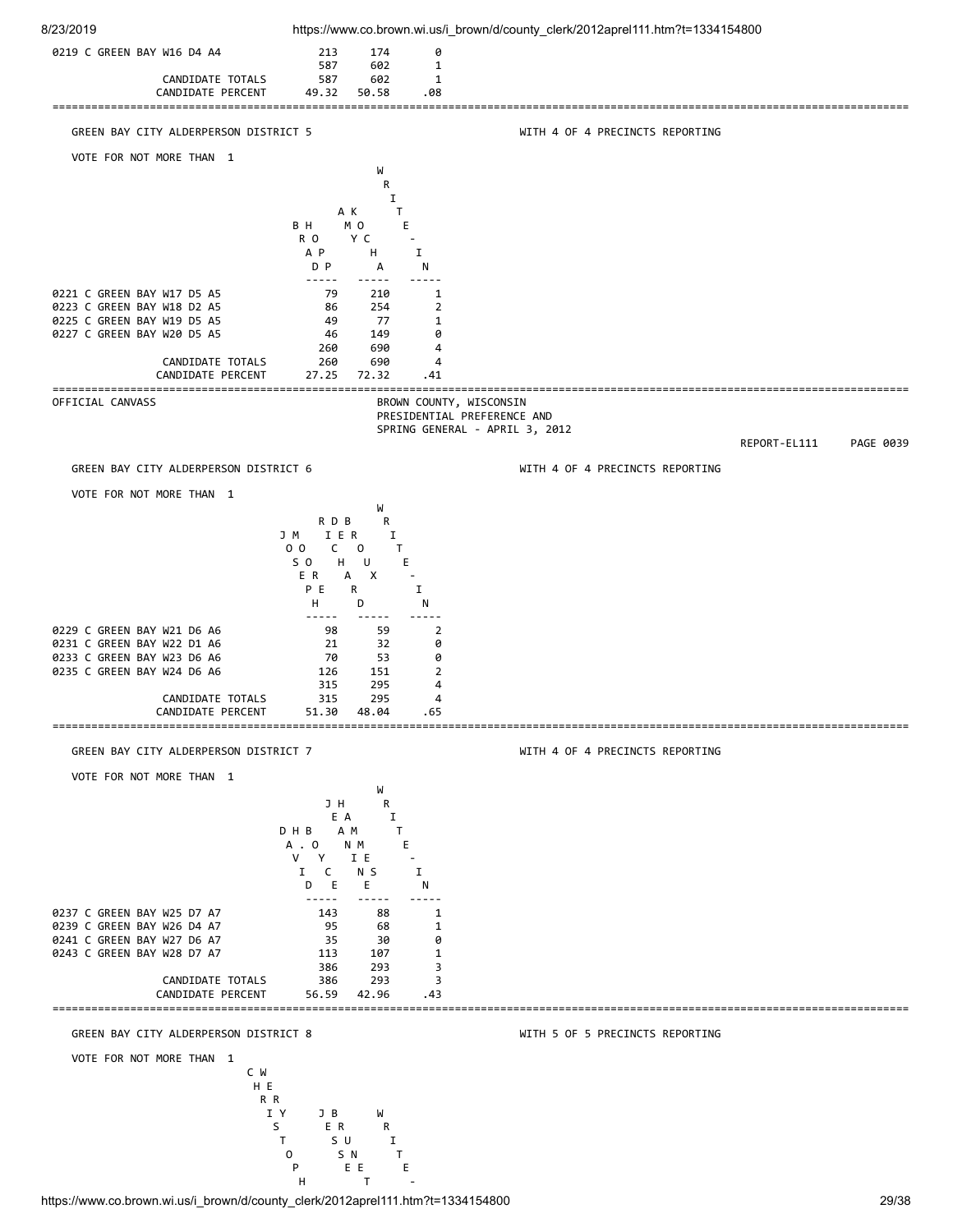| | | | |
|---|---|---|---|
| 0219 C GREEN BAY W16 D4 A4 | 213 | 174 | 0 |
| | 587 | 602 | 1 |
| CANDIDATE TOTALS | 587 | 602 | 1 |
| CANDIDATE PERCENT | 49.32 | 50.58 | .08 |

## GREEN BAY CITY ALDERPERSON DISTRICT 5

WITH 4 OF 4 PRECINCTS REPORTING

VOTE FOR NOT MORE THAN 1

| | BRAD HOPP | AMY KOCHA | WRITE-IN |
|---|---|---|---|
| 0221 C GREEN BAY W17 D5 A5 | 79 | 210 | 1 |
| 0223 C GREEN BAY W18 D2 A5 | 86 | 254 | 2 |
| 0225 C GREEN BAY W19 D5 A5 | 49 | 77 | 1 |
| 0227 C GREEN BAY W20 D5 A5 | 46 | 149 | 0 |
| | 260 | 690 | 4 |
| CANDIDATE TOTALS | 260 | 690 | 4 |
| CANDIDATE PERCENT | 27.25 | 72.32 | .41 |

OFFICIAL CANVASS

BROWN COUNTY, WISCONSIN
PRESIDENTIAL PREFERENCE AND
SPRING GENERAL - APRIL 3, 2012

REPORT-EL111 PAGE 0039

## GREEN BAY CITY ALDERPERSON DISTRICT 6

WITH 4 OF 4 PRECINCTS REPORTING

VOTE FOR NOT MORE THAN 1

| | JOSEPH MOORE | RICHARD DE BROUX | WRITE-IN |
|---|---|---|---|
| 0229 C GREEN BAY W21 D6 A6 | 98 | 59 | 2 |
| 0231 C GREEN BAY W22 D1 A6 | 21 | 32 | 0 |
| 0233 C GREEN BAY W23 D6 A6 | 70 | 53 | 0 |
| 0235 C GREEN BAY W24 D6 A6 | 126 | 151 | 2 |
| | 315 | 295 | 4 |
| CANDIDATE TOTALS | 315 | 295 | 4 |
| CANDIDATE PERCENT | 51.30 | 48.04 | .65 |

## GREEN BAY CITY ALDERPERSON DISTRICT 7

WITH 4 OF 4 PRECINCTS REPORTING

VOTE FOR NOT MORE THAN 1

| | DAVID H. BOYCE | JEANINE HAMMES | WRITE-IN |
|---|---|---|---|
| 0237 C GREEN BAY W25 D7 A7 | 143 | 88 | 1 |
| 0239 C GREEN BAY W26 D4 A7 | 95 | 68 | 1 |
| 0241 C GREEN BAY W27 D6 A7 | 35 | 30 | 0 |
| 0243 C GREEN BAY W28 D7 A7 | 113 | 107 | 1 |
| | 386 | 293 | 3 |
| CANDIDATE TOTALS | 386 | 293 | 3 |
| CANDIDATE PERCENT | 56.59 | 42.96 | .43 |

## GREEN BAY CITY ALDERPERSON DISTRICT 8

WITH 5 OF 5 PRECINCTS REPORTING

VOTE FOR NOT MORE THAN 1

| CHRISTOPHER WERY | JESSE BRUNET | WRITE- |
|---|---|---|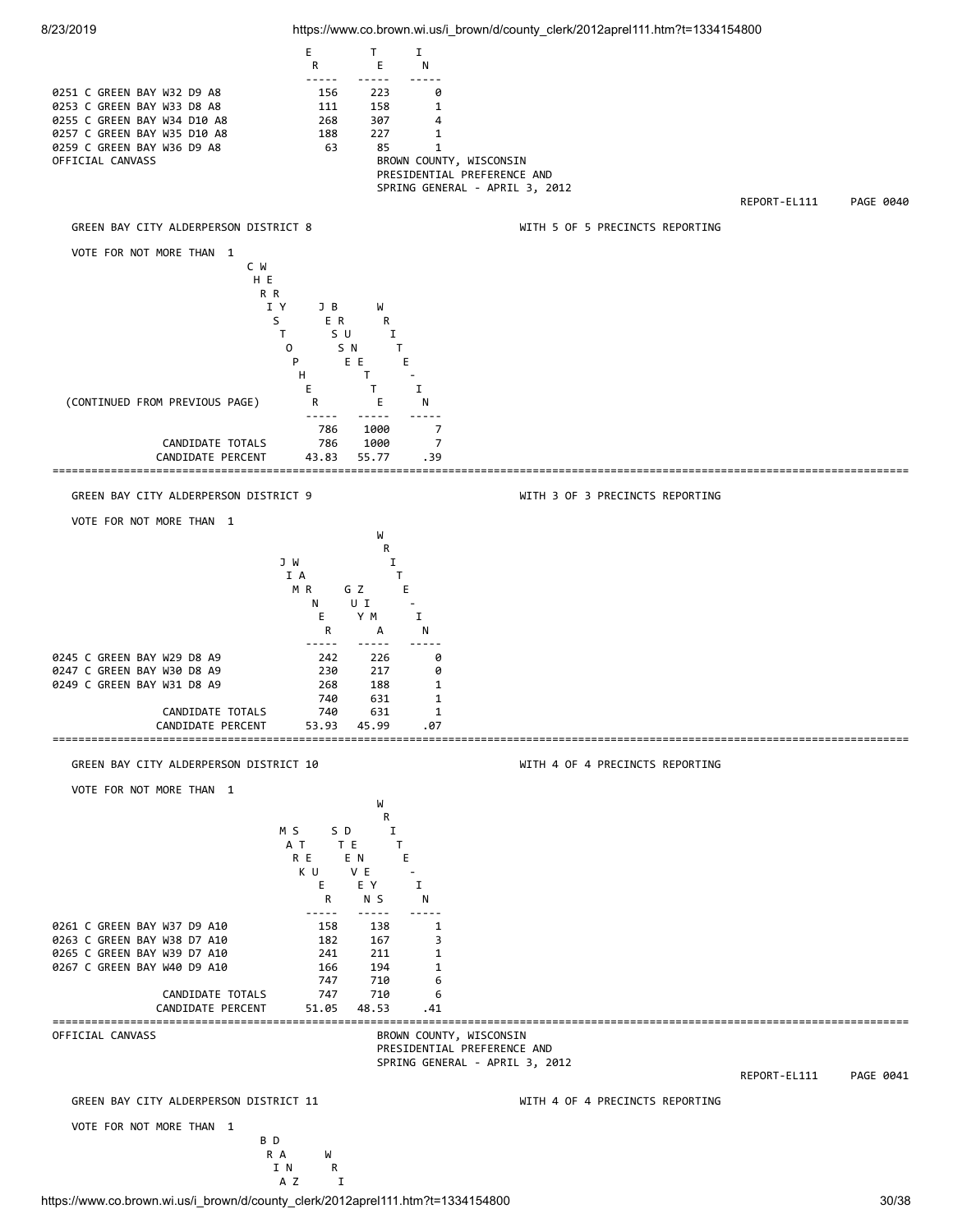(continuation of District 8 table)

| Precinct | CHRISTOPHER WIESE (partial) | JB BRUSSNETT (partial) | WRITE-IN |
|---|---|---|---|
| 0251 C GREEN BAY W32 D9 A8 | 156 | 223 | 0 |
| 0253 C GREEN BAY W33 D8 A8 | 111 | 158 | 1 |
| 0255 C GREEN BAY W34 D10 A8 | 268 | 307 | 4 |
| 0257 C GREEN BAY W35 D10 A8 | 188 | 227 | 1 |
| 0259 C GREEN BAY W36 D9 A8 | 63 | 85 | 1 |

OFFICIAL CANVASS

BROWN COUNTY, WISCONSIN
PRESIDENTIAL PREFERENCE AND
SPRING GENERAL - APRIL 3, 2012

REPORT-EL111 PAGE 0040

## GREEN BAY CITY ALDERPERSON DISTRICT 8

WITH 5 OF 5 PRECINCTS REPORTING

VOTE FOR NOT MORE THAN 1

| (CONTINUED FROM PREVIOUS PAGE) | CHRISTOPHER WEYER | JB BRUSSNETTE | WRITE-IN |
|---|---|---|---|
| | 786 | 1000 | 7 |
| CANDIDATE TOTALS | 786 | 1000 | 7 |
| CANDIDATE PERCENT | 43.83 | 55.77 | .39 |

## GREEN BAY CITY ALDERPERSON DISTRICT 9

WITH 3 OF 3 PRECINCTS REPORTING

VOTE FOR NOT MORE THAN 1

| | JIM WARNER | GUY ZIMA | WRITE-IN |
|---|---|---|---|
| 0245 C GREEN BAY W29 D8 A9 | 242 | 226 | 0 |
| 0247 C GREEN BAY W30 D8 A9 | 230 | 217 | 0 |
| 0249 C GREEN BAY W31 D8 A9 | 268 | 188 | 1 |
| | 740 | 631 | 1 |
| CANDIDATE TOTALS | 740 | 631 | 1 |
| CANDIDATE PERCENT | 53.93 | 45.99 | .07 |

## GREEN BAY CITY ALDERPERSON DISTRICT 10

WITH 4 OF 4 PRECINCTS REPORTING

VOTE FOR NOT MORE THAN 1

| | MARK STEUER | STEVE DENNEYS | WRITE-IN |
|---|---|---|---|
| 0261 C GREEN BAY W37 D9 A10 | 158 | 138 | 1 |
| 0263 C GREEN BAY W38 D7 A10 | 182 | 167 | 3 |
| 0265 C GREEN BAY W39 D7 A10 | 241 | 211 | 1 |
| 0267 C GREEN BAY W40 D9 A10 | 166 | 194 | 1 |
| | 747 | 710 | 6 |
| CANDIDATE TOTALS | 747 | 710 | 6 |
| CANDIDATE PERCENT | 51.05 | 48.53 | .41 |

OFFICIAL CANVASS

BROWN COUNTY, WISCONSIN
PRESIDENTIAL PREFERENCE AND
SPRING GENERAL - APRIL 3, 2012

REPORT-EL111 PAGE 0041

## GREEN BAY CITY ALDERPERSON DISTRICT 11

WITH 4 OF 4 PRECINCTS REPORTING

VOTE FOR NOT MORE THAN 1

BRIAN DANZ... WRI...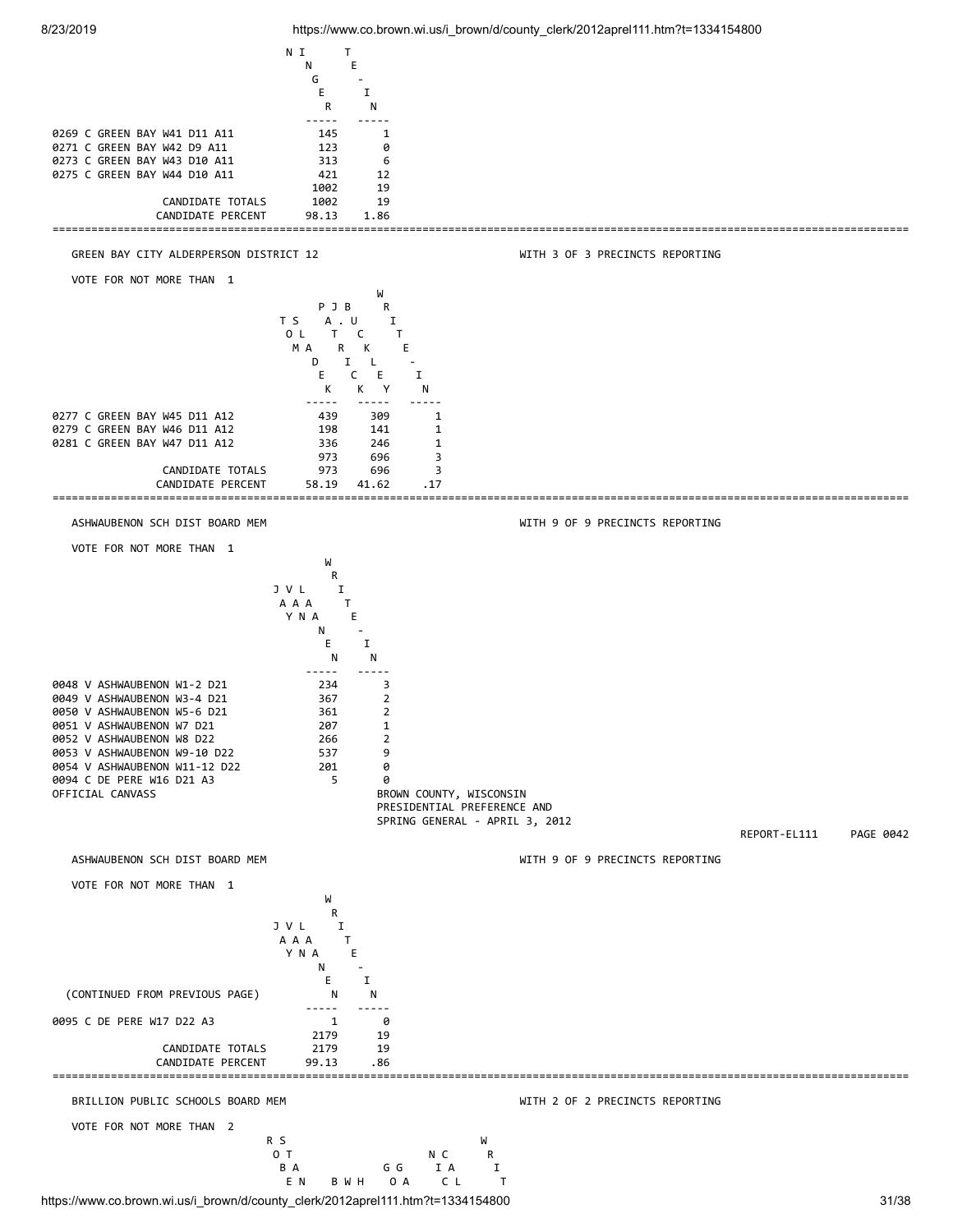| | NINGER | WRITE-IN |
|---|---|---|
| 0269 C GREEN BAY W41 D11 A11 | 145 | 1 |
| 0271 C GREEN BAY W42 D9 A11 | 123 | 0 |
| 0273 C GREEN BAY W43 D10 A11 | 313 | 6 |
| 0275 C GREEN BAY W44 D10 A11 | 421 | 12 |
| | 1002 | 19 |
| CANDIDATE TOTALS | 1002 | 19 |
| CANDIDATE PERCENT | 98.13 | 1.86 |

GREEN BAY CITY ALDERPERSON DISTRICT 12 WITH 3 OF 3 PRECINCTS REPORTING

VOTE FOR NOT MORE THAN 1

| | TOM SOLAK PATRICK DEKKER | JUST BUCKLEY | WRITE-IN |
|---|---|---|---|
| 0277 C GREEN BAY W45 D11 A12 | 439 | 309 | 1 |
| 0279 C GREEN BAY W46 D11 A12 | 198 | 141 | 1 |
| 0281 C GREEN BAY W47 D11 A12 | 336 | 246 | 1 |
| | 973 | 696 | 3 |
| CANDIDATE TOTALS | 973 | 696 | 3 |
| CANDIDATE PERCENT | 58.19 | 41.62 | .17 |

ASHWAUBENON SCH DIST BOARD MEM WITH 9 OF 9 PRECINCTS REPORTING

VOTE FOR NOT MORE THAN 1

| | JAY VANLANEN | WRITE-IN |
|---|---|---|
| 0048 V ASHWAUBENON W1-2 D21 | 234 | 3 |
| 0049 V ASHWAUBENON W3-4 D21 | 367 | 2 |
| 0050 V ASHWAUBENON W5-6 D21 | 361 | 2 |
| 0051 V ASHWAUBENON W7 D21 | 207 | 1 |
| 0052 V ASHWAUBENON W8 D22 | 266 | 2 |
| 0053 V ASHWAUBENON W9-10 D22 | 537 | 9 |
| 0054 V ASHWAUBENON W11-12 D22 | 201 | 0 |
| 0094 C DE PERE W16 D21 A3 | 5 | 0 |

OFFICIAL CANVASS

BROWN COUNTY, WISCONSIN
PRESIDENTIAL PREFERENCE AND
SPRING GENERAL - APRIL 3, 2012

REPORT-EL111 PAGE 0042

ASHWAUBENON SCH DIST BOARD MEM WITH 9 OF 9 PRECINCTS REPORTING

VOTE FOR NOT MORE THAN 1

| (CONTINUED FROM PREVIOUS PAGE) | JAY VANLANEN | WRITE-IN |
|---|---|---|
| 0095 C DE PERE W17 D22 A3 | 1 | 0 |
| | 2179 | 19 |
| CANDIDATE TOTALS | 2179 | 19 |
| CANDIDATE PERCENT | 99.13 | .86 |

BRILLION PUBLIC SCHOOLS BOARD MEM WITH 2 OF 2 PRECINCTS REPORTING

VOTE FOR NOT MORE THAN 2

ROBERT STAEN　B W H　G GOA　NICOLAI CA　WRIT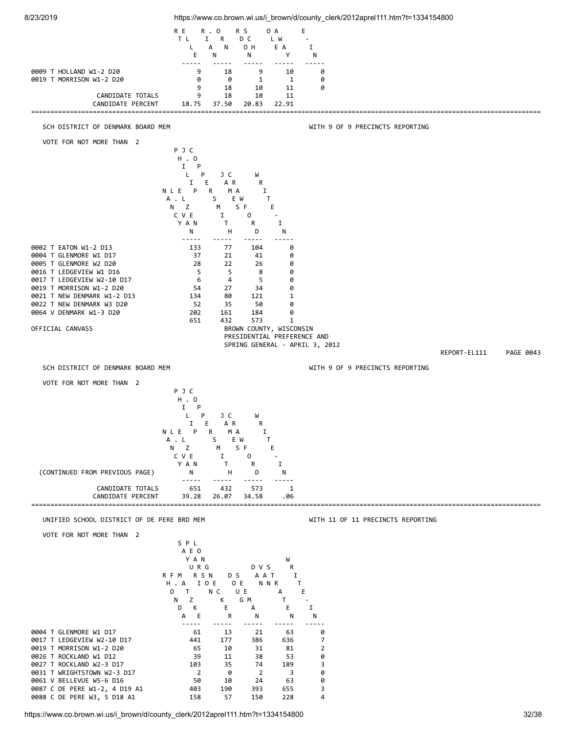```
                               R E    R . O    R S     O A      E
                                T L    I   R    D C     L W      -
                                  L    A   N    O H     E A     I
                                   E     N        N        Y      N
                                 -----  -----  -----  -----  -----
0009 T HOLLAND W1-2 D20              9     18      9     10      0
0019 T MORRISON W1-2 D20             0      0      1      1      0
                                     9     18     10     11      0
              CANDIDATE TOTALS       9     18     10     11
             CANDIDATE PERCENT   18.75  37.50  20.83  22.91
```

---

SCH DISTRICT OF DENMARK BOARD MEM — WITH 9 OF 9 PRECINCTS REPORTING

VOTE FOR NOT MORE THAN 2

```
                               P J C
                                H . O
                                 I   P
                                  L   P    J C      W
                                   I   E    A R      R
                              N L E   P   R    M A      I
                               A . L       S    E W      T
                                N   Z       M    S F      E
                                 C V E       I      O      -
                                  Y A N       T      R      I
                                     N         H      D      N
                                 -----  -----  -----  -----
0002 T EATON W1-2 D13              133     77    104      0
0004 T GLENMORE W1 D17              37     21     41      0
0005 T GLENMORE W2 D20              28     22     26      0
0016 T LEDGEVIEW W1 D16              5      5      8      0
0017 T LEDGEVIEW W2-10 D17           6      4      5      0
0019 T MORRISON W1-2 D20            54     27     34      0
0021 T NEW DENMARK W1-2 D13        134     80    121      1
0022 T NEW DENMARK W3 D20           52     35     50      0
0064 V DENMARK W1-3 D20            202    161    184      0
                                   651    432    573      1
```

OFFICIAL CANVASS — BROWN COUNTY, WISCONSIN
PRESIDENTIAL PREFERENCE AND
SPRING GENERAL - APRIL 3, 2012

REPORT-EL111 PAGE 0043

SCH DISTRICT OF DENMARK BOARD MEM — WITH 9 OF 9 PRECINCTS REPORTING

VOTE FOR NOT MORE THAN 2

```
                               P J C
                                H . O
                                 I   P
                                  L   P    J C      W
                                   I   E    A R      R
                              N L E   P   R    M A      I
                               A . L       S    E W      T
                                N   Z       M    S F      E
                                 C V E       I      O      -
                                  Y A N       T      R      I
  (CONTINUED FROM PREVIOUS PAGE)     N         H      D      N
                                 -----  -----  -----  -----
              CANDIDATE TOTALS     651    432    573      1
             CANDIDATE PERCENT   39.28  26.07  34.58    .06
```

---

UNIFIED SCHOOL DISTRICT OF DE PERE BRD MEM — WITH 11 OF 11 PRECINCTS REPORTING

VOTE FOR NOT MORE THAN 2

```
                                 S P L
                                  A E O
                                   Y A N                     W
                                    U R G          D V S      R
                              R F M   R S N    D S    A A T     I
                               H . A   I O E    O E    N N R     T
                                O   T    N C    U E        A      E
                                 N   Z     K    G M        T      -
                                  D   K      E      A        E      I
                                   A   E       R      N        N      N
                                 -----  -----  -----  -----  -----
0004 T GLENMORE W1 D17              61     13     21     63      0
0017 T LEDGEVIEW W2-10 D17         441    177    386    636      7
0019 T MORRISON W1-2 D20            65     10     31     81      2
0026 T ROCKLAND W1 D12              39     11     38     53      0
0027 T ROCKLAND W2-3 D17           103     35     74    189      3
0031 T WRIGHTSTOWN W2-3 D17          2      0      2      3      0
0061 V BELLEVUE W5-6 D16            50     10     24     63      0
0087 C DE PERE W1-2, 4 D19 A1      403    190    393    655      3
0088 C DE PERE W3, 5 D18 A1        158     57    150    228      4
```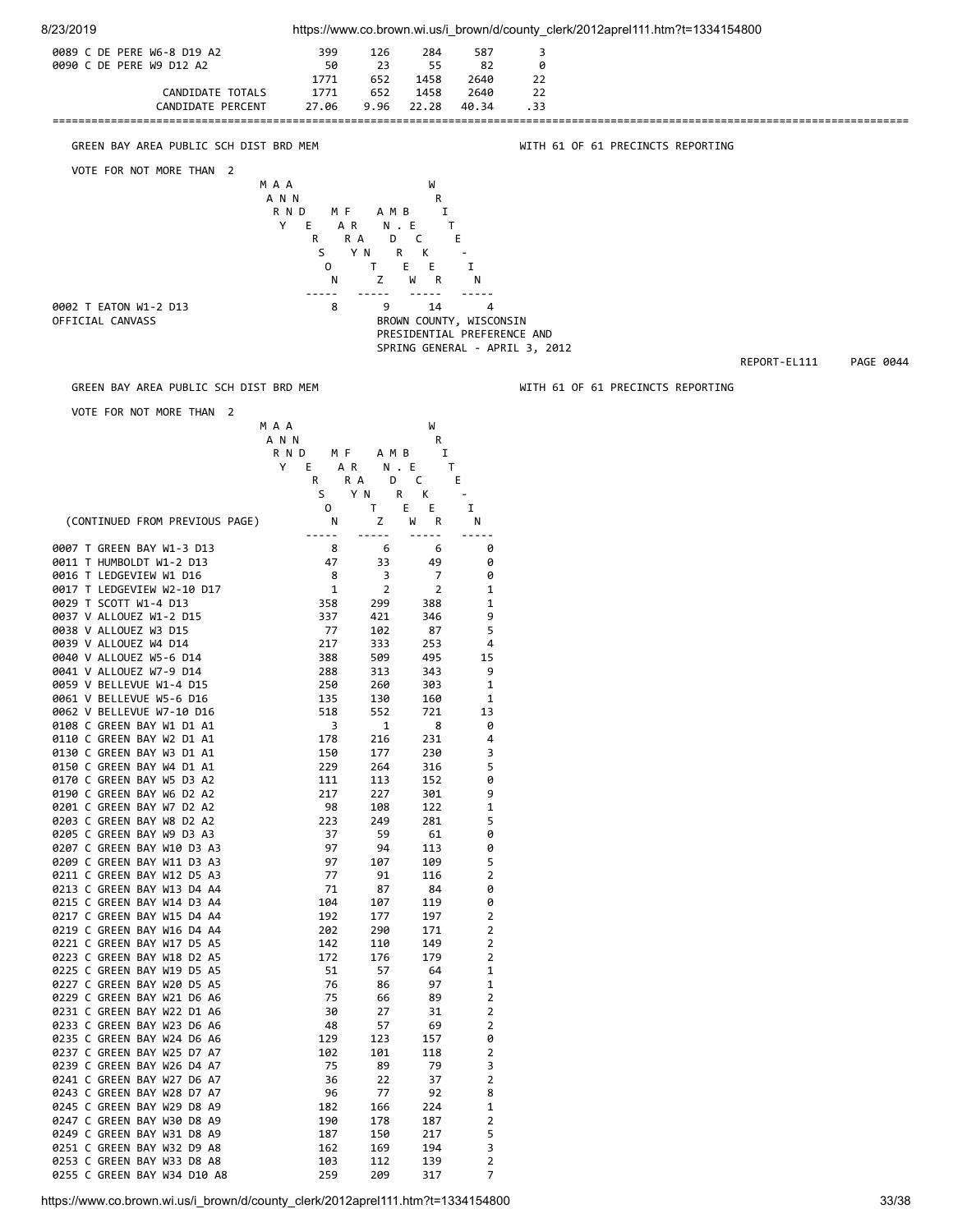| | | | | | |
|---|---|---|---|---|---|
| 0089 C DE PERE W6-8 D19 A2 | 399 | 126 | 284 | 587 | 3 |
| 0090 C DE PERE W9 D12 A2 | 50 | 23 | 55 | 82 | 0 |
| | 1771 | 652 | 1458 | 2640 | 22 |
| CANDIDATE TOTALS | 1771 | 652 | 1458 | 2640 | 22 |
| CANDIDATE PERCENT | 27.06 | 9.96 | 22.28 | 40.34 | .33 |

GREEN BAY AREA PUBLIC SCH DIST BRD MEM — WITH 61 OF 61 PRECINCTS REPORTING

VOTE FOR NOT MORE THAN 2

| | MARY ANNE ANDERSON | MARA FENTZ | AMBER D. BECKER | WRITE-IN |
|---|---|---|---|---|
| 0002 T EATON W1-2 D13 | 8 | 9 | 14 | 4 |

OFFICIAL CANVASS

BROWN COUNTY, WISCONSIN
PRESIDENTIAL PREFERENCE AND
SPRING GENERAL - APRIL 3, 2012

REPORT-EL111 PAGE 0044

GREEN BAY AREA PUBLIC SCH DIST BRD MEM — WITH 61 OF 61 PRECINCTS REPORTING

VOTE FOR NOT MORE THAN 2

| (CONTINUED FROM PREVIOUS PAGE) | MARY ANNE ANDERSON | MARA FENTZ | AMBER D. BECKER | WRITE-IN |
|---|---|---|---|---|
| 0007 T GREEN BAY W1-3 D13 | 8 | 6 | 6 | 0 |
| 0011 T HUMBOLDT W1-2 D13 | 47 | 33 | 49 | 0 |
| 0016 T LEDGEVIEW W1 D16 | 8 | 3 | 7 | 0 |
| 0017 T LEDGEVIEW W2-10 D17 | 1 | 2 | 2 | 1 |
| 0029 T SCOTT W1-4 D13 | 358 | 299 | 388 | 1 |
| 0037 V ALLOUEZ W1-2 D15 | 337 | 421 | 346 | 9 |
| 0038 V ALLOUEZ W3 D15 | 77 | 102 | 87 | 5 |
| 0039 V ALLOUEZ W4 D14 | 217 | 333 | 253 | 4 |
| 0040 V ALLOUEZ W5-6 D14 | 388 | 509 | 495 | 15 |
| 0041 V ALLOUEZ W7-9 D14 | 288 | 313 | 343 | 9 |
| 0059 V BELLEVUE W1-4 D15 | 250 | 260 | 303 | 1 |
| 0061 V BELLEVUE W5-6 D16 | 135 | 130 | 160 | 1 |
| 0062 V BELLEVUE W7-10 D16 | 518 | 552 | 721 | 13 |
| 0108 C GREEN BAY W1 D1 A1 | 3 | 1 | 8 | 0 |
| 0110 C GREEN BAY W2 D1 A1 | 178 | 216 | 231 | 4 |
| 0130 C GREEN BAY W3 D1 A1 | 150 | 177 | 230 | 3 |
| 0150 C GREEN BAY W4 D1 A1 | 229 | 264 | 316 | 5 |
| 0170 C GREEN BAY W5 D3 A2 | 111 | 113 | 152 | 0 |
| 0190 C GREEN BAY W6 D2 A2 | 217 | 227 | 301 | 9 |
| 0201 C GREEN BAY W7 D2 A2 | 98 | 108 | 122 | 1 |
| 0203 C GREEN BAY W8 D2 A2 | 223 | 249 | 281 | 5 |
| 0205 C GREEN BAY W9 D3 A3 | 37 | 59 | 61 | 0 |
| 0207 C GREEN BAY W10 D3 A3 | 97 | 94 | 113 | 0 |
| 0209 C GREEN BAY W11 D3 A3 | 97 | 107 | 109 | 5 |
| 0211 C GREEN BAY W12 D5 A3 | 77 | 91 | 116 | 2 |
| 0213 C GREEN BAY W13 D4 A4 | 71 | 87 | 84 | 0 |
| 0215 C GREEN BAY W14 D3 A4 | 104 | 107 | 119 | 0 |
| 0217 C GREEN BAY W15 D4 A4 | 192 | 177 | 197 | 2 |
| 0219 C GREEN BAY W16 D4 A4 | 202 | 290 | 171 | 2 |
| 0221 C GREEN BAY W17 D5 A5 | 142 | 110 | 149 | 2 |
| 0223 C GREEN BAY W18 D2 A5 | 172 | 176 | 179 | 2 |
| 0225 C GREEN BAY W19 D5 A5 | 51 | 57 | 64 | 1 |
| 0227 C GREEN BAY W20 D5 A5 | 76 | 86 | 97 | 1 |
| 0229 C GREEN BAY W21 D6 A6 | 75 | 66 | 89 | 2 |
| 0231 C GREEN BAY W22 D1 A6 | 30 | 27 | 31 | 2 |
| 0233 C GREEN BAY W23 D6 A6 | 48 | 57 | 69 | 2 |
| 0235 C GREEN BAY W24 D6 A6 | 129 | 123 | 157 | 0 |
| 0237 C GREEN BAY W25 D7 A7 | 102 | 101 | 118 | 2 |
| 0239 C GREEN BAY W26 D4 A7 | 75 | 89 | 79 | 3 |
| 0241 C GREEN BAY W27 D6 A7 | 36 | 22 | 37 | 2 |
| 0243 C GREEN BAY W28 D7 A7 | 96 | 77 | 92 | 8 |
| 0245 C GREEN BAY W29 D8 A9 | 182 | 166 | 224 | 1 |
| 0247 C GREEN BAY W30 D8 A9 | 190 | 178 | 187 | 2 |
| 0249 C GREEN BAY W31 D8 A9 | 187 | 150 | 217 | 5 |
| 0251 C GREEN BAY W32 D9 A8 | 162 | 169 | 194 | 3 |
| 0253 C GREEN BAY W33 D8 A8 | 103 | 112 | 139 | 2 |
| 0255 C GREEN BAY W34 D10 A8 | 259 | 209 | 317 | 7 |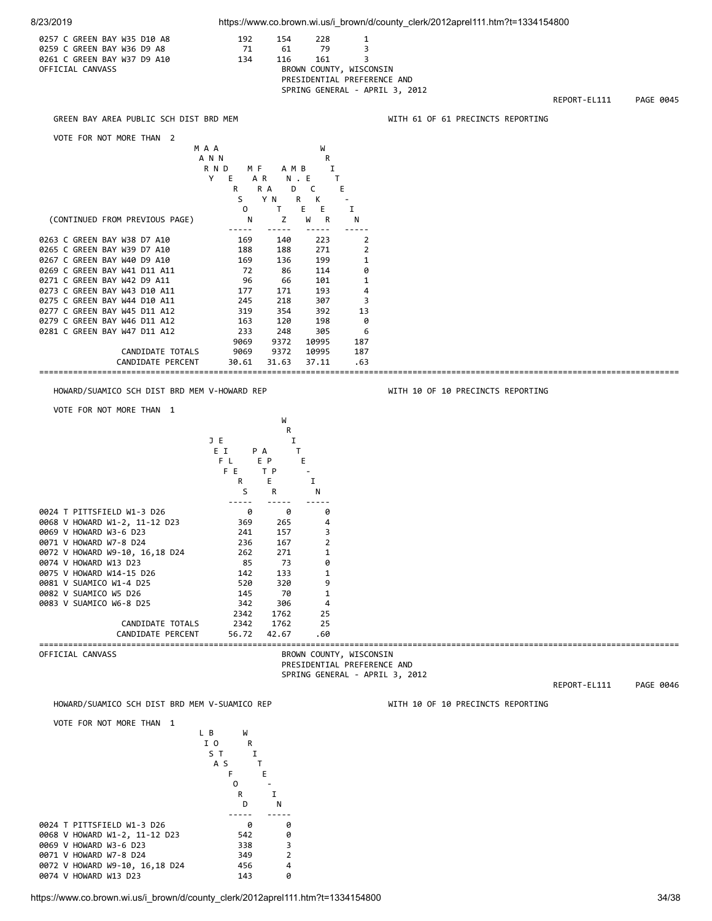| Precinct | | | | |
|---|---|---|---|---|
| 0257 C GREEN BAY W35 D10 A8 | 192 | 154 | 228 | 1 |
| 0259 C GREEN BAY W36 D9 A8 | 71 | 61 | 79 | 3 |
| 0261 C GREEN BAY W37 D9 A10 | 134 | 116 | 161 | 3 |

OFFICIAL CANVASS

BROWN COUNTY, WISCONSIN
PRESIDENTIAL PREFERENCE AND
SPRING GENERAL - APRIL 3, 2012

REPORT-EL111 PAGE 0045

## GREEN BAY AREA PUBLIC SCH DIST BRD MEM

WITH 61 OF 61 PRECINCTS REPORTING

VOTE FOR NOT MORE THAN 2

| (CONTINUED FROM PREVIOUS PAGE) | MARY ANDERSON | ANN FRANTZ | ANDREW BECKER | WRITE-IN |
|---|---|---|---|---|
| 0263 C GREEN BAY W38 D7 A10 | 169 | 140 | 223 | 2 |
| 0265 C GREEN BAY W39 D7 A10 | 188 | 188 | 271 | 2 |
| 0267 C GREEN BAY W40 D9 A10 | 169 | 136 | 199 | 1 |
| 0269 C GREEN BAY W41 D11 A11 | 72 | 86 | 114 | 0 |
| 0271 C GREEN BAY W42 D9 A11 | 96 | 66 | 101 | 1 |
| 0273 C GREEN BAY W43 D10 A11 | 177 | 171 | 193 | 4 |
| 0275 C GREEN BAY W44 D10 A11 | 245 | 218 | 307 | 3 |
| 0277 C GREEN BAY W45 D11 A12 | 319 | 354 | 392 | 13 |
| 0279 C GREEN BAY W46 D11 A12 | 163 | 120 | 198 | 0 |
| 0281 C GREEN BAY W47 D11 A12 | 233 | 248 | 305 | 6 |
| | 9069 | 9372 | 10995 | 187 |
| CANDIDATE TOTALS | 9069 | 9372 | 10995 | 187 |
| CANDIDATE PERCENT | 30.61 | 31.63 | 37.11 | .63 |

## HOWARD/SUAMICO SCH DIST BRD MEM V-HOWARD REP

WITH 10 OF 10 PRECINCTS REPORTING

VOTE FOR NOT MORE THAN 1

| | JEFF EILERS | PAT EPPER | WRITE-IN |
|---|---|---|---|
| 0024 T PITTSFIELD W1-3 D26 | 0 | 0 | 0 |
| 0068 V HOWARD W1-2, 11-12 D23 | 369 | 265 | 4 |
| 0069 V HOWARD W3-6 D23 | 241 | 157 | 3 |
| 0071 V HOWARD W7-8 D24 | 236 | 167 | 2 |
| 0072 V HOWARD W9-10, 16,18 D24 | 262 | 271 | 1 |
| 0074 V HOWARD W13 D23 | 85 | 73 | 0 |
| 0075 V HOWARD W14-15 D26 | 142 | 133 | 1 |
| 0081 V SUAMICO W1-4 D25 | 520 | 320 | 9 |
| 0082 V SUAMICO W5 D26 | 145 | 70 | 1 |
| 0083 V SUAMICO W6-8 D25 | 342 | 306 | 4 |
| | 2342 | 1762 | 25 |
| CANDIDATE TOTALS | 2342 | 1762 | 25 |
| CANDIDATE PERCENT | 56.72 | 42.67 | .60 |

OFFICIAL CANVASS

BROWN COUNTY, WISCONSIN
PRESIDENTIAL PREFERENCE AND
SPRING GENERAL - APRIL 3, 2012

REPORT-EL111 PAGE 0046

## HOWARD/SUAMICO SCH DIST BRD MEM V-SUAMICO REP

WITH 10 OF 10 PRECINCTS REPORTING

VOTE FOR NOT MORE THAN 1

| | LISA BOSTFORD | WRITE-IN |
|---|---|---|
| 0024 T PITTSFIELD W1-3 D26 | 0 | 0 |
| 0068 V HOWARD W1-2, 11-12 D23 | 542 | 0 |
| 0069 V HOWARD W3-6 D23 | 338 | 3 |
| 0071 V HOWARD W7-8 D24 | 349 | 2 |
| 0072 V HOWARD W9-10, 16,18 D24 | 456 | 4 |
| 0074 V HOWARD W13 D23 | 143 | 0 |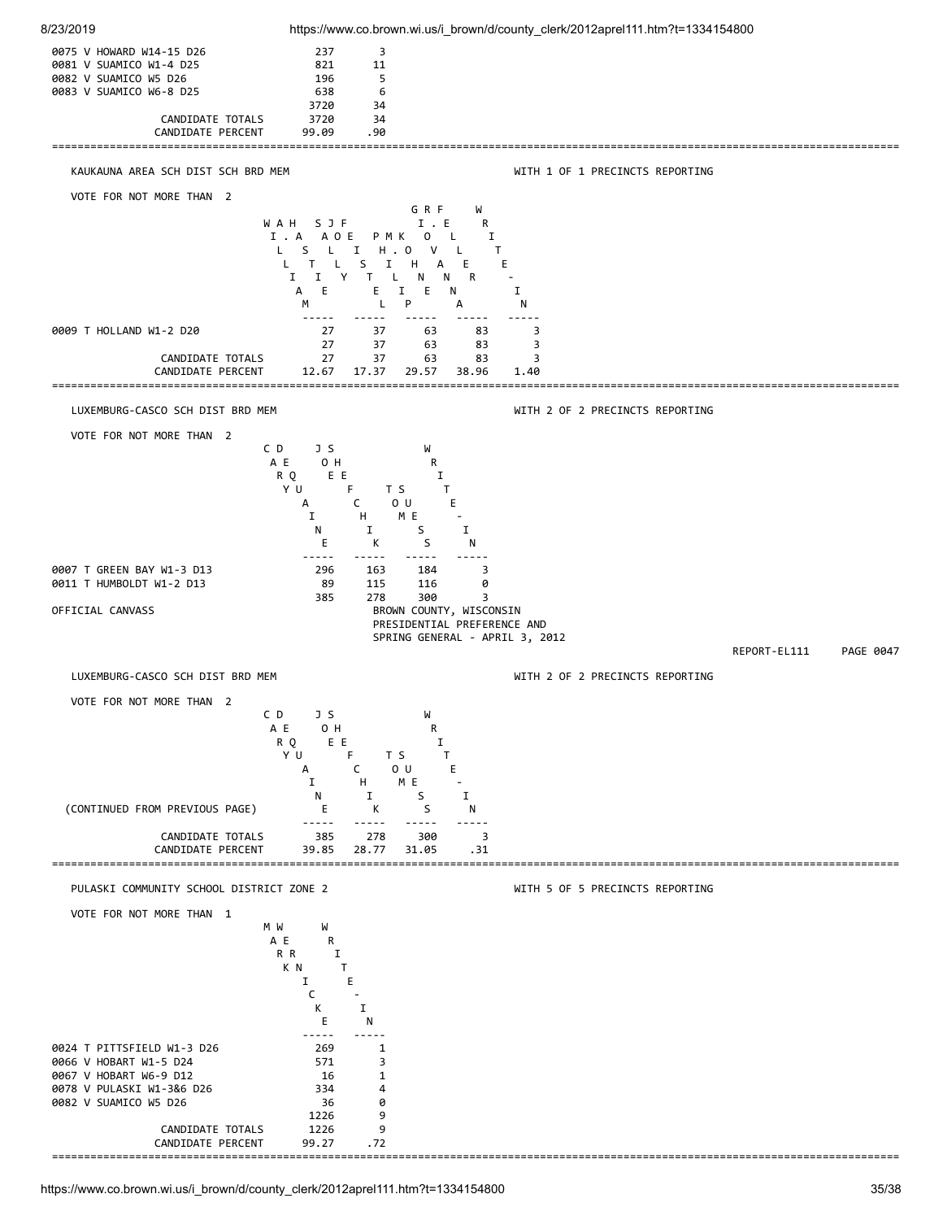| | | |
|---|---|---|
| 0075 V HOWARD W14-15 D26 | 237 | 3 |
| 0081 V SUAMICO W1-4 D25 | 821 | 11 |
| 0082 V SUAMICO W5 D26 | 196 | 5 |
| 0083 V SUAMICO W6-8 D25 | 638 | 6 |
| | 3720 | 34 |
| CANDIDATE TOTALS | 3720 | 34 |
| CANDIDATE PERCENT | 99.09 | .90 |

---

## KAUKAUNA AREA SCH DIST SCH BRD MEM

WITH 1 OF 1 PRECINCTS REPORTING

VOTE FOR NOT MORE THAN 2

| | WILLIAM HASTIE | SALLY JO FIELSTRA | PHILIP M. KOHL | GREG F. VOLLENHOLN | WRITE-IN |
|---|---|---|---|---|---|
| 0009 T HOLLAND W1-2 D20 | 27 | 37 | 63 | 83 | 3 |
| | 27 | 37 | 63 | 83 | 3 |
| CANDIDATE TOTALS | 27 | 37 | 63 | 83 | 3 |
| CANDIDATE PERCENT | 12.67 | 17.37 | 29.57 | 38.96 | 1.40 |

---

## LUXEMBURG-CASCO SCH DIST BRD MEM

WITH 2 OF 2 PRECINCTS REPORTING

VOTE FOR NOT MORE THAN 2

| | CARY DEQUAINE | JOSEPH FECHIK | TOM SEUSS | WRITE-IN |
|---|---|---|---|---|
| 0007 T GREEN BAY W1-3 D13 | 296 | 163 | 184 | 3 |
| 0011 T HUMBOLDT W1-2 D13 | 89 | 115 | 116 | 0 |
| | 385 | 278 | 300 | 3 |

OFFICIAL CANVASS

BROWN COUNTY, WISCONSIN
PRESIDENTIAL PREFERENCE AND
SPRING GENERAL - APRIL 3, 2012

REPORT-EL111 PAGE 0047

## LUXEMBURG-CASCO SCH DIST BRD MEM

WITH 2 OF 2 PRECINCTS REPORTING

VOTE FOR NOT MORE THAN 2

| (CONTINUED FROM PREVIOUS PAGE) | CARY DEQUAINE | JOSEPH FECHIK | TOM SEUSS | WRITE-IN |
|---|---|---|---|---|
| CANDIDATE TOTALS | 385 | 278 | 300 | 3 |
| CANDIDATE PERCENT | 39.85 | 28.77 | 31.05 | .31 |

---

## PULASKI COMMUNITY SCHOOL DISTRICT ZONE 2

WITH 5 OF 5 PRECINCTS REPORTING

VOTE FOR NOT MORE THAN 1

| | MARK WENICKE | WRITE-IN |
|---|---|---|
| 0024 T PITTSFIELD W1-3 D26 | 269 | 1 |
| 0066 V HOBART W1-5 D24 | 571 | 3 |
| 0067 V HOBART W6-9 D12 | 16 | 1 |
| 0078 V PULASKI W1-3&6 D26 | 334 | 4 |
| 0082 V SUAMICO W5 D26 | 36 | 0 |
| | 1226 | 9 |
| CANDIDATE TOTALS | 1226 | 9 |
| CANDIDATE PERCENT | 99.27 | .72 |

---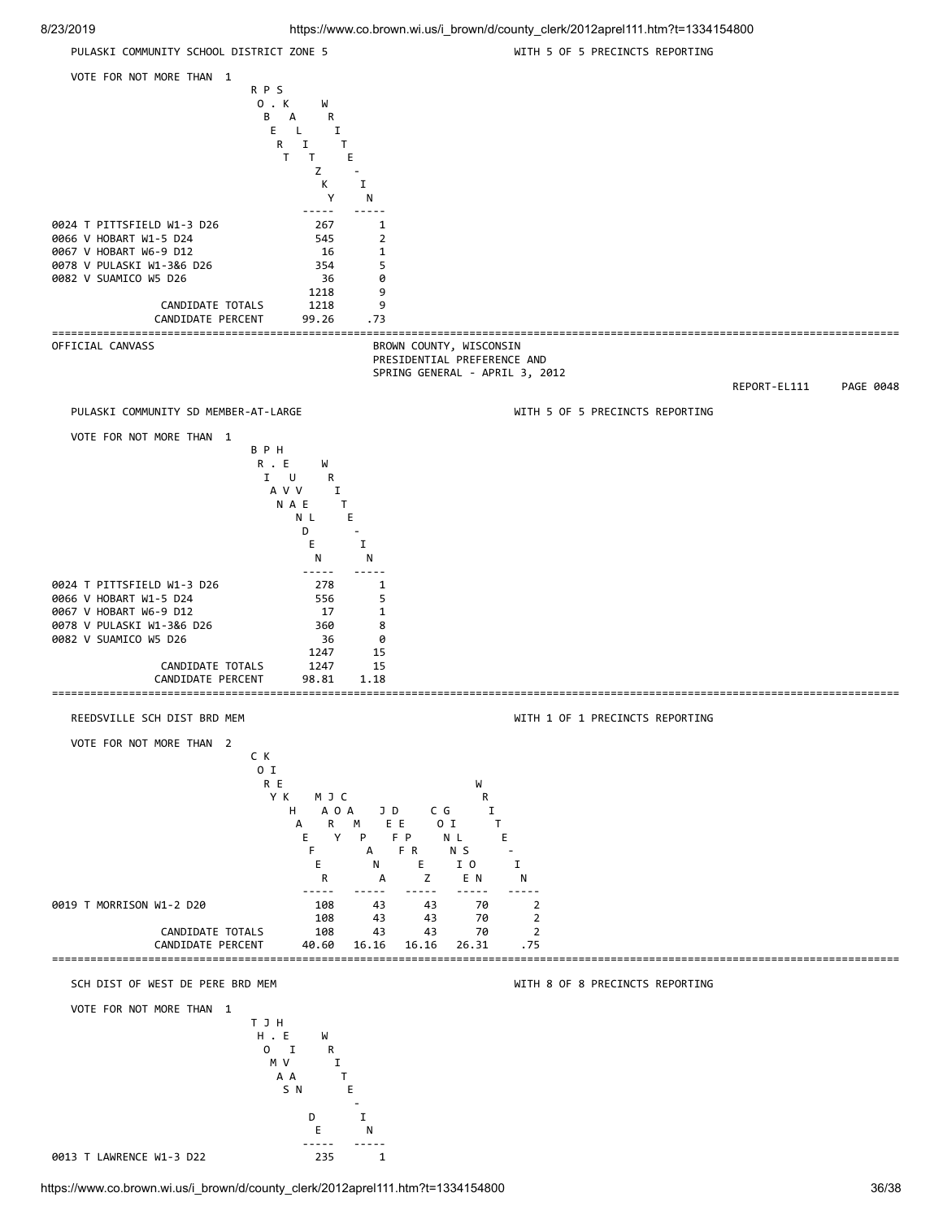PULASKI COMMUNITY SCHOOL DISTRICT ZONE 5 — WITH 5 OF 5 PRECINCTS REPORTING

VOTE FOR NOT MORE THAN 1

| | ROBERT P. STELTZ | KALITZKY | WRITE-IN |
|---|---|---|---|
| 0024 T PITTSFIELD W1-3 D26 | 267 | 1 |
| 0066 V HOBART W1-5 D24 | 545 | 2 |
| 0067 V HOBART W6-9 D12 | 16 | 1 |
| 0078 V PULASKI W1-3&6 D26 | 354 | 5 |
| 0082 V SUAMICO W5 D26 | 36 | 0 |
| | 1218 | 9 |
| CANDIDATE TOTALS | 1218 | 9 |
| CANDIDATE PERCENT | 99.26 | .73 |

OFFICIAL CANVASS

BROWN COUNTY, WISCONSIN
PRESIDENTIAL PREFERENCE AND
SPRING GENERAL - APRIL 3, 2012

REPORT-EL111 PAGE 0048

PULASKI COMMUNITY SD MEMBER-AT-LARGE — WITH 5 OF 5 PRECINCTS REPORTING

VOTE FOR NOT MORE THAN 1

| | BRIAN P. HEVVELDEN | WRITE-IN |
|---|---|---|
| 0024 T PITTSFIELD W1-3 D26 | 278 | 1 |
| 0066 V HOBART W1-5 D24 | 556 | 5 |
| 0067 V HOBART W6-9 D12 | 17 | 1 |
| 0078 V PULASKI W1-3&6 D26 | 360 | 8 |
| 0082 V SUAMICO W5 D26 | 36 | 0 |
| | 1247 | 15 |
| CANDIDATE TOTALS | 1247 | 15 |
| CANDIDATE PERCENT | 98.81 | 1.18 |

REEDSVILLE SCH DIST BRD MEM — WITH 1 OF 1 PRECINCTS REPORTING

VOTE FOR NOT MORE THAN 2

| | CORY KIEKHAEFER | MARY J. CAMPANA | JEFF DEPEREZ | CONNIE GLINSKI | WRITE-IN |
|---|---|---|---|---|---|
| 0019 T MORRISON W1-2 D20 | 108 | 43 | 43 | 70 | 2 |
| | 108 | 43 | 43 | 70 | 2 |
| CANDIDATE TOTALS | 108 | 43 | 43 | 70 | 2 |
| CANDIDATE PERCENT | 40.60 | 16.16 | 16.16 | 26.31 | .75 |

SCH DIST OF WEST DE PERE BRD MEM — WITH 8 OF 8 PRECINCTS REPORTING

VOTE FOR NOT MORE THAN 1

| | THOMAS J. HEIVAN DE | WRITE-IN |
|---|---|---|
| 0013 T LAWRENCE W1-3 D22 | 235 | 1 |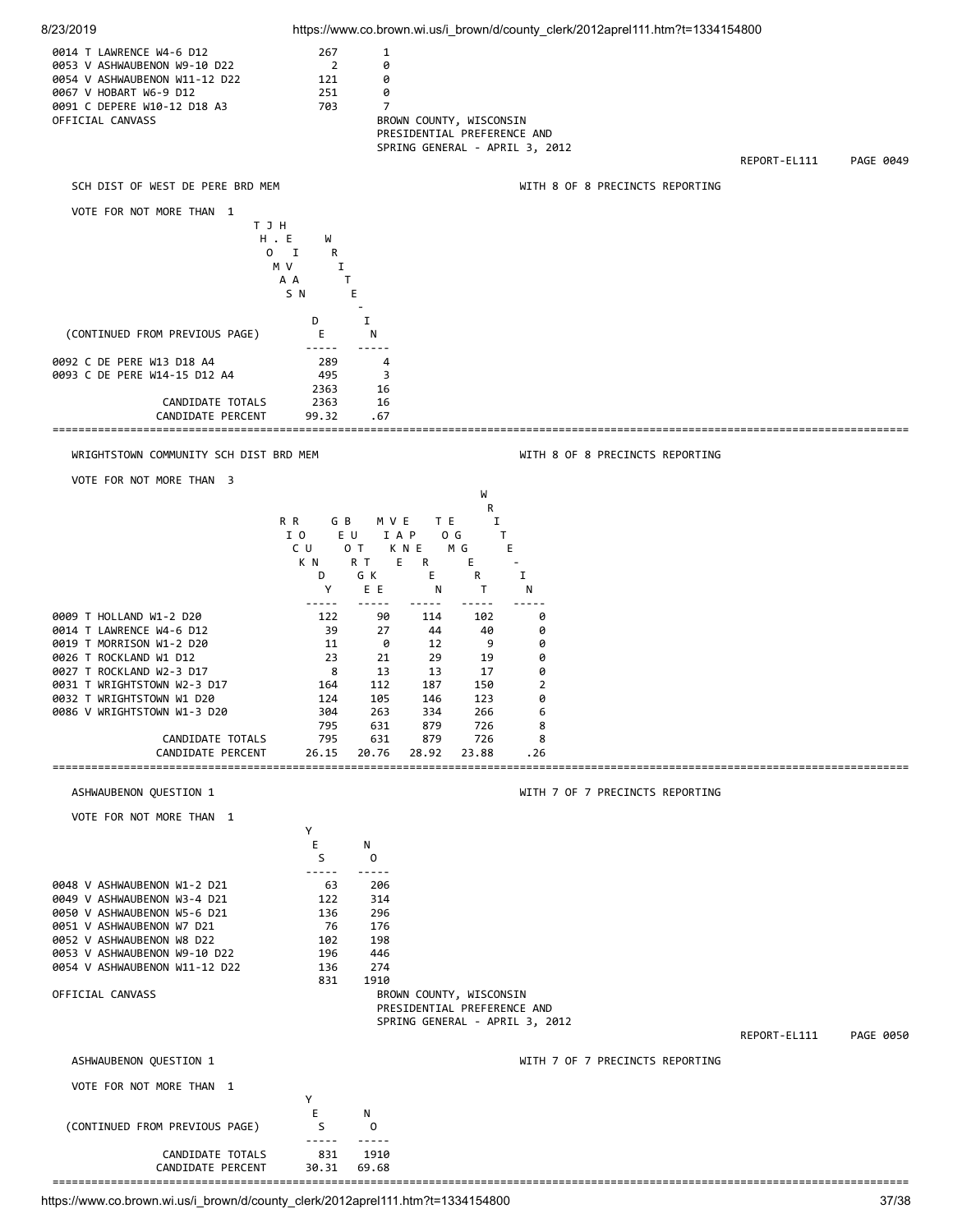| | | |
|---|---|---|
| 0014 T LAWRENCE W4-6 D12 | 267 | 1 |
| 0053 V ASHWAUBENON W9-10 D22 | 2 | 0 |
| 0054 V ASHWAUBENON W11-12 D22 | 121 | 0 |
| 0067 V HOBART W6-9 D12 | 251 | 0 |
| 0091 C DEPERE W10-12 D18 A3 | 703 | 7 |

OFFICIAL CANVASS

BROWN COUNTY, WISCONSIN
PRESIDENTIAL PREFERENCE AND
SPRING GENERAL - APRIL 3, 2012

REPORT-EL111 PAGE 0049

## SCH DIST OF WEST DE PERE BRD MEM

WITH 8 OF 8 PRECINCTS REPORTING

VOTE FOR NOT MORE THAN 1

| (CONTINUED FROM PREVIOUS PAGE) | THOMAS J. HAVEN DE | WRITE-IN |
|---|---|---|
| 0092 C DE PERE W13 D18 A4 | 289 | 4 |
| 0093 C DE PERE W14-15 D12 A4 | 495 | 3 |
| | 2363 | 16 |
| CANDIDATE TOTALS | 2363 | 16 |
| CANDIDATE PERCENT | 99.32 | .67 |

## WRIGHTSTOWN COMMUNITY SCH DIST BRD MEM

WITH 8 OF 8 PRECINCTS REPORTING

VOTE FOR NOT MORE THAN 3

| | RICK ROUNDY | GEORGE BURKE | MIKE VANPEEREN | TOM EGGERT | WRITE-IN |
|---|---|---|---|---|---|
| 0009 T HOLLAND W1-2 D20 | 122 | 90 | 114 | 102 | 0 |
| 0014 T LAWRENCE W4-6 D12 | 39 | 27 | 44 | 40 | 0 |
| 0019 T MORRISON W1-2 D20 | 11 | 0 | 12 | 9 | 0 |
| 0026 T ROCKLAND W1 D12 | 23 | 21 | 29 | 19 | 0 |
| 0027 T ROCKLAND W2-3 D17 | 8 | 13 | 13 | 17 | 0 |
| 0031 T WRIGHTSTOWN W2-3 D17 | 164 | 112 | 187 | 150 | 2 |
| 0032 T WRIGHTSTOWN W1 D20 | 124 | 105 | 146 | 123 | 0 |
| 0086 V WRIGHTSTOWN W1-3 D20 | 304 | 263 | 334 | 266 | 6 |
| | 795 | 631 | 879 | 726 | 8 |
| CANDIDATE TOTALS | 795 | 631 | 879 | 726 | 8 |
| CANDIDATE PERCENT | 26.15 | 20.76 | 28.92 | 23.88 | .26 |

## ASHWAUBENON QUESTION 1

WITH 7 OF 7 PRECINCTS REPORTING

VOTE FOR NOT MORE THAN 1

| | YES | NO |
|---|---|---|
| 0048 V ASHWAUBENON W1-2 D21 | 63 | 206 |
| 0049 V ASHWAUBENON W3-4 D21 | 122 | 314 |
| 0050 V ASHWAUBENON W5-6 D21 | 136 | 296 |
| 0051 V ASHWAUBENON W7 D21 | 76 | 176 |
| 0052 V ASHWAUBENON W8 D22 | 102 | 198 |
| 0053 V ASHWAUBENON W9-10 D22 | 196 | 446 |
| 0054 V ASHWAUBENON W11-12 D22 | 136 | 274 |
| | 831 | 1910 |

OFFICIAL CANVASS

BROWN COUNTY, WISCONSIN
PRESIDENTIAL PREFERENCE AND
SPRING GENERAL - APRIL 3, 2012

REPORT-EL111 PAGE 0050

## ASHWAUBENON QUESTION 1

WITH 7 OF 7 PRECINCTS REPORTING

VOTE FOR NOT MORE THAN 1

| (CONTINUED FROM PREVIOUS PAGE) | YES | NO |
|---|---|---|
| CANDIDATE TOTALS | 831 | 1910 |
| CANDIDATE PERCENT | 30.31 | 69.68 |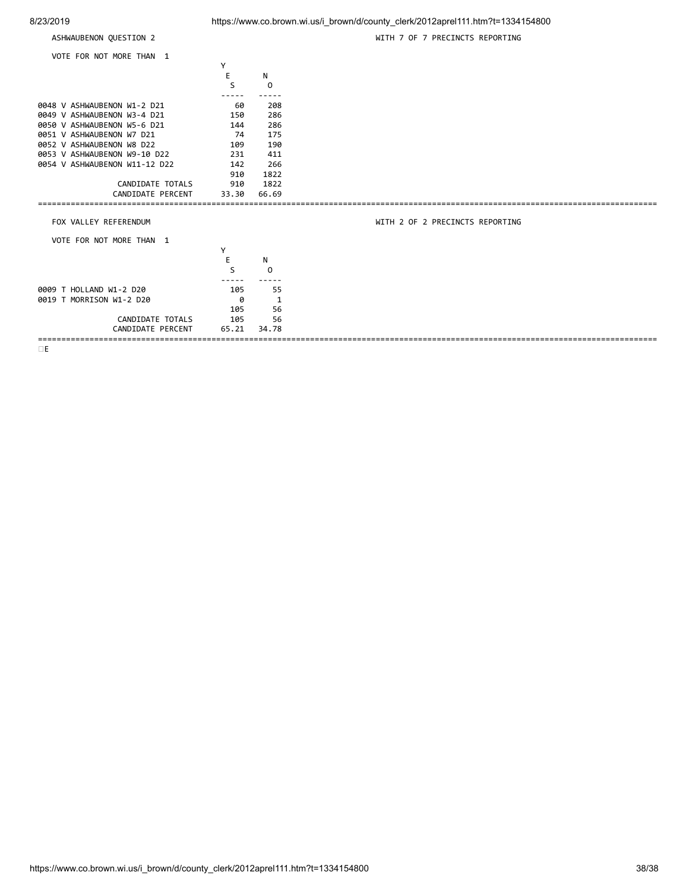ASHWAUBENON QUESTION 2 — WITH 7 OF 7 PRECINCTS REPORTING

VOTE FOR NOT MORE THAN 1

| | YES | NO |
|---|---|---|
| 0048 V ASHWAUBENON W1-2 D21 | 60 | 208 |
| 0049 V ASHWAUBENON W3-4 D21 | 150 | 286 |
| 0050 V ASHWAUBENON W5-6 D21 | 144 | 286 |
| 0051 V ASHWAUBENON W7 D21 | 74 | 175 |
| 0052 V ASHWAUBENON W8 D22 | 109 | 190 |
| 0053 V ASHWAUBENON W9-10 D22 | 231 | 411 |
| 0054 V ASHWAUBENON W11-12 D22 | 142 | 266 |
| | 910 | 1822 |
| CANDIDATE TOTALS | 910 | 1822 |
| CANDIDATE PERCENT | 33.30 | 66.69 |

FOX VALLEY REFERENDUM — WITH 2 OF 2 PRECINCTS REPORTING

VOTE FOR NOT MORE THAN 1

| | YES | NO |
|---|---|---|
| 0009 T HOLLAND W1-2 D20 | 105 | 55 |
| 0019 T MORRISON W1-2 D20 | 0 | 1 |
| | 105 | 56 |
| CANDIDATE TOTALS | 105 | 56 |
| CANDIDATE PERCENT | 65.21 | 34.78 |

E